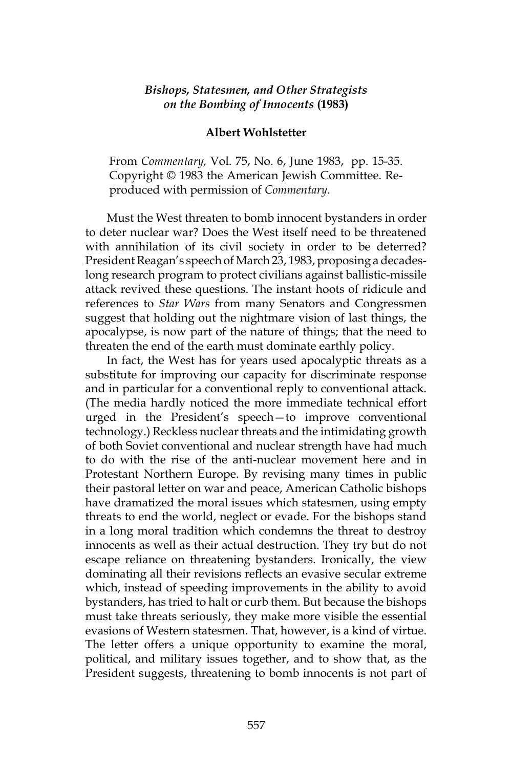## *Bishops, Statesmen, and Other Strategists on the Bombing of Innocents* (1983)

**Albert Wohlstetter**

From *Commentary,* Vol. 75, No. 6, June 1983, pp. 15-35. Copyright © 1983 the American Jewish Committee. Reproduced with permission of *Commentary*.

Must the West threaten to bomb innocent bystanders in order to deter nuclear war? Does the West itself need to be threatened with annihilation of its civil society in order to be deterred? President Reagan's speech of March 23, 1983, proposing a decades-long research program to protect civilians against ballistic-missile attack revived these questions. The instant hoots of ridicule and references to *Star Wars* from many Senators and Congressmen suggest that holding out the nightmare vision of last things, the apocalypse, is now part of the nature of things; that the need to threaten the end of the earth must dominate earthly policy.

In fact, the West has for years used apocalyptic threats as a substitute for improving our capacity for discriminate response and in particular for a conventional reply to conventional attack. (The media hardly noticed the more immediate technical effort urged in the President's speech—to improve conventional technology.) Reckless nuclear threats and the intimidating growth of both Soviet conventional and nuclear strength have had much to do with the rise of the anti-nuclear movement here and in Protestant Northern Europe. By revising many times in public their pastoral letter on war and peace, American Catholic bishops have dramatized the moral issues which statesmen, using empty threats to end the world, neglect or evade. For the bishops stand in a long moral tradition which condemns the threat to destroy innocents as well as their actual destruction. They try but do not escape reliance on threatening bystanders. Ironically, the view dominating all their revisions reflects an evasive secular extreme which, instead of speeding improvements in the ability to avoid bystanders, has tried to halt or curb them. But because the bishops must take threats seriously, they make more visible the essential evasions of Western statesmen. That, however, is a kind of virtue. The letter offers a unique opportunity to examine the moral, political, and military issues together, and to show that, as the President suggests, threatening to bomb innocents is not part of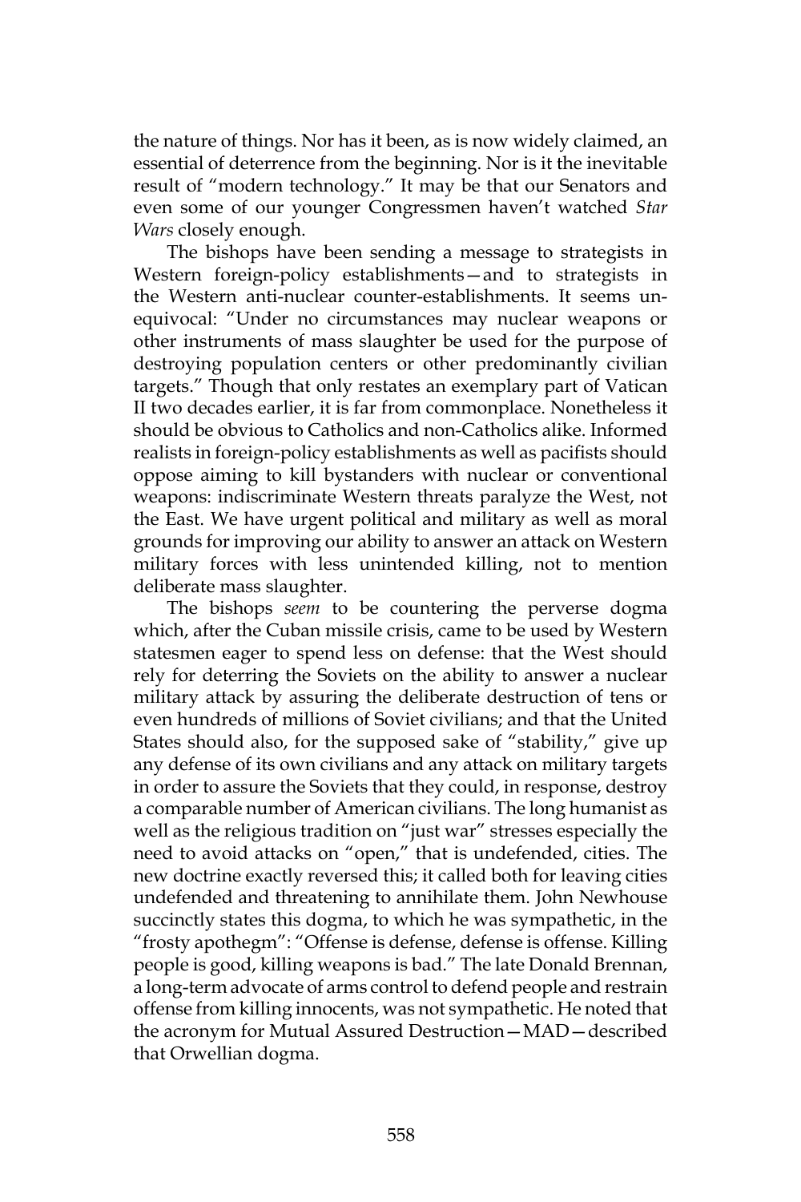the nature of things. Nor has it been, as is now widely claimed, an essential of deterrence from the beginning. Nor is it the inevitable result of "modern technology." It may be that our Senators and even some of our younger Congressmen haven't watched *Star Wars* closely enough.

The bishops have been sending a message to strategists in Western foreign-policy establishments—and to strategists in the Western anti-nuclear counter-establishments. It seems unequivocal: "Under no circumstances may nuclear weapons or other instruments of mass slaughter be used for the purpose of destroying population centers or other predominantly civilian targets." Though that only restates an exemplary part of Vatican II two decades earlier, it is far from commonplace. Nonetheless it should be obvious to Catholics and non-Catholics alike. Informed realists in foreign-policy establishments as well as pacifists should oppose aiming to kill bystanders with nuclear or conventional weapons: indiscriminate Western threats paralyze the West, not the East. We have urgent political and military as well as moral grounds for improving our ability to answer an attack on Western military forces with less unintended killing, not to mention deliberate mass slaughter.

The bishops *seem* to be countering the perverse dogma which, after the Cuban missile crisis, came to be used by Western statesmen eager to spend less on defense: that the West should rely for deterring the Soviets on the ability to answer a nuclear military attack by assuring the deliberate destruction of tens or even hundreds of millions of Soviet civilians; and that the United States should also, for the supposed sake of "stability," give up any defense of its own civilians and any attack on military targets in order to assure the Soviets that they could, in response, destroy a comparable number of American civilians. The long humanist as well as the religious tradition on "just war" stresses especially the need to avoid attacks on "open," that is undefended, cities. The new doctrine exactly reversed this; it called both for leaving cities undefended and threatening to annihilate them. John Newhouse succinctly states this dogma, to which he was sympathetic, in the "frosty apothegm": "Offense is defense, defense is offense. Killing people is good, killing weapons is bad." The late Donald Brennan, a long-term advocate of arms control to defend people and restrain offense from killing innocents, was not sympathetic. He noted that the acronym for Mutual Assured Destruction—MAD—described that Orwellian dogma.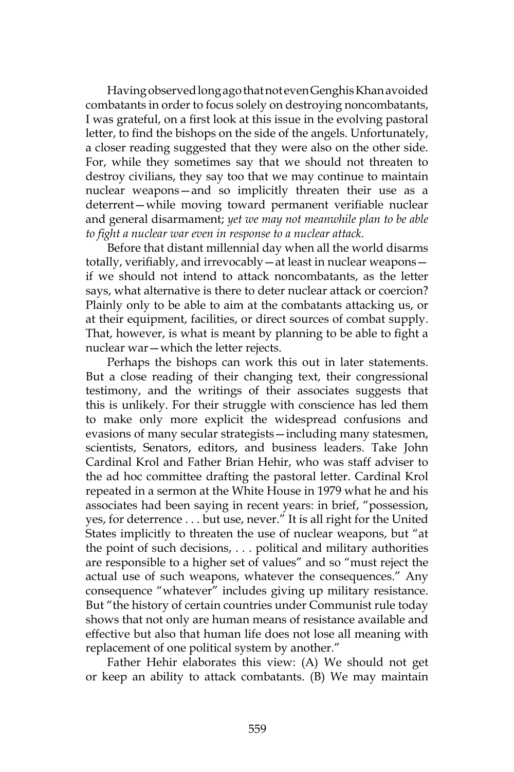Having observed long ago that not even Genghis Khan avoided combatants in order to focus solely on destroying noncombatants, I was grateful, on a first look at this issue in the evolving pastoral letter, to find the bishops on the side of the angels. Unfortunately, a closer reading suggested that they were also on the other side. For, while they sometimes say that we should not threaten to destroy civilians, they say too that we may continue to maintain nuclear weapons—and so implicitly threaten their use as a deterrent—while moving toward permanent verifiable nuclear and general disarmament; *yet we may not meanwhile plan to be able to fight a nuclear war even in response to a nuclear attack.*

Before that distant millennial day when all the world disarms totally, verifiably, and irrevocably—at least in nuclear weapons—if we should not intend to attack noncombatants, as the letter says, what alternative is there to deter nuclear attack or coercion? Plainly only to be able to aim at the combatants attacking us, or at their equipment, facilities, or direct sources of combat supply. That, however, is what is meant by planning to be able to fight a nuclear war—which the letter rejects.

Perhaps the bishops can work this out in later statements. But a close reading of their changing text, their congressional testimony, and the writings of their associates suggests that this is unlikely. For their struggle with conscience has led them to make only more explicit the widespread confusions and evasions of many secular strategists—including many statesmen, scientists, Senators, editors, and business leaders. Take John Cardinal Krol and Father Brian Hehir, who was staff adviser to the ad hoc committee drafting the pastoral letter. Cardinal Krol repeated in a sermon at the White House in 1979 what he and his associates had been saying in recent years: in brief, "possession, yes, for deterrence . . . but use, never." It is all right for the United States implicitly to threaten the use of nuclear weapons, but "at the point of such decisions, . . . political and military authorities are responsible to a higher set of values" and so "must reject the actual use of such weapons, whatever the consequences." Any consequence "whatever" includes giving up military resistance. But "the history of certain countries under Communist rule today shows that not only are human means of resistance available and effective but also that human life does not lose all meaning with replacement of one political system by another."

Father Hehir elaborates this view: (A) We should not get or keep an ability to attack combatants. (B) We may maintain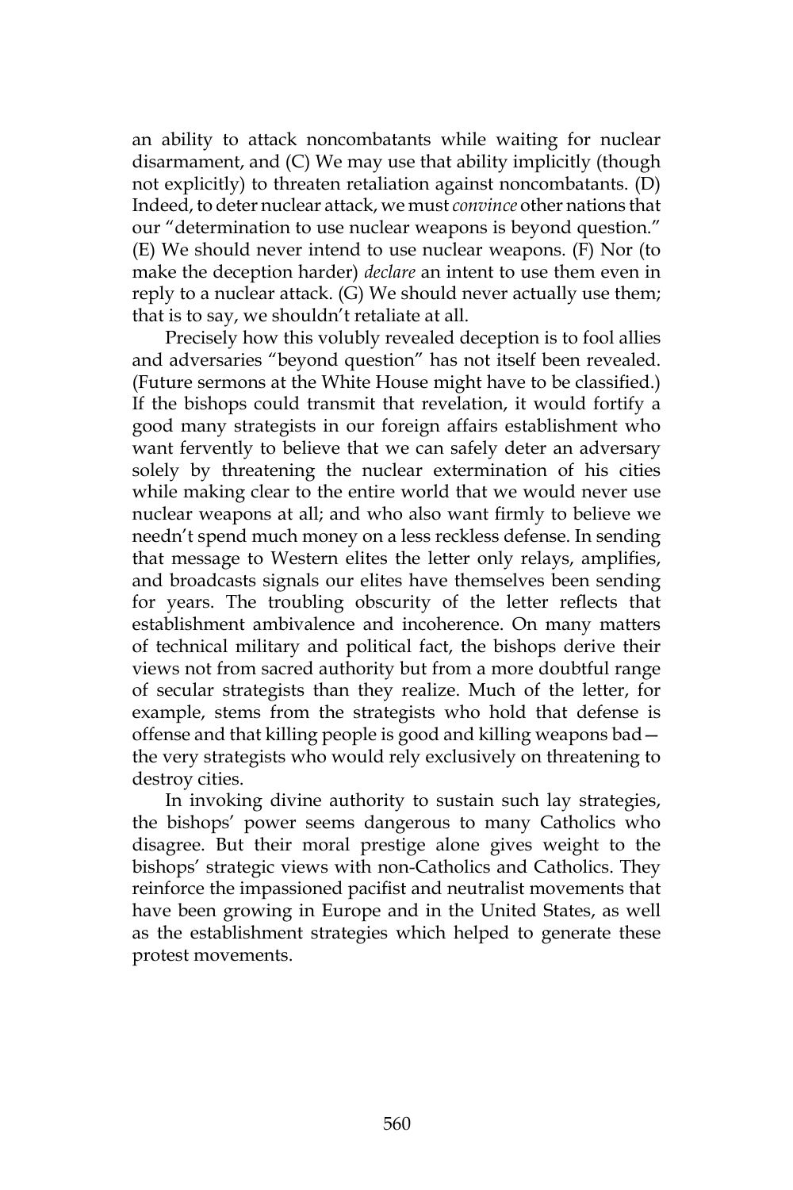an ability to attack noncombatants while waiting for nuclear disarmament, and (C) We may use that ability implicitly (though not explicitly) to threaten retaliation against noncombatants. (D) Indeed, to deter nuclear attack, we must *convince* other nations that our "determination to use nuclear weapons is beyond question." (E) We should never intend to use nuclear weapons. (F) Nor (to make the deception harder) *declare* an intent to use them even in reply to a nuclear attack. (G) We should never actually use them; that is to say, we shouldn't retaliate at all.

Precisely how this volubly revealed deception is to fool allies and adversaries "beyond question" has not itself been revealed. (Future sermons at the White House might have to be classified.) If the bishops could transmit that revelation, it would fortify a good many strategists in our foreign affairs establishment who want fervently to believe that we can safely deter an adversary solely by threatening the nuclear extermination of his cities while making clear to the entire world that we would never use nuclear weapons at all; and who also want firmly to believe we needn't spend much money on a less reckless defense. In sending that message to Western elites the letter only relays, amplifies, and broadcasts signals our elites have themselves been sending for years. The troubling obscurity of the letter reflects that establishment ambivalence and incoherence. On many matters of technical military and political fact, the bishops derive their views not from sacred authority but from a more doubtful range of secular strategists than they realize. Much of the letter, for example, stems from the strategists who hold that defense is offense and that killing people is good and killing weapons bad—the very strategists who would rely exclusively on threatening to destroy cities.

In invoking divine authority to sustain such lay strategies, the bishops' power seems dangerous to many Catholics who disagree. But their moral prestige alone gives weight to the bishops' strategic views with non-Catholics and Catholics. They reinforce the impassioned pacifist and neutralist movements that have been growing in Europe and in the United States, as well as the establishment strategies which helped to generate these protest movements.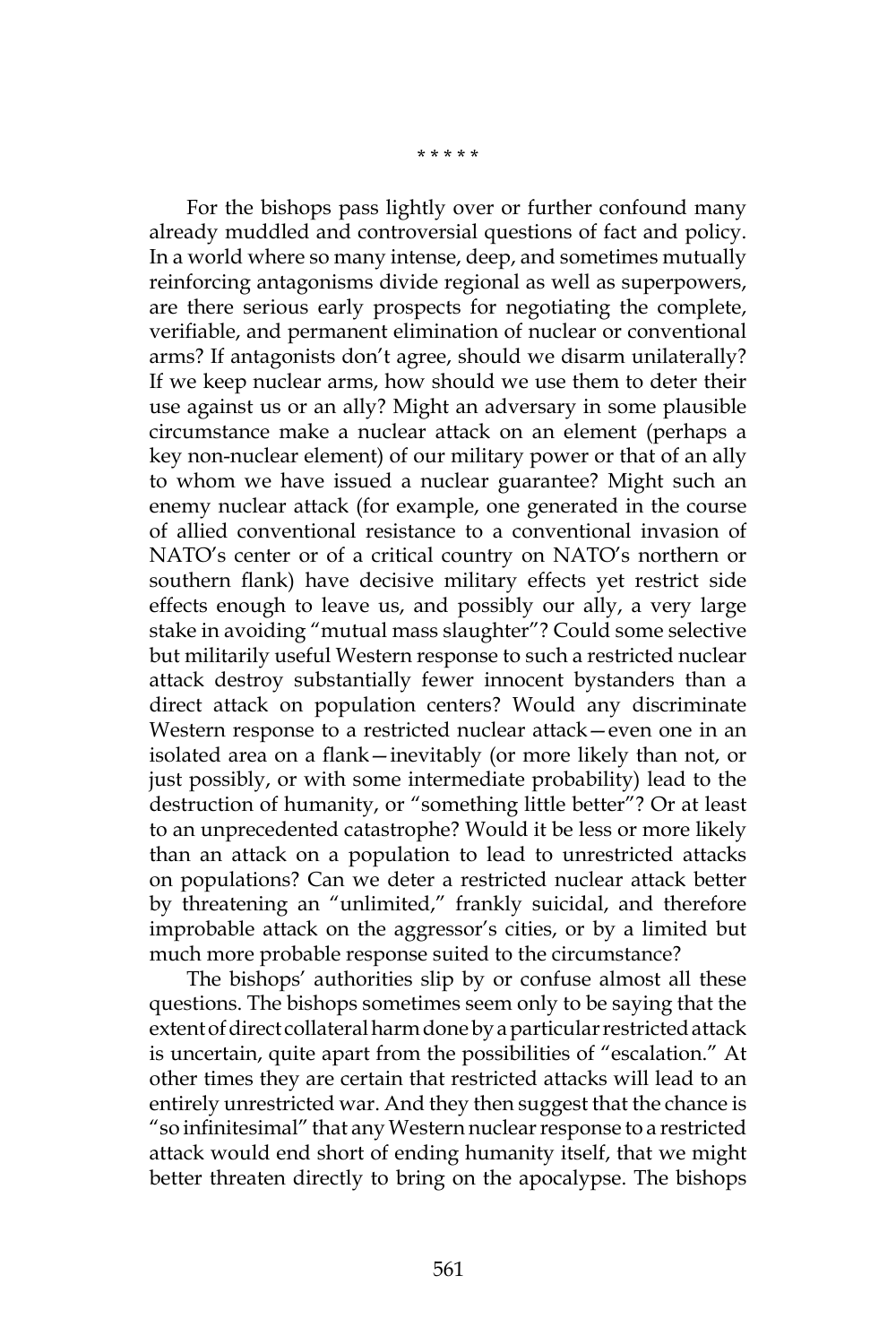\* \* \* \* \*

For the bishops pass lightly over or further confound many already muddled and controversial questions of fact and policy. In a world where so many intense, deep, and sometimes mutually reinforcing antagonisms divide regional as well as superpowers, are there serious early prospects for negotiating the complete, verifiable, and permanent elimination of nuclear or conventional arms? If antagonists don't agree, should we disarm unilaterally? If we keep nuclear arms, how should we use them to deter their use against us or an ally? Might an adversary in some plausible circumstance make a nuclear attack on an element (perhaps a key non-nuclear element) of our military power or that of an ally to whom we have issued a nuclear guarantee? Might such an enemy nuclear attack (for example, one generated in the course of allied conventional resistance to a conventional invasion of NATO's center or of a critical country on NATO's northern or southern flank) have decisive military effects yet restrict side effects enough to leave us, and possibly our ally, a very large stake in avoiding "mutual mass slaughter"? Could some selective but militarily useful Western response to such a restricted nuclear attack destroy substantially fewer innocent bystanders than a direct attack on population centers? Would any discriminate Western response to a restricted nuclear attack—even one in an isolated area on a flank—inevitably (or more likely than not, or just possibly, or with some intermediate probability) lead to the destruction of humanity, or "something little better"? Or at least to an unprecedented catastrophe? Would it be less or more likely than an attack on a population to lead to unrestricted attacks on populations? Can we deter a restricted nuclear attack better by threatening an "unlimited," frankly suicidal, and therefore improbable attack on the aggressor's cities, or by a limited but much more probable response suited to the circumstance?

The bishops' authorities slip by or confuse almost all these questions. The bishops sometimes seem only to be saying that the extent of direct collateral harm done by a particular restricted attack is uncertain, quite apart from the possibilities of "escalation." At other times they are certain that restricted attacks will lead to an entirely unrestricted war. And they then suggest that the chance is "so infinitesimal" that any Western nuclear response to a restricted attack would end short of ending humanity itself, that we might better threaten directly to bring on the apocalypse. The bishops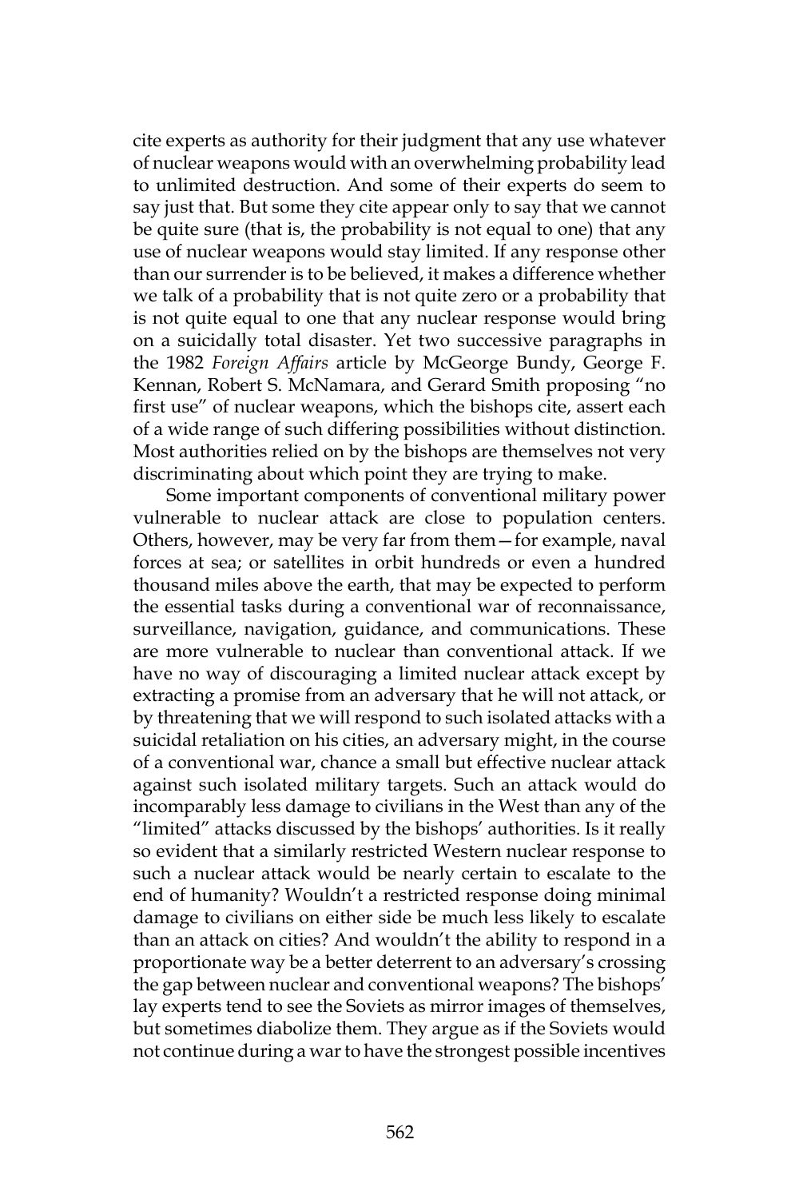cite experts as authority for their judgment that any use whatever of nuclear weapons would with an overwhelming probability lead to unlimited destruction. And some of their experts do seem to say just that. But some they cite appear only to say that we cannot be quite sure (that is, the probability is not equal to one) that any use of nuclear weapons would stay limited. If any response other than our surrender is to be believed, it makes a difference whether we talk of a probability that is not quite zero or a probability that is not quite equal to one that any nuclear response would bring on a suicidally total disaster. Yet two successive paragraphs in the 1982 *Foreign Affairs* article by McGeorge Bundy, George F. Kennan, Robert S. McNamara, and Gerard Smith proposing "no first use" of nuclear weapons, which the bishops cite, assert each of a wide range of such differing possibilities without distinction. Most authorities relied on by the bishops are themselves not very discriminating about which point they are trying to make.

Some important components of conventional military power vulnerable to nuclear attack are close to population centers. Others, however, may be very far from them—for example, naval forces at sea; or satellites in orbit hundreds or even a hundred thousand miles above the earth, that may be expected to perform the essential tasks during a conventional war of reconnaissance, surveillance, navigation, guidance, and communications. These are more vulnerable to nuclear than conventional attack. If we have no way of discouraging a limited nuclear attack except by extracting a promise from an adversary that he will not attack, or by threatening that we will respond to such isolated attacks with a suicidal retaliation on his cities, an adversary might, in the course of a conventional war, chance a small but effective nuclear attack against such isolated military targets. Such an attack would do incomparably less damage to civilians in the West than any of the "limited" attacks discussed by the bishops' authorities. Is it really so evident that a similarly restricted Western nuclear response to such a nuclear attack would be nearly certain to escalate to the end of humanity? Wouldn't a restricted response doing minimal damage to civilians on either side be much less likely to escalate than an attack on cities? And wouldn't the ability to respond in a proportionate way be a better deterrent to an adversary's crossing the gap between nuclear and conventional weapons? The bishops' lay experts tend to see the Soviets as mirror images of themselves, but sometimes diabolize them. They argue as if the Soviets would not continue during a war to have the strongest possible incentives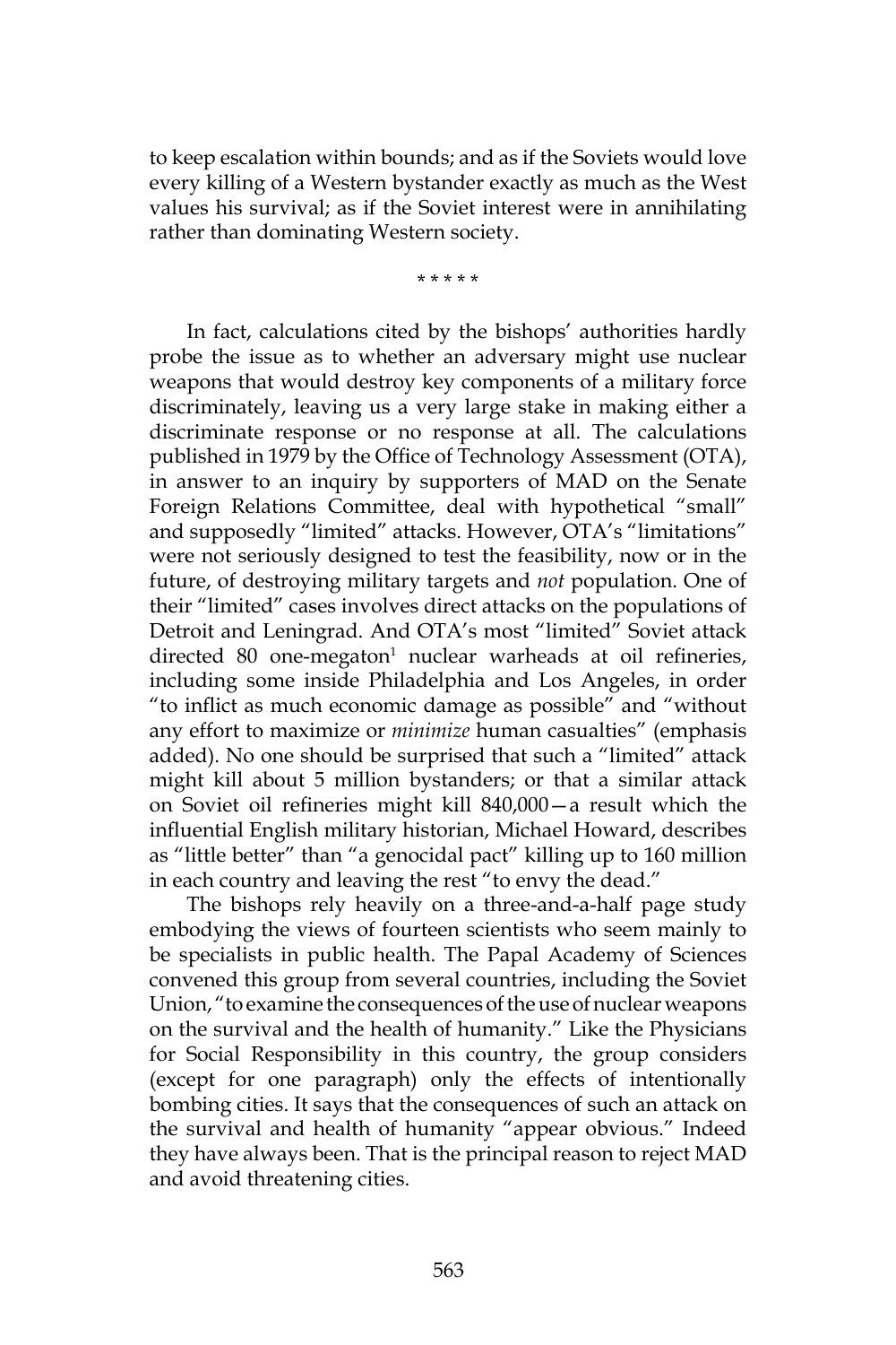to keep escalation within bounds; and as if the Soviets would love every killing of a Western bystander exactly as much as the West values his survival; as if the Soviet interest were in annihilating rather than dominating Western society.

\* \* \* \* \*

In fact, calculations cited by the bishops' authorities hardly probe the issue as to whether an adversary might use nuclear weapons that would destroy key components of a military force discriminately, leaving us a very large stake in making either a discriminate response or no response at all. The calculations published in 1979 by the Office of Technology Assessment (OTA), in answer to an inquiry by supporters of MAD on the Senate Foreign Relations Committee, deal with hypothetical "small" and supposedly "limited" attacks. However, OTA's "limitations" were not seriously designed to test the feasibility, now or in the future, of destroying military targets and *not* population. One of their "limited" cases involves direct attacks on the populations of Detroit and Leningrad. And OTA's most "limited" Soviet attack directed 80 one-megaton[1] nuclear warheads at oil refineries, including some inside Philadelphia and Los Angeles, in order "to inflict as much economic damage as possible" and "without any effort to maximize or *minimize* human casualties" (emphasis added). No one should be surprised that such a "limited" attack might kill about 5 million bystanders; or that a similar attack on Soviet oil refineries might kill 840,000—a result which the influential English military historian, Michael Howard, describes as "little better" than "a genocidal pact" killing up to 160 million in each country and leaving the rest "to envy the dead."

The bishops rely heavily on a three-and-a-half page study embodying the views of fourteen scientists who seem mainly to be specialists in public health. The Papal Academy of Sciences convened this group from several countries, including the Soviet Union, "to examine the consequences of the use of nuclear weapons on the survival and the health of humanity." Like the Physicians for Social Responsibility in this country, the group considers (except for one paragraph) only the effects of intentionally bombing cities. It says that the consequences of such an attack on the survival and health of humanity "appear obvious." Indeed they have always been. That is the principal reason to reject MAD and avoid threatening cities.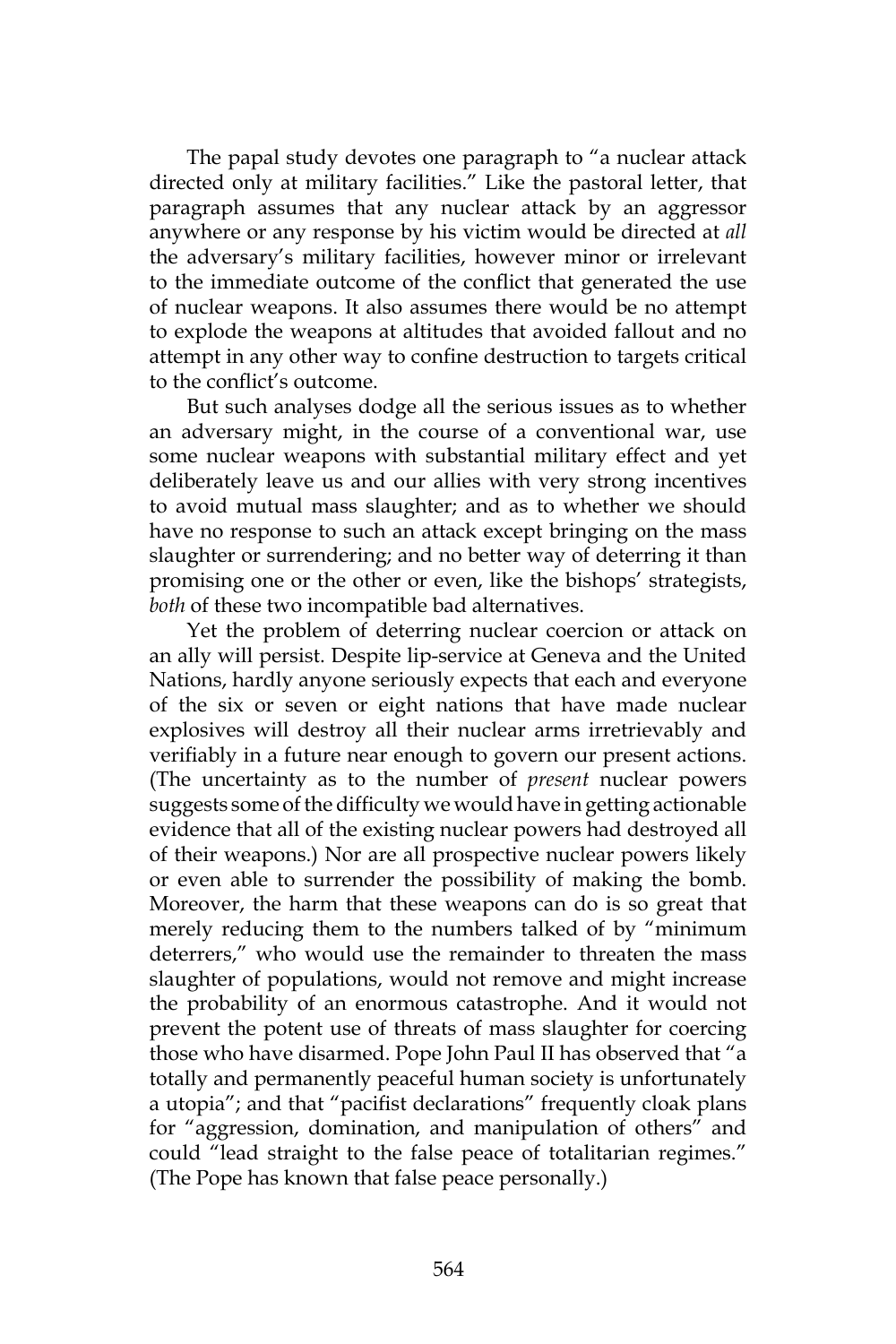The papal study devotes one paragraph to "a nuclear attack directed only at military facilities." Like the pastoral letter, that paragraph assumes that any nuclear attack by an aggressor anywhere or any response by his victim would be directed at *all* the adversary's military facilities, however minor or irrelevant to the immediate outcome of the conflict that generated the use of nuclear weapons. It also assumes there would be no attempt to explode the weapons at altitudes that avoided fallout and no attempt in any other way to confine destruction to targets critical to the conflict's outcome.

But such analyses dodge all the serious issues as to whether an adversary might, in the course of a conventional war, use some nuclear weapons with substantial military effect and yet deliberately leave us and our allies with very strong incentives to avoid mutual mass slaughter; and as to whether we should have no response to such an attack except bringing on the mass slaughter or surrendering; and no better way of deterring it than promising one or the other or even, like the bishops' strategists, *both* of these two incompatible bad alternatives.

Yet the problem of deterring nuclear coercion or attack on an ally will persist. Despite lip-service at Geneva and the United Nations, hardly anyone seriously expects that each and everyone of the six or seven or eight nations that have made nuclear explosives will destroy all their nuclear arms irretrievably and verifiably in a future near enough to govern our present actions. (The uncertainty as to the number of *present* nuclear powers suggests some of the difficulty we would have in getting actionable evidence that all of the existing nuclear powers had destroyed all of their weapons.) Nor are all prospective nuclear powers likely or even able to surrender the possibility of making the bomb. Moreover, the harm that these weapons can do is so great that merely reducing them to the numbers talked of by "minimum deterrers," who would use the remainder to threaten the mass slaughter of populations, would not remove and might increase the probability of an enormous catastrophe. And it would not prevent the potent use of threats of mass slaughter for coercing those who have disarmed. Pope John Paul II has observed that "a totally and permanently peaceful human society is unfortunately a utopia"; and that "pacifist declarations" frequently cloak plans for "aggression, domination, and manipulation of others" and could "lead straight to the false peace of totalitarian regimes." (The Pope has known that false peace personally.)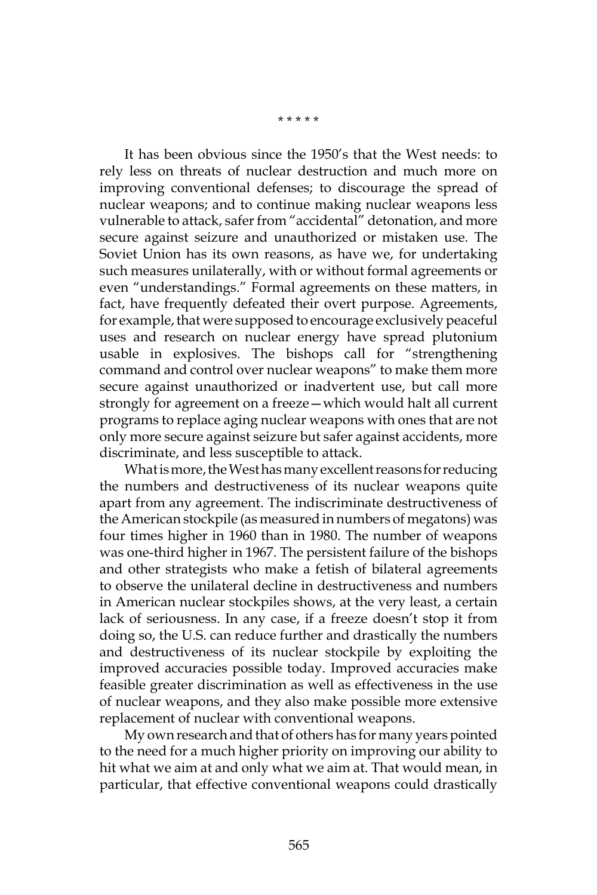\* \* \* \* \*

It has been obvious since the 1950's that the West needs: to rely less on threats of nuclear destruction and much more on improving conventional defenses; to discourage the spread of nuclear weapons; and to continue making nuclear weapons less vulnerable to attack, safer from "accidental" detonation, and more secure against seizure and unauthorized or mistaken use. The Soviet Union has its own reasons, as have we, for undertaking such measures unilaterally, with or without formal agreements or even "understandings." Formal agreements on these matters, in fact, have frequently defeated their overt purpose. Agreements, for example, that were supposed to encourage exclusively peaceful uses and research on nuclear energy have spread plutonium usable in explosives. The bishops call for "strengthening command and control over nuclear weapons" to make them more secure against unauthorized or inadvertent use, but call more strongly for agreement on a freeze—which would halt all current programs to replace aging nuclear weapons with ones that are not only more secure against seizure but safer against accidents, more discriminate, and less susceptible to attack.

What is more, the West has many excellent reasons for reducing the numbers and destructiveness of its nuclear weapons quite apart from any agreement. The indiscriminate destructiveness of the American stockpile (as measured in numbers of megatons) was four times higher in 1960 than in 1980. The number of weapons was one-third higher in 1967. The persistent failure of the bishops and other strategists who make a fetish of bilateral agreements to observe the unilateral decline in destructiveness and numbers in American nuclear stockpiles shows, at the very least, a certain lack of seriousness. In any case, if a freeze doesn't stop it from doing so, the U.S. can reduce further and drastically the numbers and destructiveness of its nuclear stockpile by exploiting the improved accuracies possible today. Improved accuracies make feasible greater discrimination as well as effectiveness in the use of nuclear weapons, and they also make possible more extensive replacement of nuclear with conventional weapons.

My own research and that of others has for many years pointed to the need for a much higher priority on improving our ability to hit what we aim at and only what we aim at. That would mean, in particular, that effective conventional weapons could drastically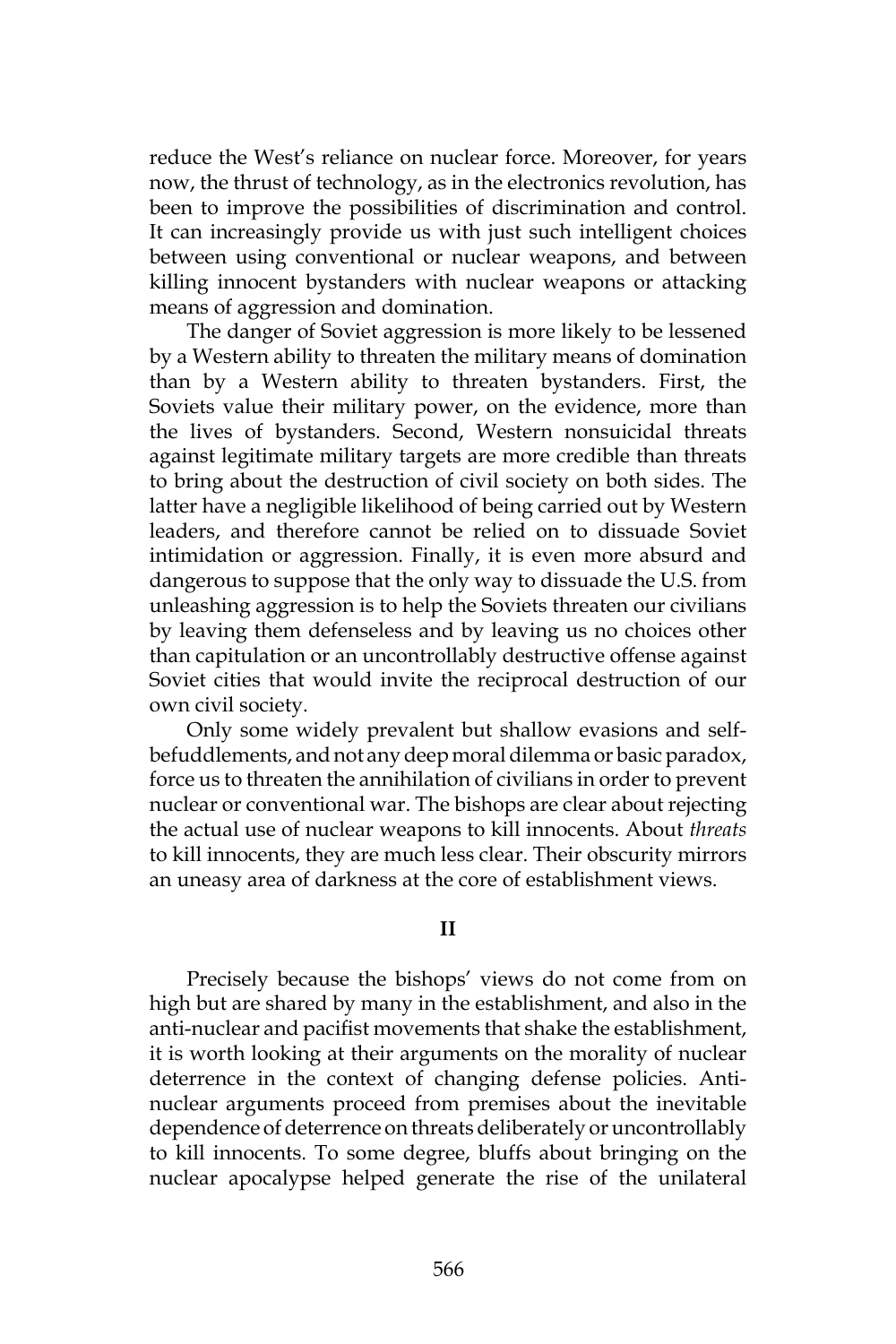reduce the West's reliance on nuclear force. Moreover, for years now, the thrust of technology, as in the electronics revolution, has been to improve the possibilities of discrimination and control. It can increasingly provide us with just such intelligent choices between using conventional or nuclear weapons, and between killing innocent bystanders with nuclear weapons or attacking means of aggression and domination.

The danger of Soviet aggression is more likely to be lessened by a Western ability to threaten the military means of domination than by a Western ability to threaten bystanders. First, the Soviets value their military power, on the evidence, more than the lives of bystanders. Second, Western nonsuicidal threats against legitimate military targets are more credible than threats to bring about the destruction of civil society on both sides. The latter have a negligible likelihood of being carried out by Western leaders, and therefore cannot be relied on to dissuade Soviet intimidation or aggression. Finally, it is even more absurd and dangerous to suppose that the only way to dissuade the U.S. from unleashing aggression is to help the Soviets threaten our civilians by leaving them defenseless and by leaving us no choices other than capitulation or an uncontrollably destructive offense against Soviet cities that would invite the reciprocal destruction of our own civil society.

Only some widely prevalent but shallow evasions and self-befuddlements, and not any deep moral dilemma or basic paradox, force us to threaten the annihilation of civilians in order to prevent nuclear or conventional war. The bishops are clear about rejecting the actual use of nuclear weapons to kill innocents. About *threats* to kill innocents, they are much less clear. Their obscurity mirrors an uneasy area of darkness at the core of establishment views.

## II

Precisely because the bishops' views do not come from on high but are shared by many in the establishment, and also in the anti-nuclear and pacifist movements that shake the establishment, it is worth looking at their arguments on the morality of nuclear deterrence in the context of changing defense policies. Anti-nuclear arguments proceed from premises about the inevitable dependence of deterrence on threats deliberately or uncontrollably to kill innocents. To some degree, bluffs about bringing on the nuclear apocalypse helped generate the rise of the unilateral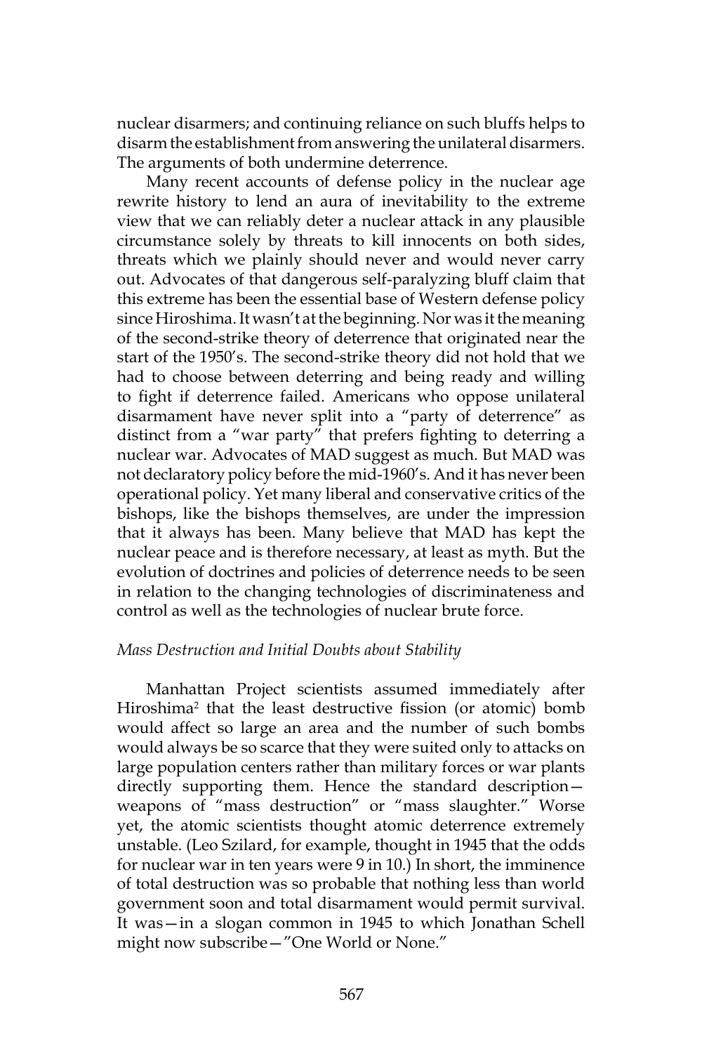nuclear disarmers; and continuing reliance on such bluffs helps to disarm the establishment from answering the unilateral disarmers. The arguments of both undermine deterrence.

Many recent accounts of defense policy in the nuclear age rewrite history to lend an aura of inevitability to the extreme view that we can reliably deter a nuclear attack in any plausible circumstance solely by threats to kill innocents on both sides, threats which we plainly should never and would never carry out. Advocates of that dangerous self-paralyzing bluff claim that this extreme has been the essential base of Western defense policy since Hiroshima. It wasn't at the beginning. Nor was it the meaning of the second-strike theory of deterrence that originated near the start of the 1950's. The second-strike theory did not hold that we had to choose between deterring and being ready and willing to fight if deterrence failed. Americans who oppose unilateral disarmament have never split into a "party of deterrence" as distinct from a "war party" that prefers fighting to deterring a nuclear war. Advocates of MAD suggest as much. But MAD was not declaratory policy before the mid-1960's. And it has never been operational policy. Yet many liberal and conservative critics of the bishops, like the bishops themselves, are under the impression that it always has been. Many believe that MAD has kept the nuclear peace and is therefore necessary, at least as myth. But the evolution of doctrines and policies of deterrence needs to be seen in relation to the changing technologies of discriminateness and control as well as the technologies of nuclear brute force.

*Mass Destruction and Initial Doubts about Stability*

Manhattan Project scientists assumed immediately after Hiroshima[2] that the least destructive fission (or atomic) bomb would affect so large an area and the number of such bombs would always be so scarce that they were suited only to attacks on large population centers rather than military forces or war plants directly supporting them. Hence the standard description—weapons of "mass destruction" or "mass slaughter." Worse yet, the atomic scientists thought atomic deterrence extremely unstable. (Leo Szilard, for example, thought in 1945 that the odds for nuclear war in ten years were 9 in 10.) In short, the imminence of total destruction was so probable that nothing less than world government soon and total disarmament would permit survival. It was—in a slogan common in 1945 to which Jonathan Schell might now subscribe—"One World or None."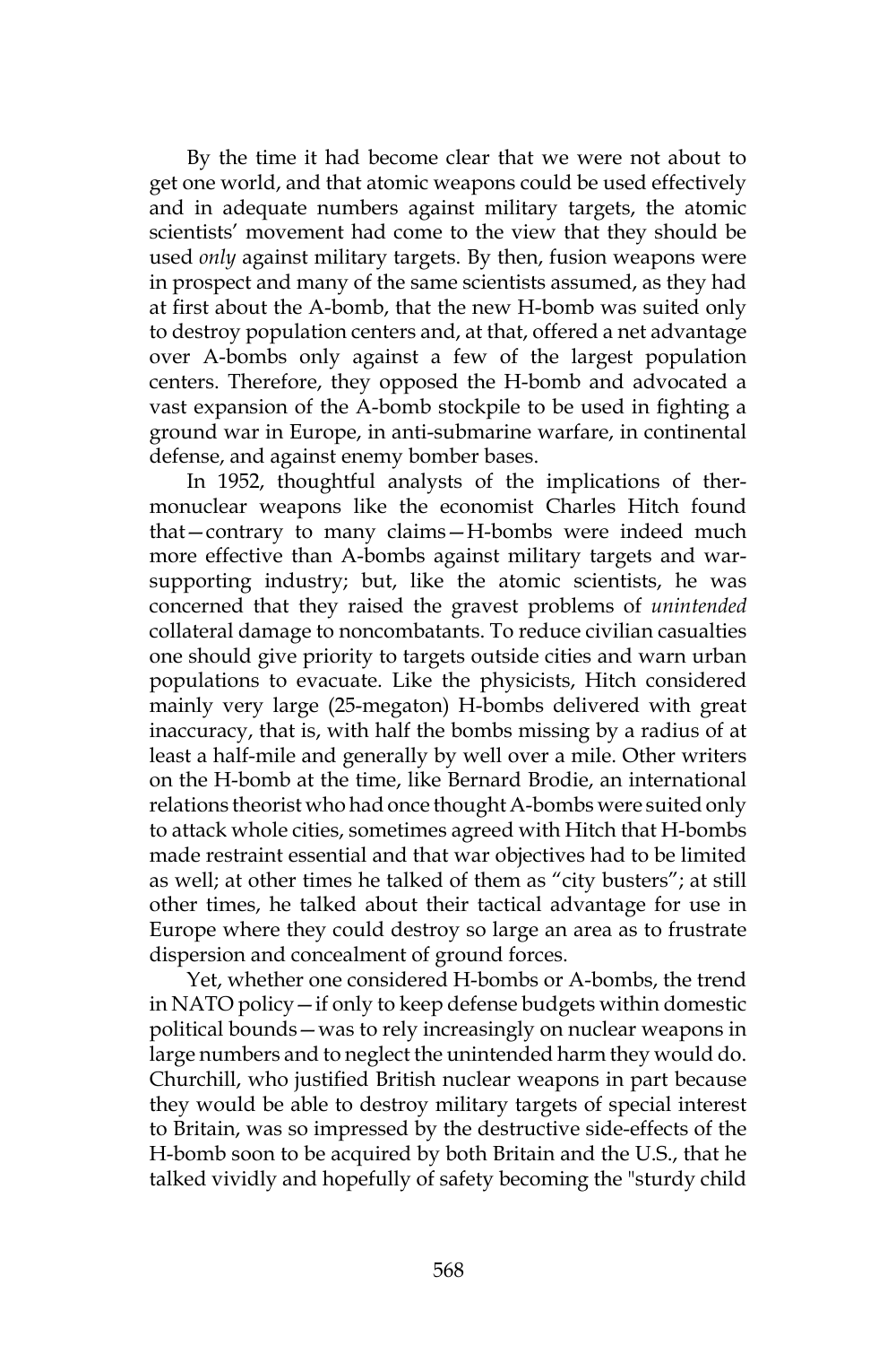By the time it had become clear that we were not about to get one world, and that atomic weapons could be used effectively and in adequate numbers against military targets, the atomic scientists' movement had come to the view that they should be used *only* against military targets. By then, fusion weapons were in prospect and many of the same scientists assumed, as they had at first about the A-bomb, that the new H-bomb was suited only to destroy population centers and, at that, offered a net advantage over A-bombs only against a few of the largest population centers. Therefore, they opposed the H-bomb and advocated a vast expansion of the A-bomb stockpile to be used in fighting a ground war in Europe, in anti-submarine warfare, in continental defense, and against enemy bomber bases.

In 1952, thoughtful analysts of the implications of thermonuclear weapons like the economist Charles Hitch found that—contrary to many claims—H-bombs were indeed much more effective than A-bombs against military targets and war-supporting industry; but, like the atomic scientists, he was concerned that they raised the gravest problems of *unintended* collateral damage to noncombatants. To reduce civilian casualties one should give priority to targets outside cities and warn urban populations to evacuate. Like the physicists, Hitch considered mainly very large (25-megaton) H-bombs delivered with great inaccuracy, that is, with half the bombs missing by a radius of at least a half-mile and generally by well over a mile. Other writers on the H-bomb at the time, like Bernard Brodie, an international relations theorist who had once thought A-bombs were suited only to attack whole cities, sometimes agreed with Hitch that H-bombs made restraint essential and that war objectives had to be limited as well; at other times he talked of them as "city busters"; at still other times, he talked about their tactical advantage for use in Europe where they could destroy so large an area as to frustrate dispersion and concealment of ground forces.

Yet, whether one considered H-bombs or A-bombs, the trend in NATO policy—if only to keep defense budgets within domestic political bounds—was to rely increasingly on nuclear weapons in large numbers and to neglect the unintended harm they would do. Churchill, who justified British nuclear weapons in part because they would be able to destroy military targets of special interest to Britain, was so impressed by the destructive side-effects of the H-bomb soon to be acquired by both Britain and the U.S., that he talked vividly and hopefully of safety becoming the "sturdy child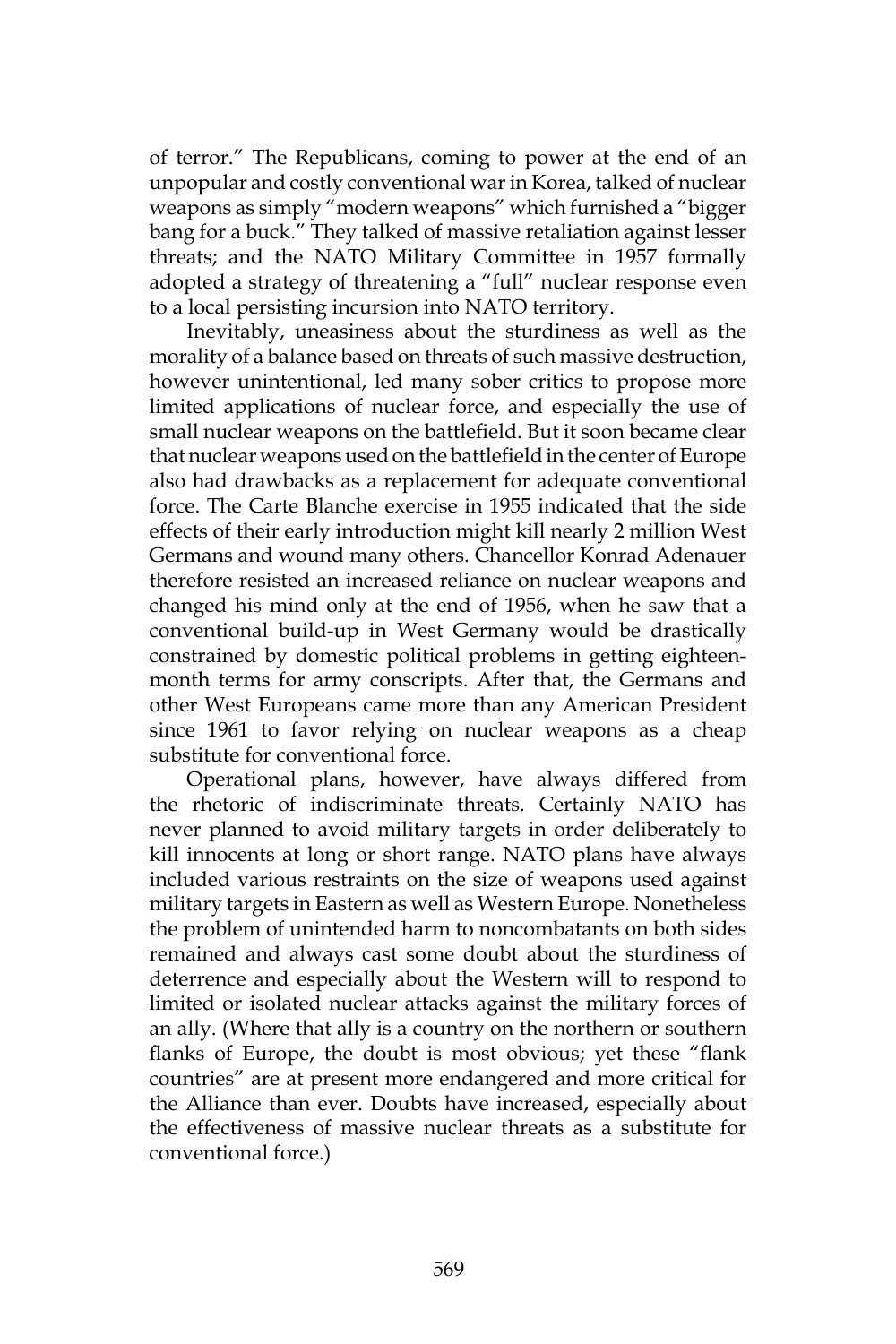of terror." The Republicans, coming to power at the end of an unpopular and costly conventional war in Korea, talked of nuclear weapons as simply "modern weapons" which furnished a "bigger bang for a buck." They talked of massive retaliation against lesser threats; and the NATO Military Committee in 1957 formally adopted a strategy of threatening a "full" nuclear response even to a local persisting incursion into NATO territory.

Inevitably, uneasiness about the sturdiness as well as the morality of a balance based on threats of such massive destruction, however unintentional, led many sober critics to propose more limited applications of nuclear force, and especially the use of small nuclear weapons on the battlefield. But it soon became clear that nuclear weapons used on the battlefield in the center of Europe also had drawbacks as a replacement for adequate conventional force. The Carte Blanche exercise in 1955 indicated that the side effects of their early introduction might kill nearly 2 million West Germans and wound many others. Chancellor Konrad Adenauer therefore resisted an increased reliance on nuclear weapons and changed his mind only at the end of 1956, when he saw that a conventional build-up in West Germany would be drastically constrained by domestic political problems in getting eighteen-month terms for army conscripts. After that, the Germans and other West Europeans came more than any American President since 1961 to favor relying on nuclear weapons as a cheap substitute for conventional force.

Operational plans, however, have always differed from the rhetoric of indiscriminate threats. Certainly NATO has never planned to avoid military targets in order deliberately to kill innocents at long or short range. NATO plans have always included various restraints on the size of weapons used against military targets in Eastern as well as Western Europe. Nonetheless the problem of unintended harm to noncombatants on both sides remained and always cast some doubt about the sturdiness of deterrence and especially about the Western will to respond to limited or isolated nuclear attacks against the military forces of an ally. (Where that ally is a country on the northern or southern flanks of Europe, the doubt is most obvious; yet these "flank countries" are at present more endangered and more critical for the Alliance than ever. Doubts have increased, especially about the effectiveness of massive nuclear threats as a substitute for conventional force.)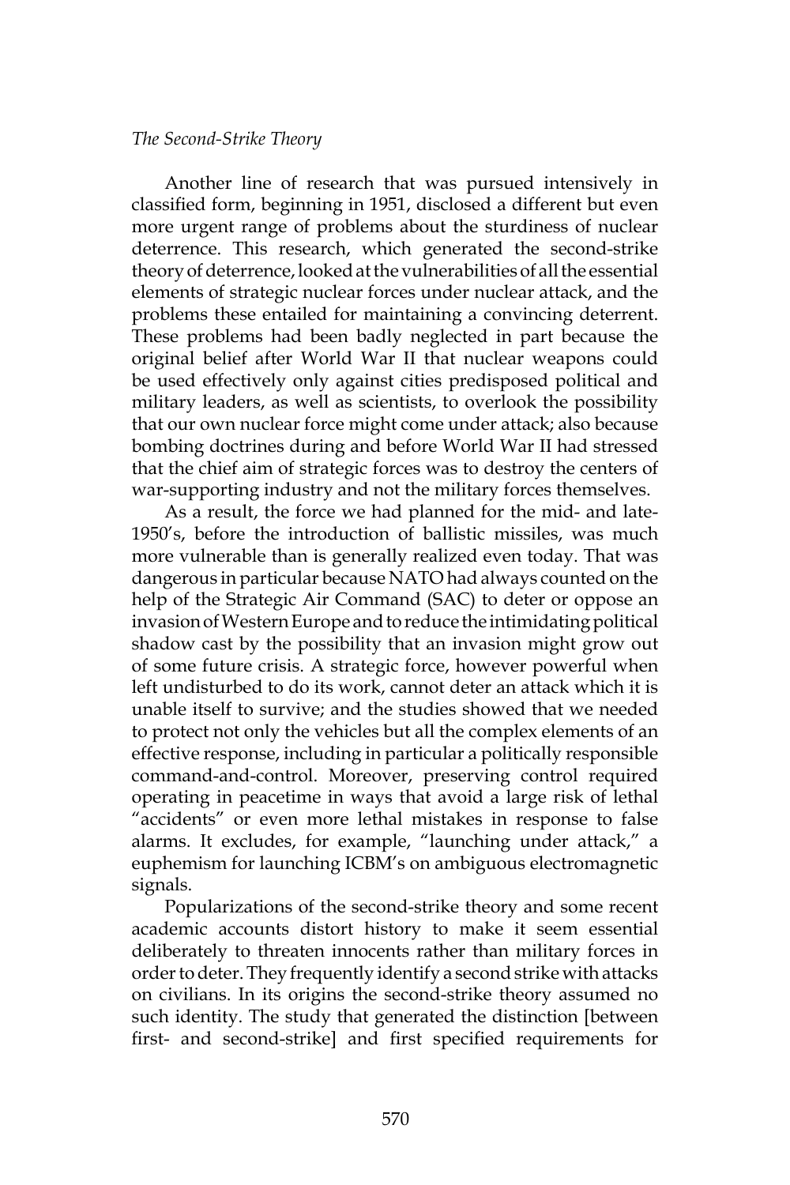*The Second-Strike Theory*

Another line of research that was pursued intensively in classified form, beginning in 1951, disclosed a different but even more urgent range of problems about the sturdiness of nuclear deterrence. This research, which generated the second-strike theory of deterrence, looked at the vulnerabilities of all the essential elements of strategic nuclear forces under nuclear attack, and the problems these entailed for maintaining a convincing deterrent. These problems had been badly neglected in part because the original belief after World War II that nuclear weapons could be used effectively only against cities predisposed political and military leaders, as well as scientists, to overlook the possibility that our own nuclear force might come under attack; also because bombing doctrines during and before World War II had stressed that the chief aim of strategic forces was to destroy the centers of war-supporting industry and not the military forces themselves.

As a result, the force we had planned for the mid- and late-1950's, before the introduction of ballistic missiles, was much more vulnerable than is generally realized even today. That was dangerous in particular because NATO had always counted on the help of the Strategic Air Command (SAC) to deter or oppose an invasion of Western Europe and to reduce the intimidating political shadow cast by the possibility that an invasion might grow out of some future crisis. A strategic force, however powerful when left undisturbed to do its work, cannot deter an attack which it is unable itself to survive; and the studies showed that we needed to protect not only the vehicles but all the complex elements of an effective response, including in particular a politically responsible command-and-control. Moreover, preserving control required operating in peacetime in ways that avoid a large risk of lethal "accidents" or even more lethal mistakes in response to false alarms. It excludes, for example, "launching under attack," a euphemism for launching ICBM's on ambiguous electromagnetic signals.

Popularizations of the second-strike theory and some recent academic accounts distort history to make it seem essential deliberately to threaten innocents rather than military forces in order to deter. They frequently identify a second strike with attacks on civilians. In its origins the second-strike theory assumed no such identity. The study that generated the distinction [between first- and second-strike] and first specified requirements for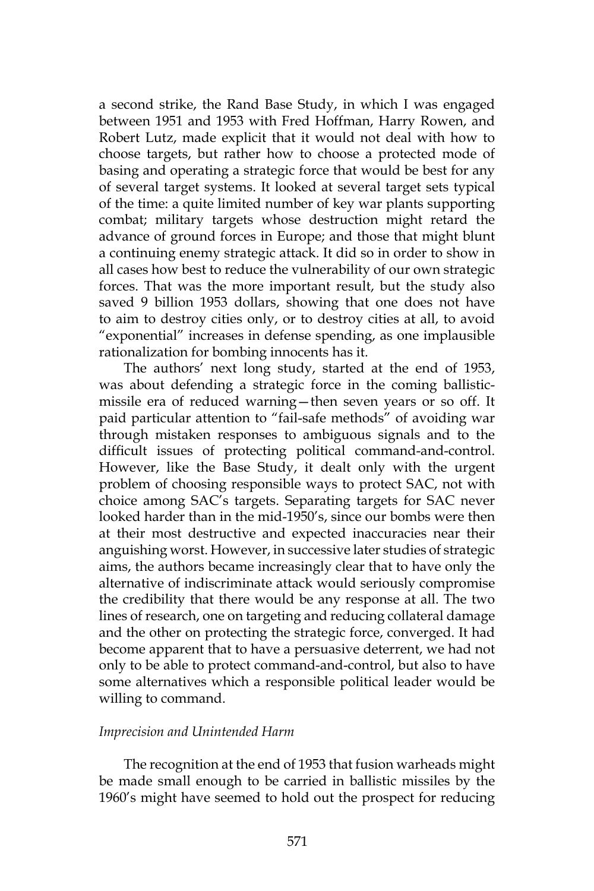a second strike, the Rand Base Study, in which I was engaged between 1951 and 1953 with Fred Hoffman, Harry Rowen, and Robert Lutz, made explicit that it would not deal with how to choose targets, but rather how to choose a protected mode of basing and operating a strategic force that would be best for any of several target systems. It looked at several target sets typical of the time: a quite limited number of key war plants supporting combat; military targets whose destruction might retard the advance of ground forces in Europe; and those that might blunt a continuing enemy strategic attack. It did so in order to show in all cases how best to reduce the vulnerability of our own strategic forces. That was the more important result, but the study also saved 9 billion 1953 dollars, showing that one does not have to aim to destroy cities only, or to destroy cities at all, to avoid "exponential" increases in defense spending, as one implausible rationalization for bombing innocents has it.

The authors' next long study, started at the end of 1953, was about defending a strategic force in the coming ballistic-missile era of reduced warning—then seven years or so off. It paid particular attention to "fail-safe methods" of avoiding war through mistaken responses to ambiguous signals and to the difficult issues of protecting political command-and-control. However, like the Base Study, it dealt only with the urgent problem of choosing responsible ways to protect SAC, not with choice among SAC's targets. Separating targets for SAC never looked harder than in the mid-1950's, since our bombs were then at their most destructive and expected inaccuracies near their anguishing worst. However, in successive later studies of strategic aims, the authors became increasingly clear that to have only the alternative of indiscriminate attack would seriously compromise the credibility that there would be any response at all. The two lines of research, one on targeting and reducing collateral damage and the other on protecting the strategic force, converged. It had become apparent that to have a persuasive deterrent, we had not only to be able to protect command-and-control, but also to have some alternatives which a responsible political leader would be willing to command.

*Imprecision and Unintended Harm*

The recognition at the end of 1953 that fusion warheads might be made small enough to be carried in ballistic missiles by the 1960's might have seemed to hold out the prospect for reducing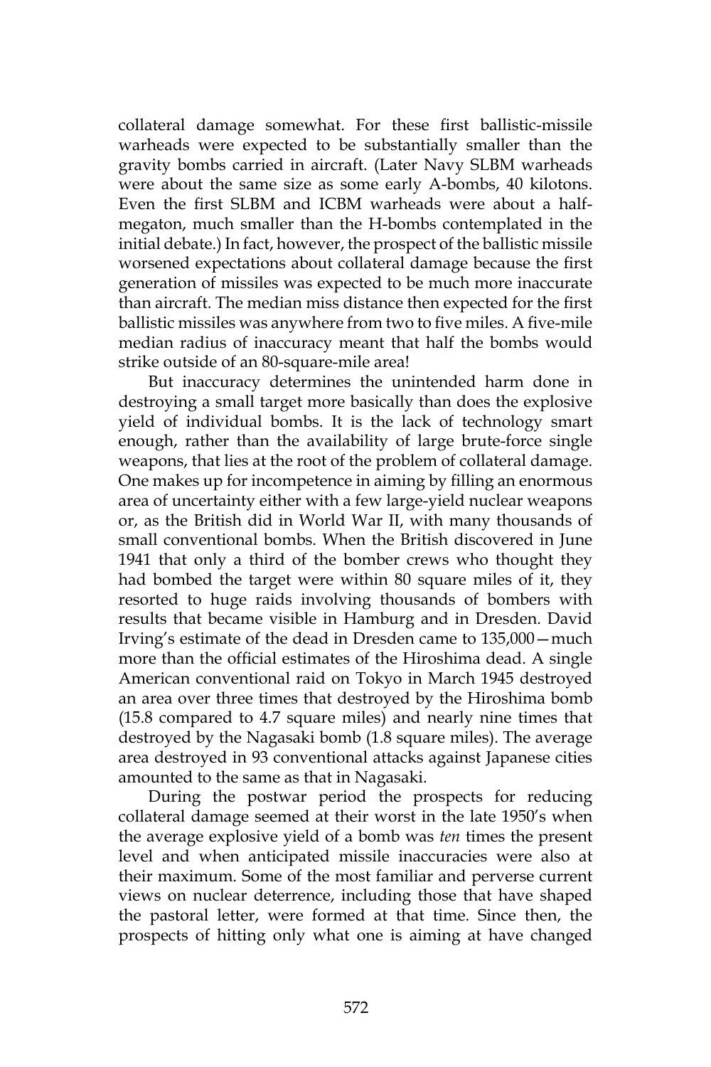collateral damage somewhat. For these first ballistic-missile warheads were expected to be substantially smaller than the gravity bombs carried in aircraft. (Later Navy SLBM warheads were about the same size as some early A-bombs, 40 kilotons. Even the first SLBM and ICBM warheads were about a half-megaton, much smaller than the H-bombs contemplated in the initial debate.) In fact, however, the prospect of the ballistic missile worsened expectations about collateral damage because the first generation of missiles was expected to be much more inaccurate than aircraft. The median miss distance then expected for the first ballistic missiles was anywhere from two to five miles. A five-mile median radius of inaccuracy meant that half the bombs would strike outside of an 80-square-mile area!

But inaccuracy determines the unintended harm done in destroying a small target more basically than does the explosive yield of individual bombs. It is the lack of technology smart enough, rather than the availability of large brute-force single weapons, that lies at the root of the problem of collateral damage. One makes up for incompetence in aiming by filling an enormous area of uncertainty either with a few large-yield nuclear weapons or, as the British did in World War II, with many thousands of small conventional bombs. When the British discovered in June 1941 that only a third of the bomber crews who thought they had bombed the target were within 80 square miles of it, they resorted to huge raids involving thousands of bombers with results that became visible in Hamburg and in Dresden. David Irving's estimate of the dead in Dresden came to 135,000—much more than the official estimates of the Hiroshima dead. A single American conventional raid on Tokyo in March 1945 destroyed an area over three times that destroyed by the Hiroshima bomb (15.8 compared to 4.7 square miles) and nearly nine times that destroyed by the Nagasaki bomb (1.8 square miles). The average area destroyed in 93 conventional attacks against Japanese cities amounted to the same as that in Nagasaki.

During the postwar period the prospects for reducing collateral damage seemed at their worst in the late 1950's when the average explosive yield of a bomb was *ten* times the present level and when anticipated missile inaccuracies were also at their maximum. Some of the most familiar and perverse current views on nuclear deterrence, including those that have shaped the pastoral letter, were formed at that time. Since then, the prospects of hitting only what one is aiming at have changed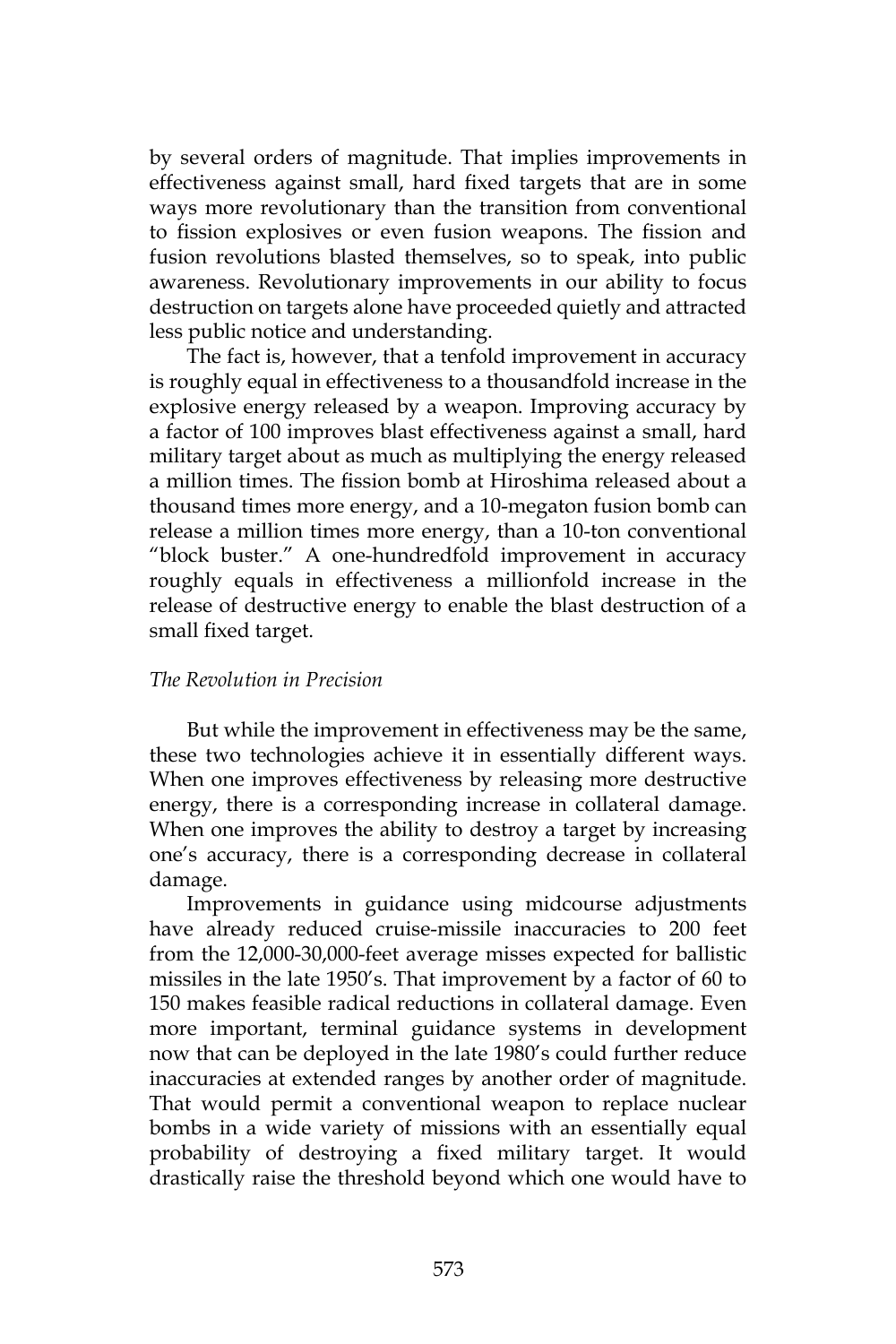by several orders of magnitude. That implies improvements in effectiveness against small, hard fixed targets that are in some ways more revolutionary than the transition from conventional to fission explosives or even fusion weapons. The fission and fusion revolutions blasted themselves, so to speak, into public awareness. Revolutionary improvements in our ability to focus destruction on targets alone have proceeded quietly and attracted less public notice and understanding.

The fact is, however, that a tenfold improvement in accuracy is roughly equal in effectiveness to a thousandfold increase in the explosive energy released by a weapon. Improving accuracy by a factor of 100 improves blast effectiveness against a small, hard military target about as much as multiplying the energy released a million times. The fission bomb at Hiroshima released about a thousand times more energy, and a 10-megaton fusion bomb can release a million times more energy, than a 10-ton conventional "block buster." A one-hundredfold improvement in accuracy roughly equals in effectiveness a millionfold increase in the release of destructive energy to enable the blast destruction of a small fixed target.

*The Revolution in Precision*

But while the improvement in effectiveness may be the same, these two technologies achieve it in essentially different ways. When one improves effectiveness by releasing more destructive energy, there is a corresponding increase in collateral damage. When one improves the ability to destroy a target by increasing one's accuracy, there is a corresponding decrease in collateral damage.

Improvements in guidance using midcourse adjustments have already reduced cruise-missile inaccuracies to 200 feet from the 12,000-30,000-feet average misses expected for ballistic missiles in the late 1950's. That improvement by a factor of 60 to 150 makes feasible radical reductions in collateral damage. Even more important, terminal guidance systems in development now that can be deployed in the late 1980's could further reduce inaccuracies at extended ranges by another order of magnitude. That would permit a conventional weapon to replace nuclear bombs in a wide variety of missions with an essentially equal probability of destroying a fixed military target. It would drastically raise the threshold beyond which one would have to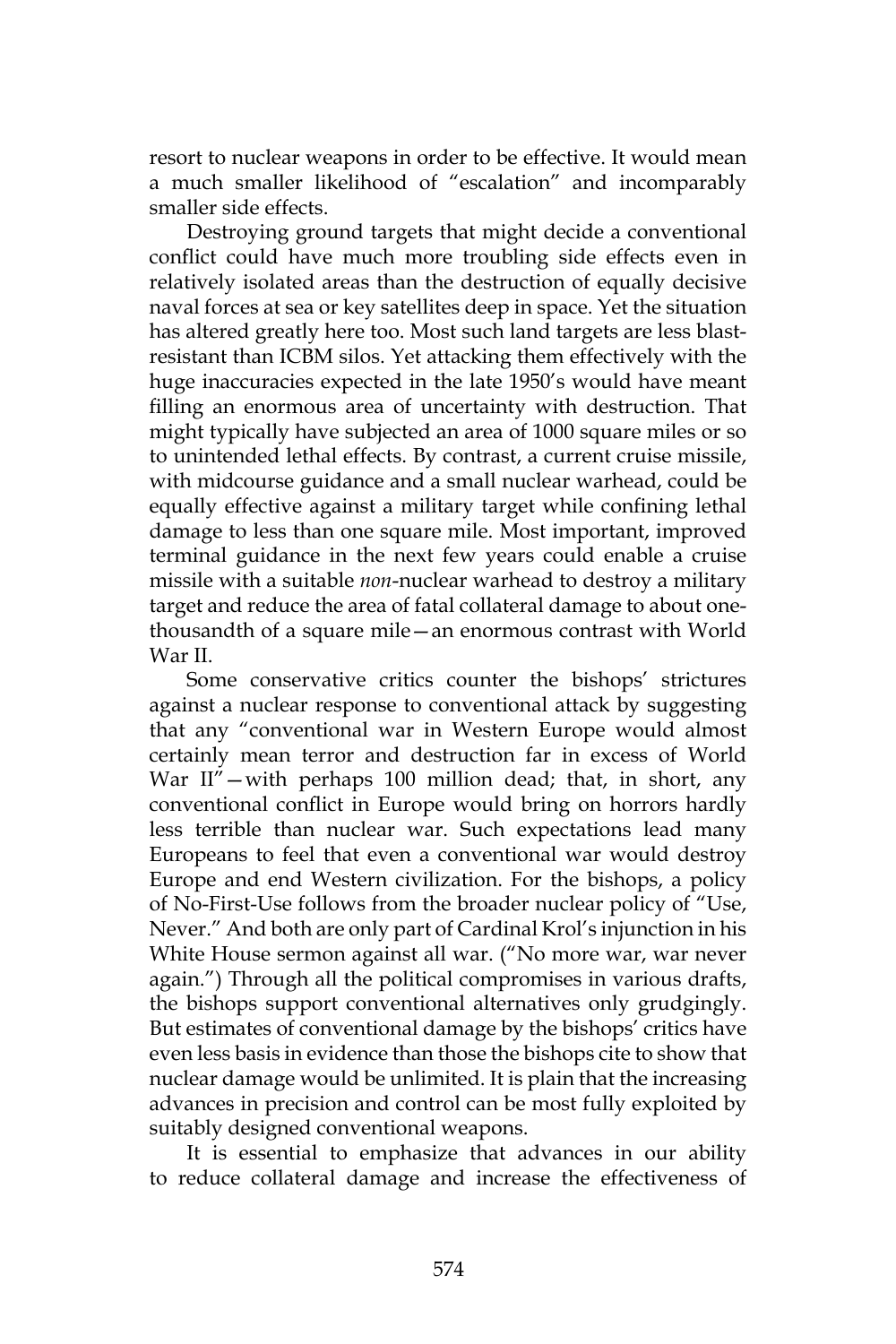resort to nuclear weapons in order to be effective. It would mean a much smaller likelihood of "escalation" and incomparably smaller side effects.

Destroying ground targets that might decide a conventional conflict could have much more troubling side effects even in relatively isolated areas than the destruction of equally decisive naval forces at sea or key satellites deep in space. Yet the situation has altered greatly here too. Most such land targets are less blast-resistant than ICBM silos. Yet attacking them effectively with the huge inaccuracies expected in the late 1950's would have meant filling an enormous area of uncertainty with destruction. That might typically have subjected an area of 1000 square miles or so to unintended lethal effects. By contrast, a current cruise missile, with midcourse guidance and a small nuclear warhead, could be equally effective against a military target while confining lethal damage to less than one square mile. Most important, improved terminal guidance in the next few years could enable a cruise missile with a suitable *non*-nuclear warhead to destroy a military target and reduce the area of fatal collateral damage to about one-thousandth of a square mile—an enormous contrast with World War II.

Some conservative critics counter the bishops' strictures against a nuclear response to conventional attack by suggesting that any "conventional war in Western Europe would almost certainly mean terror and destruction far in excess of World War II"—with perhaps 100 million dead; that, in short, any conventional conflict in Europe would bring on horrors hardly less terrible than nuclear war. Such expectations lead many Europeans to feel that even a conventional war would destroy Europe and end Western civilization. For the bishops, a policy of No-First-Use follows from the broader nuclear policy of "Use, Never." And both are only part of Cardinal Krol's injunction in his White House sermon against all war. ("No more war, war never again.") Through all the political compromises in various drafts, the bishops support conventional alternatives only grudgingly. But estimates of conventional damage by the bishops' critics have even less basis in evidence than those the bishops cite to show that nuclear damage would be unlimited. It is plain that the increasing advances in precision and control can be most fully exploited by suitably designed conventional weapons.

It is essential to emphasize that advances in our ability to reduce collateral damage and increase the effectiveness of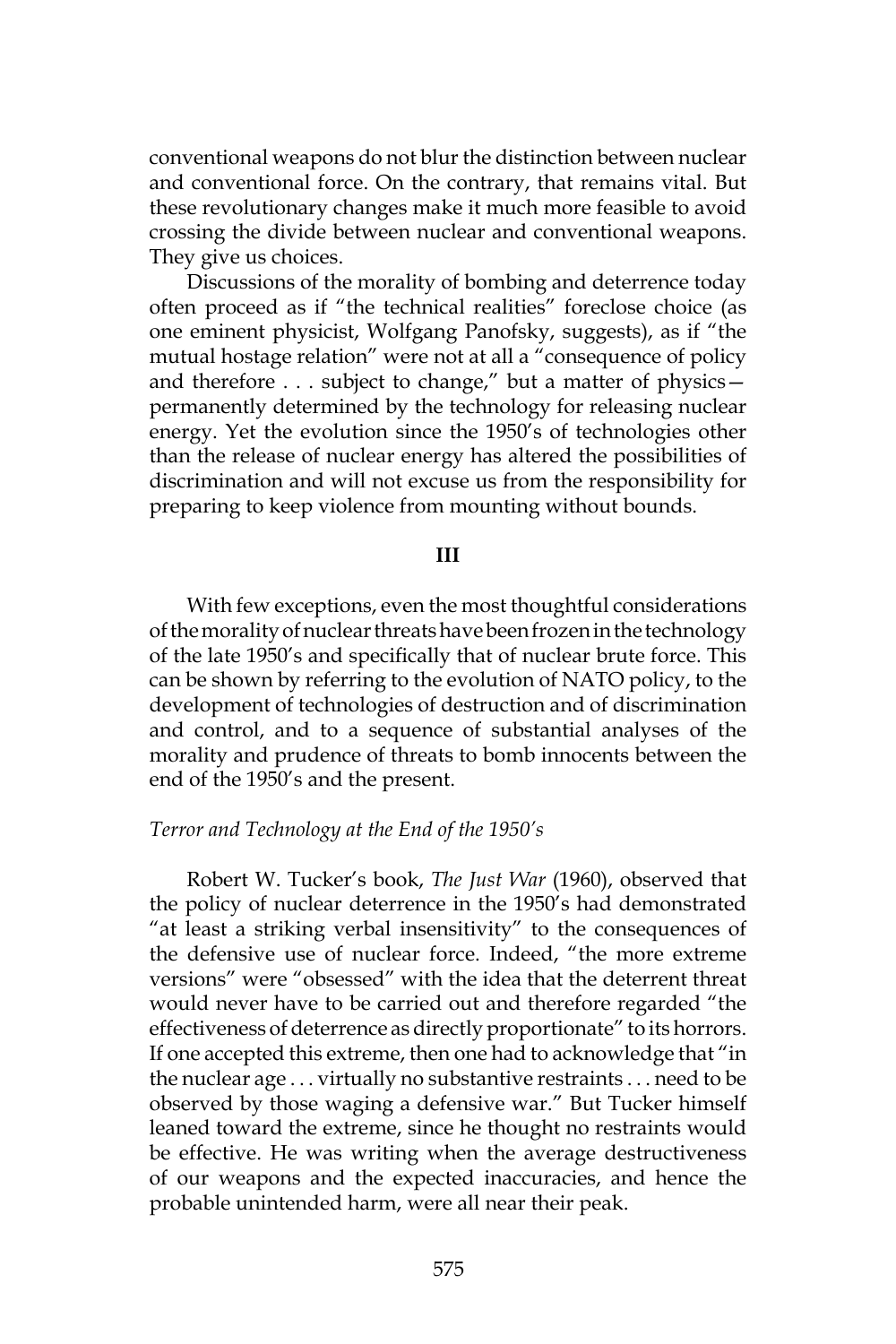conventional weapons do not blur the distinction between nuclear and conventional force. On the contrary, that remains vital. But these revolutionary changes make it much more feasible to avoid crossing the divide between nuclear and conventional weapons. They give us choices.

Discussions of the morality of bombing and deterrence today often proceed as if "the technical realities" foreclose choice (as one eminent physicist, Wolfgang Panofsky, suggests), as if "the mutual hostage relation" were not at all a "consequence of policy and therefore . . . subject to change," but a matter of physics—permanently determined by the technology for releasing nuclear energy. Yet the evolution since the 1950's of technologies other than the release of nuclear energy has altered the possibilities of discrimination and will not excuse us from the responsibility for preparing to keep violence from mounting without bounds.

## III

With few exceptions, even the most thoughtful considerations of the morality of nuclear threats have been frozen in the technology of the late 1950's and specifically that of nuclear brute force. This can be shown by referring to the evolution of NATO policy, to the development of technologies of destruction and of discrimination and control, and to a sequence of substantial analyses of the morality and prudence of threats to bomb innocents between the end of the 1950's and the present.

### *Terror and Technology at the End of the 1950's*

Robert W. Tucker's book, *The Just War* (1960), observed that the policy of nuclear deterrence in the 1950's had demonstrated "at least a striking verbal insensitivity" to the consequences of the defensive use of nuclear force. Indeed, "the more extreme versions" were "obsessed" with the idea that the deterrent threat would never have to be carried out and therefore regarded "the effectiveness of deterrence as directly proportionate" to its horrors. If one accepted this extreme, then one had to acknowledge that "in the nuclear age . . . virtually no substantive restraints . . . need to be observed by those waging a defensive war." But Tucker himself leaned toward the extreme, since he thought no restraints would be effective. He was writing when the average destructiveness of our weapons and the expected inaccuracies, and hence the probable unintended harm, were all near their peak.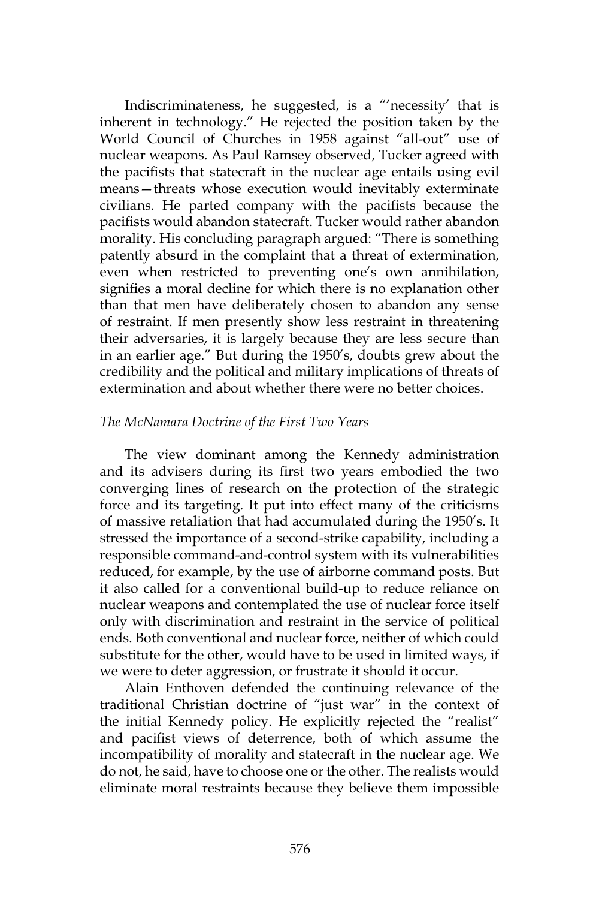Indiscriminateness, he suggested, is a "'necessity' that is inherent in technology." He rejected the position taken by the World Council of Churches in 1958 against "all-out" use of nuclear weapons. As Paul Ramsey observed, Tucker agreed with the pacifists that statecraft in the nuclear age entails using evil means—threats whose execution would inevitably exterminate civilians. He parted company with the pacifists because the pacifists would abandon statecraft. Tucker would rather abandon morality. His concluding paragraph argued: "There is something patently absurd in the complaint that a threat of extermination, even when restricted to preventing one's own annihilation, signifies a moral decline for which there is no explanation other than that men have deliberately chosen to abandon any sense of restraint. If men presently show less restraint in threatening their adversaries, it is largely because they are less secure than in an earlier age." But during the 1950's, doubts grew about the credibility and the political and military implications of threats of extermination and about whether there were no better choices.

*The McNamara Doctrine of the First Two Years*

The view dominant among the Kennedy administration and its advisers during its first two years embodied the two converging lines of research on the protection of the strategic force and its targeting. It put into effect many of the criticisms of massive retaliation that had accumulated during the 1950's. It stressed the importance of a second-strike capability, including a responsible command-and-control system with its vulnerabilities reduced, for example, by the use of airborne command posts. But it also called for a conventional build-up to reduce reliance on nuclear weapons and contemplated the use of nuclear force itself only with discrimination and restraint in the service of political ends. Both conventional and nuclear force, neither of which could substitute for the other, would have to be used in limited ways, if we were to deter aggression, or frustrate it should it occur.

Alain Enthoven defended the continuing relevance of the traditional Christian doctrine of "just war" in the context of the initial Kennedy policy. He explicitly rejected the "realist" and pacifist views of deterrence, both of which assume the incompatibility of morality and statecraft in the nuclear age. We do not, he said, have to choose one or the other. The realists would eliminate moral restraints because they believe them impossible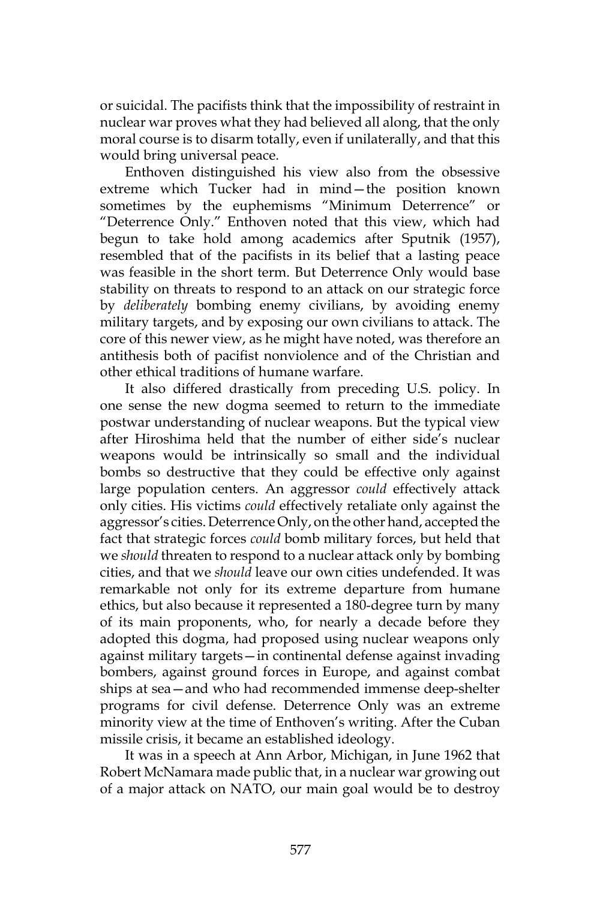or suicidal. The pacifists think that the impossibility of restraint in nuclear war proves what they had believed all along, that the only moral course is to disarm totally, even if unilaterally, and that this would bring universal peace.

Enthoven distinguished his view also from the obsessive extreme which Tucker had in mind—the position known sometimes by the euphemisms "Minimum Deterrence" or "Deterrence Only." Enthoven noted that this view, which had begun to take hold among academics after Sputnik (1957), resembled that of the pacifists in its belief that a lasting peace was feasible in the short term. But Deterrence Only would base stability on threats to respond to an attack on our strategic force by *deliberately* bombing enemy civilians, by avoiding enemy military targets, and by exposing our own civilians to attack. The core of this newer view, as he might have noted, was therefore an antithesis both of pacifist nonviolence and of the Christian and other ethical traditions of humane warfare.

It also differed drastically from preceding U.S. policy. In one sense the new dogma seemed to return to the immediate postwar understanding of nuclear weapons. But the typical view after Hiroshima held that the number of either side's nuclear weapons would be intrinsically so small and the individual bombs so destructive that they could be effective only against large population centers. An aggressor *could* effectively attack only cities. His victims *could* effectively retaliate only against the aggressor's cities. Deterrence Only, on the other hand, accepted the fact that strategic forces *could* bomb military forces, but held that we *should* threaten to respond to a nuclear attack only by bombing cities, and that we *should* leave our own cities undefended. It was remarkable not only for its extreme departure from humane ethics, but also because it represented a 180-degree turn by many of its main proponents, who, for nearly a decade before they adopted this dogma, had proposed using nuclear weapons only against military targets—in continental defense against invading bombers, against ground forces in Europe, and against combat ships at sea—and who had recommended immense deep-shelter programs for civil defense. Deterrence Only was an extreme minority view at the time of Enthoven's writing. After the Cuban missile crisis, it became an established ideology.

It was in a speech at Ann Arbor, Michigan, in June 1962 that Robert McNamara made public that, in a nuclear war growing out of a major attack on NATO, our main goal would be to destroy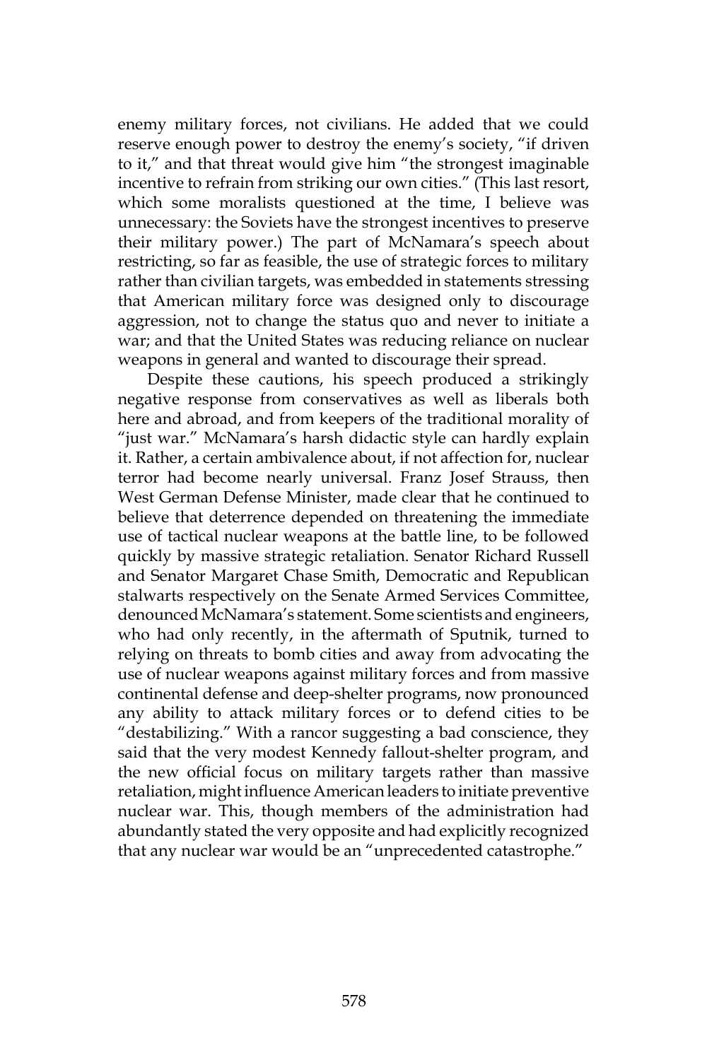enemy military forces, not civilians. He added that we could reserve enough power to destroy the enemy's society, "if driven to it," and that threat would give him "the strongest imaginable incentive to refrain from striking our own cities." (This last resort, which some moralists questioned at the time, I believe was unnecessary: the Soviets have the strongest incentives to preserve their military power.) The part of McNamara's speech about restricting, so far as feasible, the use of strategic forces to military rather than civilian targets, was embedded in statements stressing that American military force was designed only to discourage aggression, not to change the status quo and never to initiate a war; and that the United States was reducing reliance on nuclear weapons in general and wanted to discourage their spread.

Despite these cautions, his speech produced a strikingly negative response from conservatives as well as liberals both here and abroad, and from keepers of the traditional morality of "just war." McNamara's harsh didactic style can hardly explain it. Rather, a certain ambivalence about, if not affection for, nuclear terror had become nearly universal. Franz Josef Strauss, then West German Defense Minister, made clear that he continued to believe that deterrence depended on threatening the immediate use of tactical nuclear weapons at the battle line, to be followed quickly by massive strategic retaliation. Senator Richard Russell and Senator Margaret Chase Smith, Democratic and Republican stalwarts respectively on the Senate Armed Services Committee, denounced McNamara's statement. Some scientists and engineers, who had only recently, in the aftermath of Sputnik, turned to relying on threats to bomb cities and away from advocating the use of nuclear weapons against military forces and from massive continental defense and deep-shelter programs, now pronounced any ability to attack military forces or to defend cities to be "destabilizing." With a rancor suggesting a bad conscience, they said that the very modest Kennedy fallout-shelter program, and the new official focus on military targets rather than massive retaliation, might influence American leaders to initiate preventive nuclear war. This, though members of the administration had abundantly stated the very opposite and had explicitly recognized that any nuclear war would be an "unprecedented catastrophe."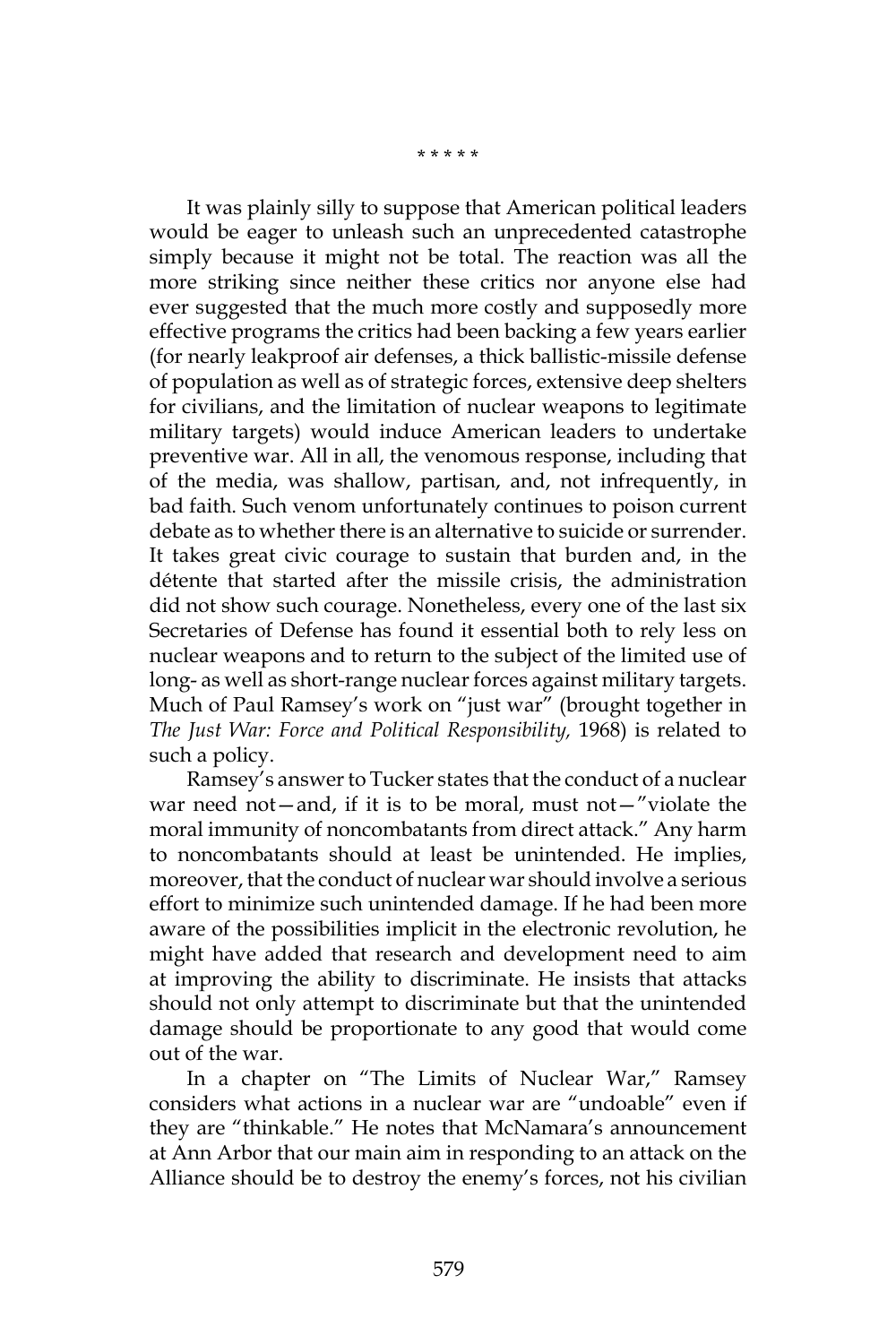\* \* \* \* \*

It was plainly silly to suppose that American political leaders would be eager to unleash such an unprecedented catastrophe simply because it might not be total. The reaction was all the more striking since neither these critics nor anyone else had ever suggested that the much more costly and supposedly more effective programs the critics had been backing a few years earlier (for nearly leakproof air defenses, a thick ballistic-missile defense of population as well as of strategic forces, extensive deep shelters for civilians, and the limitation of nuclear weapons to legitimate military targets) would induce American leaders to undertake preventive war. All in all, the venomous response, including that of the media, was shallow, partisan, and, not infrequently, in bad faith. Such venom unfortunately continues to poison current debate as to whether there is an alternative to suicide or surrender. It takes great civic courage to sustain that burden and, in the détente that started after the missile crisis, the administration did not show such courage. Nonetheless, every one of the last six Secretaries of Defense has found it essential both to rely less on nuclear weapons and to return to the subject of the limited use of long- as well as short-range nuclear forces against military targets. Much of Paul Ramsey's work on "just war" (brought together in *The Just War: Force and Political Responsibility,* 1968) is related to such a policy.

Ramsey's answer to Tucker states that the conduct of a nuclear war need not—and, if it is to be moral, must not—"violate the moral immunity of noncombatants from direct attack." Any harm to noncombatants should at least be unintended. He implies, moreover, that the conduct of nuclear war should involve a serious effort to minimize such unintended damage. If he had been more aware of the possibilities implicit in the electronic revolution, he might have added that research and development need to aim at improving the ability to discriminate. He insists that attacks should not only attempt to discriminate but that the unintended damage should be proportionate to any good that would come out of the war.

In a chapter on "The Limits of Nuclear War," Ramsey considers what actions in a nuclear war are "undoable" even if they are "thinkable." He notes that McNamara's announcement at Ann Arbor that our main aim in responding to an attack on the Alliance should be to destroy the enemy's forces, not his civilian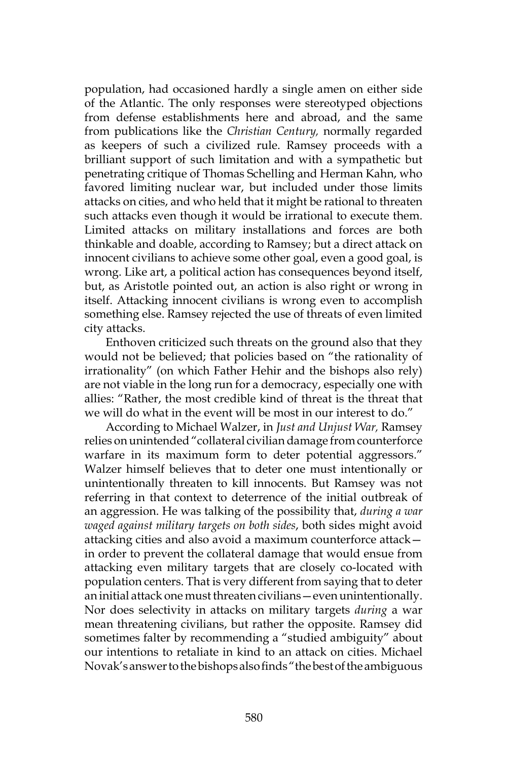population, had occasioned hardly a single amen on either side of the Atlantic. The only responses were stereotyped objections from defense establishments here and abroad, and the same from publications like the *Christian Century,* normally regarded as keepers of such a civilized rule. Ramsey proceeds with a brilliant support of such limitation and with a sympathetic but penetrating critique of Thomas Schelling and Herman Kahn, who favored limiting nuclear war, but included under those limits attacks on cities, and who held that it might be rational to threaten such attacks even though it would be irrational to execute them. Limited attacks on military installations and forces are both thinkable and doable, according to Ramsey; but a direct attack on innocent civilians to achieve some other goal, even a good goal, is wrong. Like art, a political action has consequences beyond itself, but, as Aristotle pointed out, an action is also right or wrong in itself. Attacking innocent civilians is wrong even to accomplish something else. Ramsey rejected the use of threats of even limited city attacks.

Enthoven criticized such threats on the ground also that they would not be believed; that policies based on "the rationality of irrationality" (on which Father Hehir and the bishops also rely) are not viable in the long run for a democracy, especially one with allies: "Rather, the most credible kind of threat is the threat that we will do what in the event will be most in our interest to do."

According to Michael Walzer, in *Just and Unjust War,* Ramsey relies on unintended "collateral civilian damage from counterforce warfare in its maximum form to deter potential aggressors." Walzer himself believes that to deter one must intentionally or unintentionally threaten to kill innocents. But Ramsey was not referring in that context to deterrence of the initial outbreak of an aggression. He was talking of the possibility that, *during a war waged against military targets on both sides*, both sides might avoid attacking cities and also avoid a maximum counterforce attack—in order to prevent the collateral damage that would ensue from attacking even military targets that are closely co-located with population centers. That is very different from saying that to deter an initial attack one must threaten civilians—even unintentionally. Nor does selectivity in attacks on military targets *during* a war mean threatening civilians, but rather the opposite. Ramsey did sometimes falter by recommending a "studied ambiguity" about our intentions to retaliate in kind to an attack on cities. Michael Novak's answer to the bishops also finds "the best of the ambiguous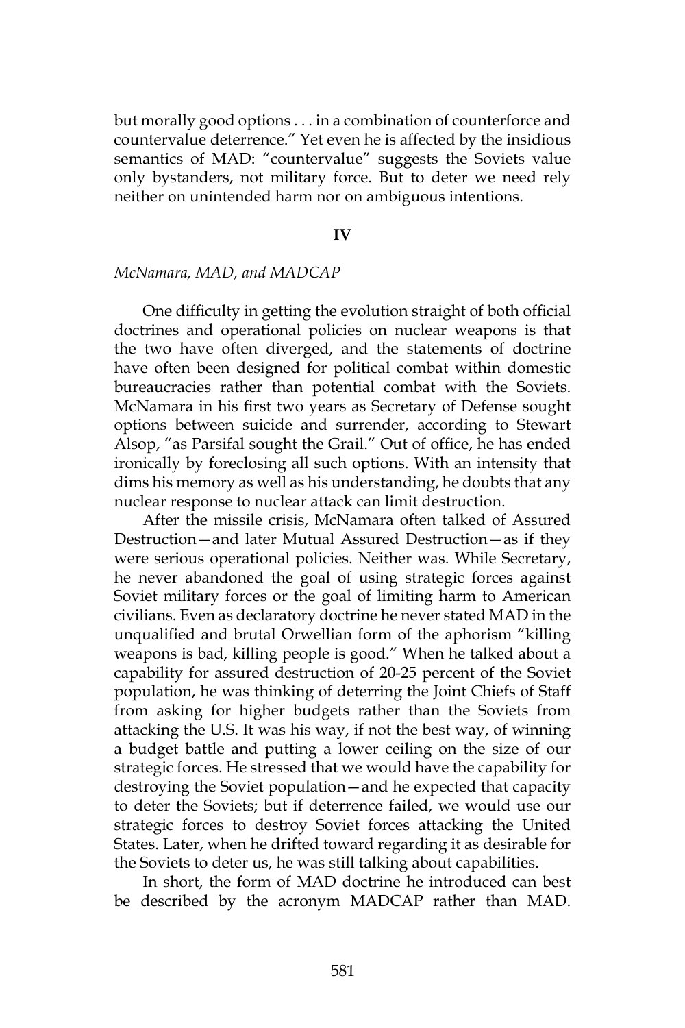but morally good options . . . in a combination of counterforce and countervalue deterrence." Yet even he is affected by the insidious semantics of MAD: "countervalue" suggests the Soviets value only bystanders, not military force. But to deter we need rely neither on unintended harm nor on ambiguous intentions.

## IV

### *McNamara, MAD, and MADCAP*

One difficulty in getting the evolution straight of both official doctrines and operational policies on nuclear weapons is that the two have often diverged, and the statements of doctrine have often been designed for political combat within domestic bureaucracies rather than potential combat with the Soviets. McNamara in his first two years as Secretary of Defense sought options between suicide and surrender, according to Stewart Alsop, "as Parsifal sought the Grail." Out of office, he has ended ironically by foreclosing all such options. With an intensity that dims his memory as well as his understanding, he doubts that any nuclear response to nuclear attack can limit destruction.

After the missile crisis, McNamara often talked of Assured Destruction—and later Mutual Assured Destruction—as if they were serious operational policies. Neither was. While Secretary, he never abandoned the goal of using strategic forces against Soviet military forces or the goal of limiting harm to American civilians. Even as declaratory doctrine he never stated MAD in the unqualified and brutal Orwellian form of the aphorism "killing weapons is bad, killing people is good." When he talked about a capability for assured destruction of 20-25 percent of the Soviet population, he was thinking of deterring the Joint Chiefs of Staff from asking for higher budgets rather than the Soviets from attacking the U.S. It was his way, if not the best way, of winning a budget battle and putting a lower ceiling on the size of our strategic forces. He stressed that we would have the capability for destroying the Soviet population—and he expected that capacity to deter the Soviets; but if deterrence failed, we would use our strategic forces to destroy Soviet forces attacking the United States. Later, when he drifted toward regarding it as desirable for the Soviets to deter us, he was still talking about capabilities.

In short, the form of MAD doctrine he introduced can best be described by the acronym MADCAP rather than MAD.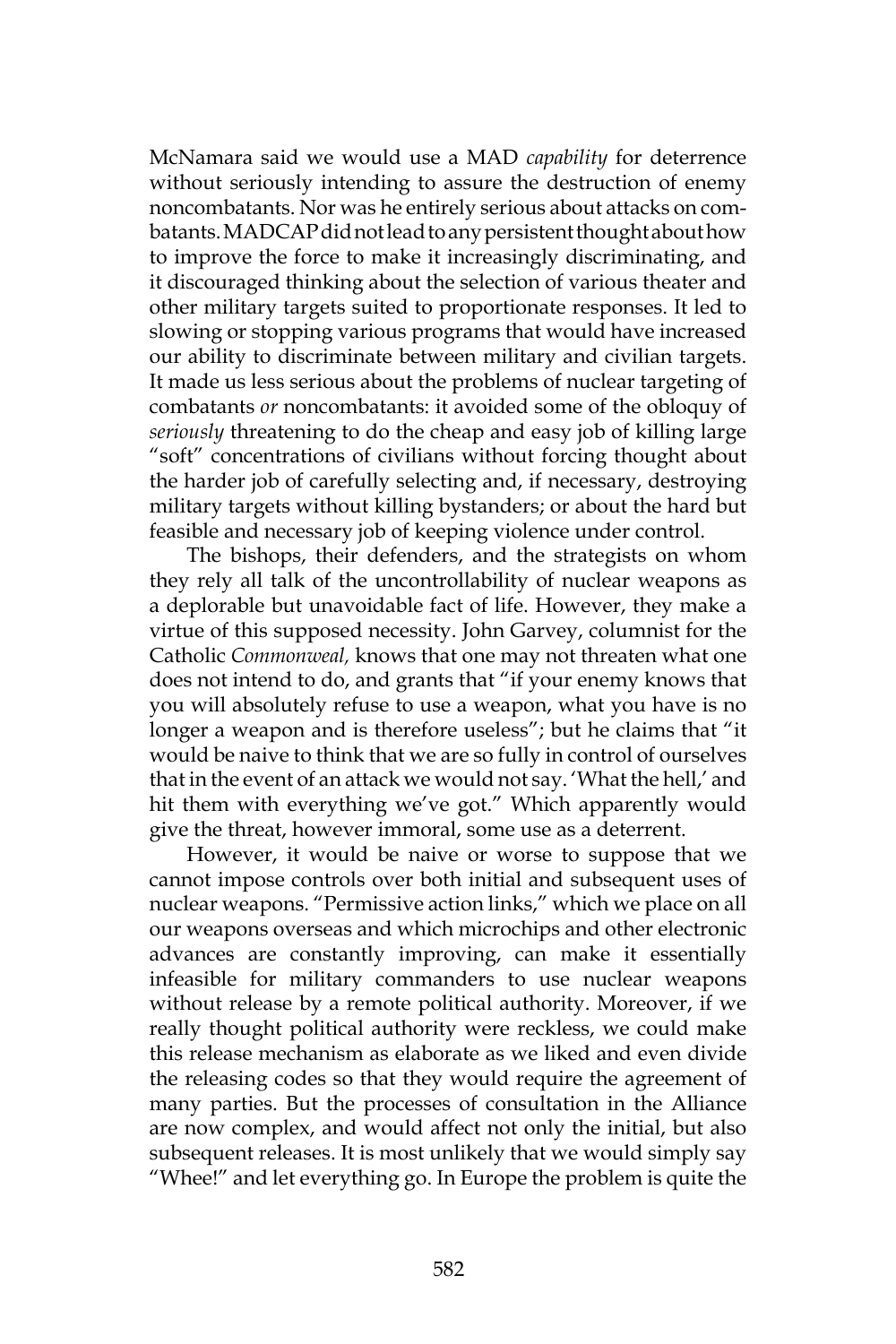McNamara said we would use a MAD *capability* for deterrence without seriously intending to assure the destruction of enemy noncombatants. Nor was he entirely serious about attacks on combatants. MADCAP did not lead to any persistent thought about how to improve the force to make it increasingly discriminating, and it discouraged thinking about the selection of various theater and other military targets suited to proportionate responses. It led to slowing or stopping various programs that would have increased our ability to discriminate between military and civilian targets. It made us less serious about the problems of nuclear targeting of combatants *or* noncombatants: it avoided some of the obloquy of *seriously* threatening to do the cheap and easy job of killing large "soft" concentrations of civilians without forcing thought about the harder job of carefully selecting and, if necessary, destroying military targets without killing bystanders; or about the hard but feasible and necessary job of keeping violence under control.

The bishops, their defenders, and the strategists on whom they rely all talk of the uncontrollability of nuclear weapons as a deplorable but unavoidable fact of life. However, they make a virtue of this supposed necessity. John Garvey, columnist for the Catholic *Commonweal,* knows that one may not threaten what one does not intend to do, and grants that "if your enemy knows that you will absolutely refuse to use a weapon, what you have is no longer a weapon and is therefore useless"; but he claims that "it would be naive to think that we are so fully in control of ourselves that in the event of an attack we would not say. 'What the hell,' and hit them with everything we've got." Which apparently would give the threat, however immoral, some use as a deterrent.

However, it would be naive or worse to suppose that we cannot impose controls over both initial and subsequent uses of nuclear weapons. "Permissive action links," which we place on all our weapons overseas and which microchips and other electronic advances are constantly improving, can make it essentially infeasible for military commanders to use nuclear weapons without release by a remote political authority. Moreover, if we really thought political authority were reckless, we could make this release mechanism as elaborate as we liked and even divide the releasing codes so that they would require the agreement of many parties. But the processes of consultation in the Alliance are now complex, and would affect not only the initial, but also subsequent releases. It is most unlikely that we would simply say "Whee!" and let everything go. In Europe the problem is quite the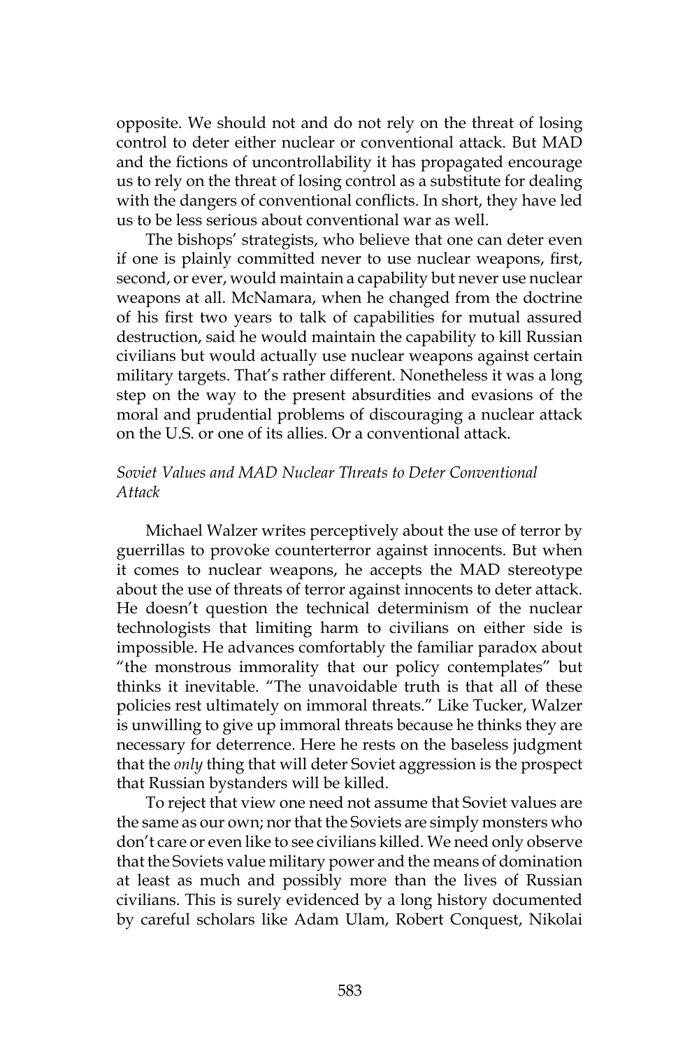opposite. We should not and do not rely on the threat of losing control to deter either nuclear or conventional attack. But MAD and the fictions of uncontrollability it has propagated encourage us to rely on the threat of losing control as a substitute for dealing with the dangers of conventional conflicts. In short, they have led us to be less serious about conventional war as well.

The bishops' strategists, who believe that one can deter even if one is plainly committed never to use nuclear weapons, first, second, or ever, would maintain a capability but never use nuclear weapons at all. McNamara, when he changed from the doctrine of his first two years to talk of capabilities for mutual assured destruction, said he would maintain the capability to kill Russian civilians but would actually use nuclear weapons against certain military targets. That's rather different. Nonetheless it was a long step on the way to the present absurdities and evasions of the moral and prudential problems of discouraging a nuclear attack on the U.S. or one of its allies. Or a conventional attack.

### *Soviet Values and MAD Nuclear Threats to Deter Conventional Attack*

Michael Walzer writes perceptively about the use of terror by guerrillas to provoke counterterror against innocents. But when it comes to nuclear weapons, he accepts the MAD stereotype about the use of threats of terror against innocents to deter attack. He doesn't question the technical determinism of the nuclear technologists that limiting harm to civilians on either side is impossible. He advances comfortably the familiar paradox about "the monstrous immorality that our policy contemplates" but thinks it inevitable. "The unavoidable truth is that all of these policies rest ultimately on immoral threats." Like Tucker, Walzer is unwilling to give up immoral threats because he thinks they are necessary for deterrence. Here he rests on the baseless judgment that the *only* thing that will deter Soviet aggression is the prospect that Russian bystanders will be killed.

To reject that view one need not assume that Soviet values are the same as our own; nor that the Soviets are simply monsters who don't care or even like to see civilians killed. We need only observe that the Soviets value military power and the means of domination at least as much and possibly more than the lives of Russian civilians. This is surely evidenced by a long history documented by careful scholars like Adam Ulam, Robert Conquest, Nikolai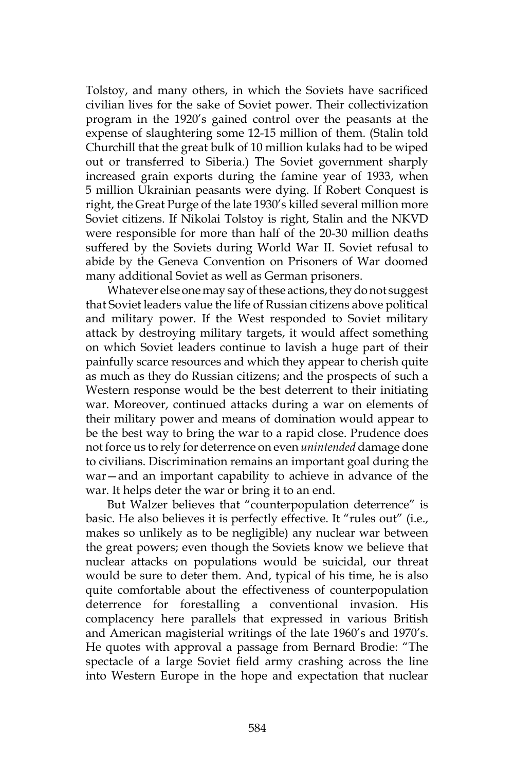Tolstoy, and many others, in which the Soviets have sacrificed civilian lives for the sake of Soviet power. Their collectivization program in the 1920's gained control over the peasants at the expense of slaughtering some 12-15 million of them. (Stalin told Churchill that the great bulk of 10 million kulaks had to be wiped out or transferred to Siberia.) The Soviet government sharply increased grain exports during the famine year of 1933, when 5 million Ukrainian peasants were dying. If Robert Conquest is right, the Great Purge of the late 1930's killed several million more Soviet citizens. If Nikolai Tolstoy is right, Stalin and the NKVD were responsible for more than half of the 20-30 million deaths suffered by the Soviets during World War II. Soviet refusal to abide by the Geneva Convention on Prisoners of War doomed many additional Soviet as well as German prisoners.

Whatever else one may say of these actions, they do not suggest that Soviet leaders value the life of Russian citizens above political and military power. If the West responded to Soviet military attack by destroying military targets, it would affect something on which Soviet leaders continue to lavish a huge part of their painfully scarce resources and which they appear to cherish quite as much as they do Russian citizens; and the prospects of such a Western response would be the best deterrent to their initiating war. Moreover, continued attacks during a war on elements of their military power and means of domination would appear to be the best way to bring the war to a rapid close. Prudence does not force us to rely for deterrence on even *unintended* damage done to civilians. Discrimination remains an important goal during the war—and an important capability to achieve in advance of the war. It helps deter the war or bring it to an end.

But Walzer believes that "counterpopulation deterrence" is basic. He also believes it is perfectly effective. It "rules out" (i.e., makes so unlikely as to be negligible) any nuclear war between the great powers; even though the Soviets know we believe that nuclear attacks on populations would be suicidal, our threat would be sure to deter them. And, typical of his time, he is also quite comfortable about the effectiveness of counterpopulation deterrence for forestalling a conventional invasion. His complacency here parallels that expressed in various British and American magisterial writings of the late 1960's and 1970's. He quotes with approval a passage from Bernard Brodie: "The spectacle of a large Soviet field army crashing across the line into Western Europe in the hope and expectation that nuclear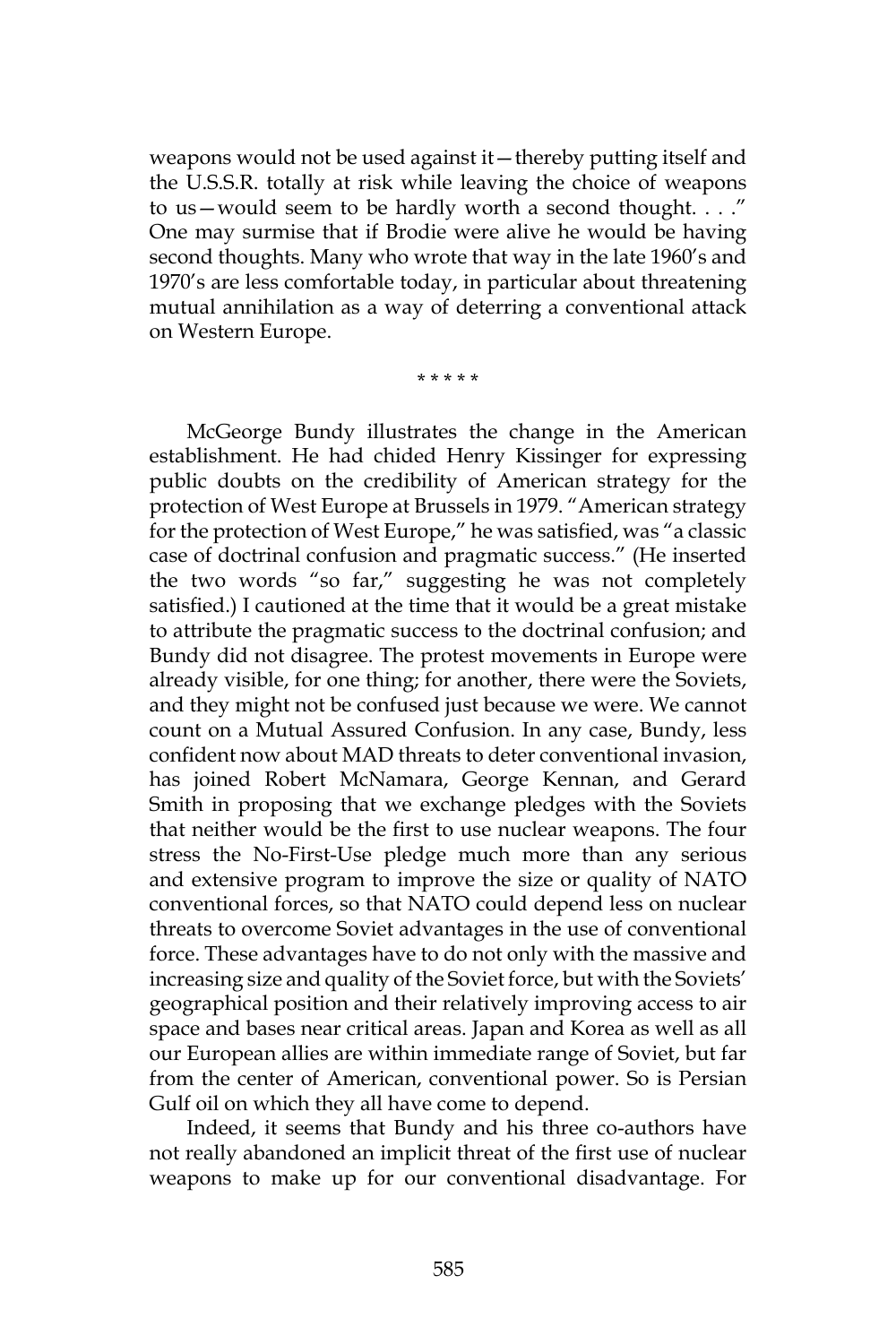weapons would not be used against it—thereby putting itself and the U.S.S.R. totally at risk while leaving the choice of weapons to us—would seem to be hardly worth a second thought. . . ." One may surmise that if Brodie were alive he would be having second thoughts. Many who wrote that way in the late 1960's and 1970's are less comfortable today, in particular about threatening mutual annihilation as a way of deterring a conventional attack on Western Europe.

\* \* \* \* \*

McGeorge Bundy illustrates the change in the American establishment. He had chided Henry Kissinger for expressing public doubts on the credibility of American strategy for the protection of West Europe at Brussels in 1979. "American strategy for the protection of West Europe," he was satisfied, was "a classic case of doctrinal confusion and pragmatic success." (He inserted the two words "so far," suggesting he was not completely satisfied.) I cautioned at the time that it would be a great mistake to attribute the pragmatic success to the doctrinal confusion; and Bundy did not disagree. The protest movements in Europe were already visible, for one thing; for another, there were the Soviets, and they might not be confused just because we were. We cannot count on a Mutual Assured Confusion. In any case, Bundy, less confident now about MAD threats to deter conventional invasion, has joined Robert McNamara, George Kennan, and Gerard Smith in proposing that we exchange pledges with the Soviets that neither would be the first to use nuclear weapons. The four stress the No-First-Use pledge much more than any serious and extensive program to improve the size or quality of NATO conventional forces, so that NATO could depend less on nuclear threats to overcome Soviet advantages in the use of conventional force. These advantages have to do not only with the massive and increasing size and quality of the Soviet force, but with the Soviets' geographical position and their relatively improving access to air space and bases near critical areas. Japan and Korea as well as all our European allies are within immediate range of Soviet, but far from the center of American, conventional power. So is Persian Gulf oil on which they all have come to depend.

Indeed, it seems that Bundy and his three co-authors have not really abandoned an implicit threat of the first use of nuclear weapons to make up for our conventional disadvantage. For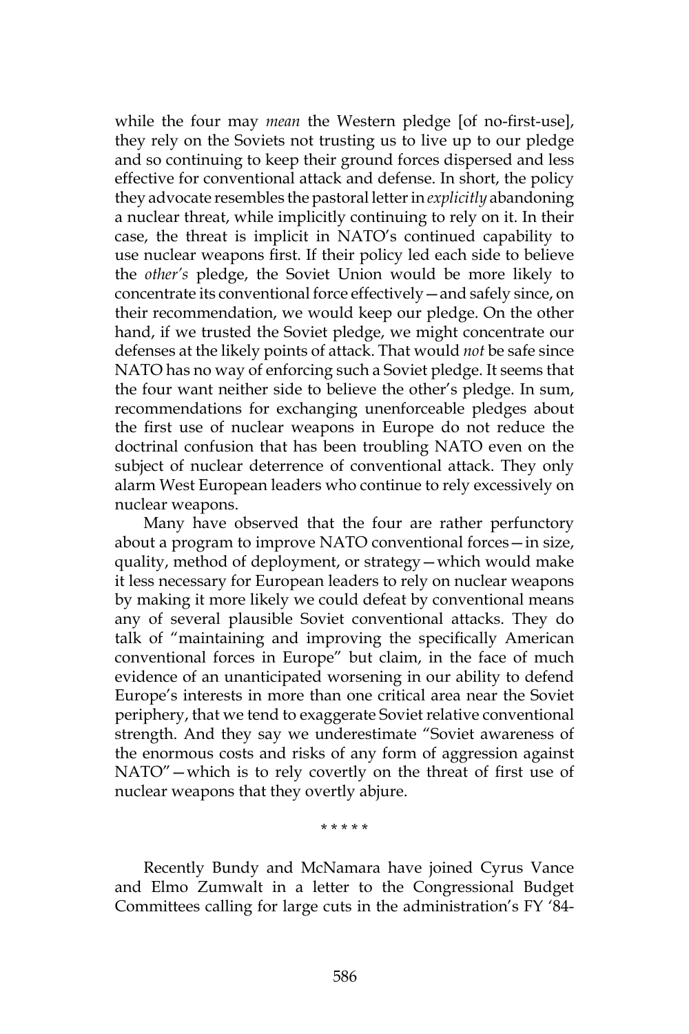while the four may *mean* the Western pledge [of no-first-use], they rely on the Soviets not trusting us to live up to our pledge and so continuing to keep their ground forces dispersed and less effective for conventional attack and defense. In short, the policy they advocate resembles the pastoral letter in *explicitly* abandoning a nuclear threat, while implicitly continuing to rely on it. In their case, the threat is implicit in NATO's continued capability to use nuclear weapons first. If their policy led each side to believe the *other's* pledge, the Soviet Union would be more likely to concentrate its conventional force effectively—and safely since, on their recommendation, we would keep our pledge. On the other hand, if we trusted the Soviet pledge, we might concentrate our defenses at the likely points of attack. That would *not* be safe since NATO has no way of enforcing such a Soviet pledge. It seems that the four want neither side to believe the other's pledge. In sum, recommendations for exchanging unenforceable pledges about the first use of nuclear weapons in Europe do not reduce the doctrinal confusion that has been troubling NATO even on the subject of nuclear deterrence of conventional attack. They only alarm West European leaders who continue to rely excessively on nuclear weapons.

Many have observed that the four are rather perfunctory about a program to improve NATO conventional forces—in size, quality, method of deployment, or strategy—which would make it less necessary for European leaders to rely on nuclear weapons by making it more likely we could defeat by conventional means any of several plausible Soviet conventional attacks. They do talk of "maintaining and improving the specifically American conventional forces in Europe" but claim, in the face of much evidence of an unanticipated worsening in our ability to defend Europe's interests in more than one critical area near the Soviet periphery, that we tend to exaggerate Soviet relative conventional strength. And they say we underestimate "Soviet awareness of the enormous costs and risks of any form of aggression against NATO"—which is to rely covertly on the threat of first use of nuclear weapons that they overtly abjure.

\* \* \* \* \*

Recently Bundy and McNamara have joined Cyrus Vance and Elmo Zumwalt in a letter to the Congressional Budget Committees calling for large cuts in the administration's FY '84-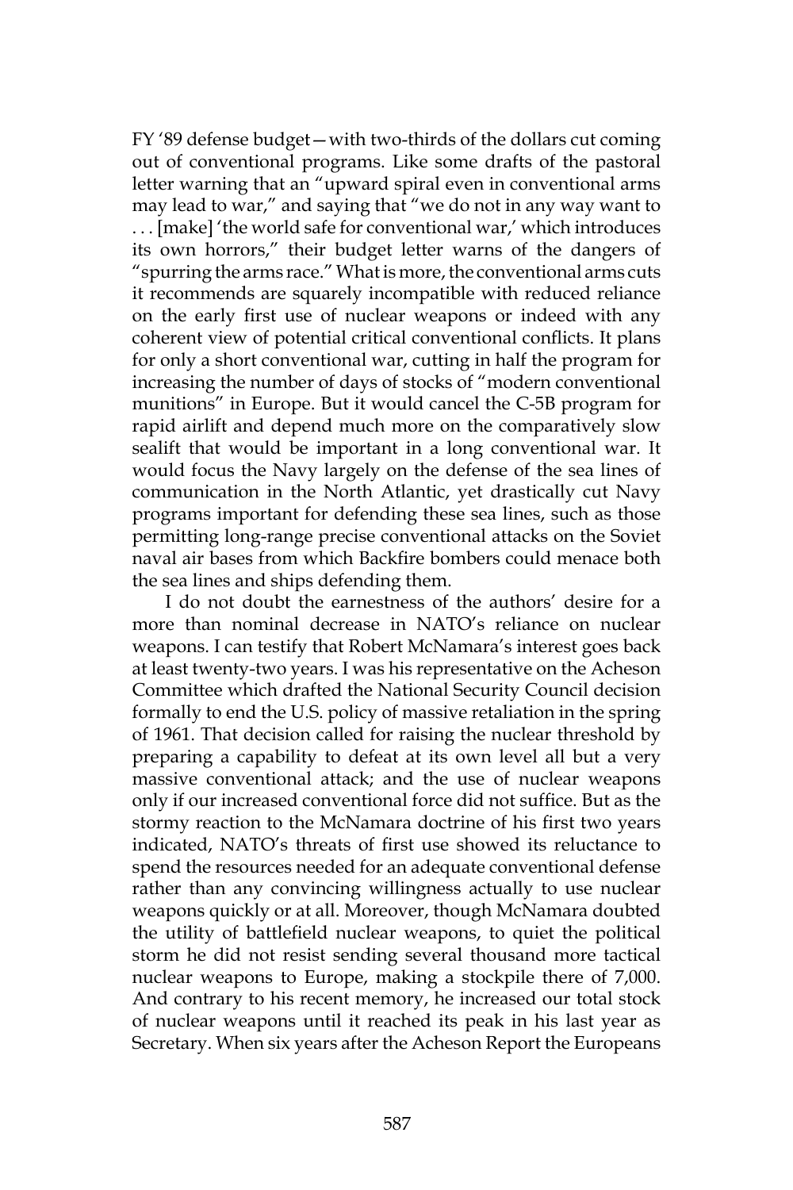FY ‘89 defense budget—with two-thirds of the dollars cut coming out of conventional programs. Like some drafts of the pastoral letter warning that an “upward spiral even in conventional arms may lead to war,” and saying that “we do not in any way want to . . . [make] ‘the world safe for conventional war,’ which introduces its own horrors,” their budget letter warns of the dangers of “spurring the arms race.” What is more, the conventional arms cuts it recommends are squarely incompatible with reduced reliance on the early first use of nuclear weapons or indeed with any coherent view of potential critical conventional conflicts. It plans for only a short conventional war, cutting in half the program for increasing the number of days of stocks of “modern conventional munitions” in Europe. But it would cancel the C-5B program for rapid airlift and depend much more on the comparatively slow sealift that would be important in a long conventional war. It would focus the Navy largely on the defense of the sea lines of communication in the North Atlantic, yet drastically cut Navy programs important for defending these sea lines, such as those permitting long-range precise conventional attacks on the Soviet naval air bases from which Backfire bombers could menace both the sea lines and ships defending them.

I do not doubt the earnestness of the authors’ desire for a more than nominal decrease in NATO’s reliance on nuclear weapons. I can testify that Robert McNamara’s interest goes back at least twenty-two years. I was his representative on the Acheson Committee which drafted the National Security Council decision formally to end the U.S. policy of massive retaliation in the spring of 1961. That decision called for raising the nuclear threshold by preparing a capability to defeat at its own level all but a very massive conventional attack; and the use of nuclear weapons only if our increased conventional force did not suffice. But as the stormy reaction to the McNamara doctrine of his first two years indicated, NATO’s threats of first use showed its reluctance to spend the resources needed for an adequate conventional defense rather than any convincing willingness actually to use nuclear weapons quickly or at all. Moreover, though McNamara doubted the utility of battlefield nuclear weapons, to quiet the political storm he did not resist sending several thousand more tactical nuclear weapons to Europe, making a stockpile there of 7,000. And contrary to his recent memory, he increased our total stock of nuclear weapons until it reached its peak in his last year as Secretary. When six years after the Acheson Report the Europeans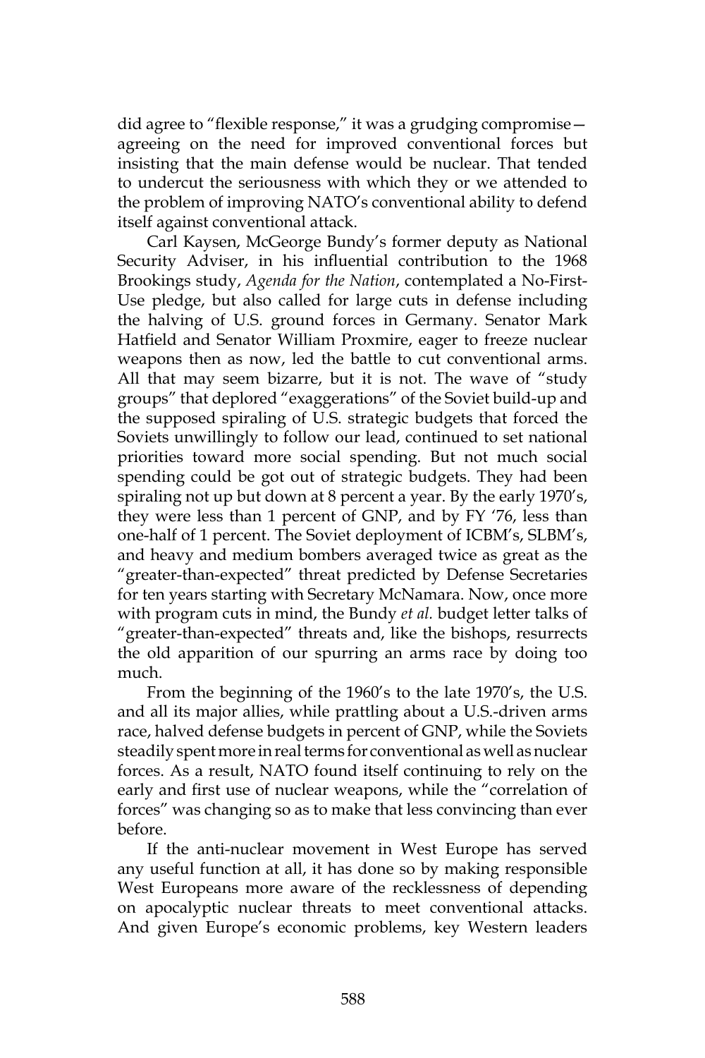did agree to "flexible response," it was a grudging compromise—agreeing on the need for improved conventional forces but insisting that the main defense would be nuclear. That tended to undercut the seriousness with which they or we attended to the problem of improving NATO's conventional ability to defend itself against conventional attack.

Carl Kaysen, McGeorge Bundy's former deputy as National Security Adviser, in his influential contribution to the 1968 Brookings study, *Agenda for the Nation*, contemplated a No-First-Use pledge, but also called for large cuts in defense including the halving of U.S. ground forces in Germany. Senator Mark Hatfield and Senator William Proxmire, eager to freeze nuclear weapons then as now, led the battle to cut conventional arms. All that may seem bizarre, but it is not. The wave of "study groups" that deplored "exaggerations" of the Soviet build-up and the supposed spiraling of U.S. strategic budgets that forced the Soviets unwillingly to follow our lead, continued to set national priorities toward more social spending. But not much social spending could be got out of strategic budgets. They had been spiraling not up but down at 8 percent a year. By the early 1970's, they were less than 1 percent of GNP, and by FY '76, less than one-half of 1 percent. The Soviet deployment of ICBM's, SLBM's, and heavy and medium bombers averaged twice as great as the "greater-than-expected" threat predicted by Defense Secretaries for ten years starting with Secretary McNamara. Now, once more with program cuts in mind, the Bundy *et al.* budget letter talks of "greater-than-expected" threats and, like the bishops, resurrects the old apparition of our spurring an arms race by doing too much.

From the beginning of the 1960's to the late 1970's, the U.S. and all its major allies, while prattling about a U.S.-driven arms race, halved defense budgets in percent of GNP, while the Soviets steadily spent more in real terms for conventional as well as nuclear forces. As a result, NATO found itself continuing to rely on the early and first use of nuclear weapons, while the "correlation of forces" was changing so as to make that less convincing than ever before.

If the anti-nuclear movement in West Europe has served any useful function at all, it has done so by making responsible West Europeans more aware of the recklessness of depending on apocalyptic nuclear threats to meet conventional attacks. And given Europe's economic problems, key Western leaders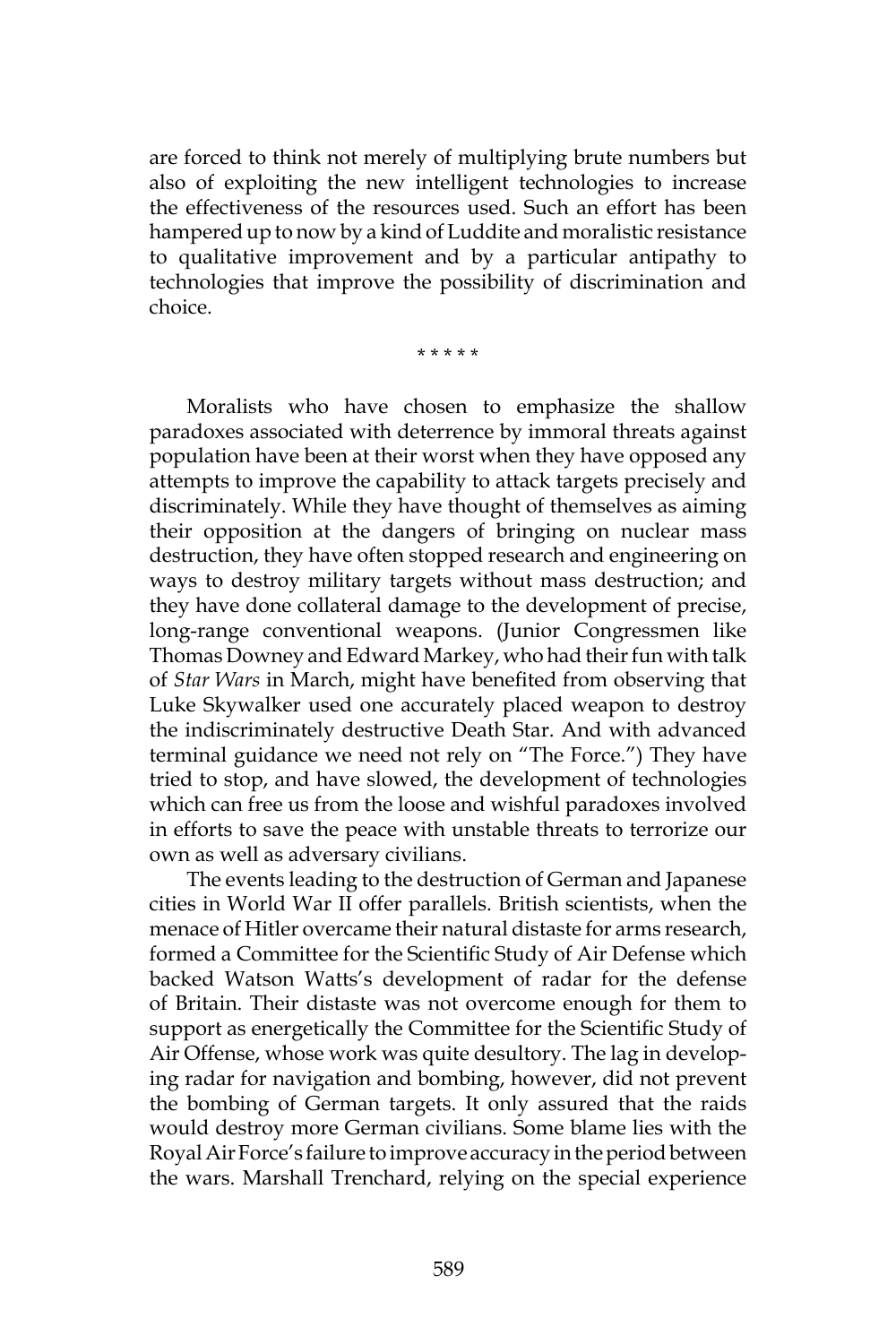are forced to think not merely of multiplying brute numbers but also of exploiting the new intelligent technologies to increase the effectiveness of the resources used. Such an effort has been hampered up to now by a kind of Luddite and moralistic resistance to qualitative improvement and by a particular antipathy to technologies that improve the possibility of discrimination and choice.

\* \* \* \* \*

Moralists who have chosen to emphasize the shallow paradoxes associated with deterrence by immoral threats against population have been at their worst when they have opposed any attempts to improve the capability to attack targets precisely and discriminately. While they have thought of themselves as aiming their opposition at the dangers of bringing on nuclear mass destruction, they have often stopped research and engineering on ways to destroy military targets without mass destruction; and they have done collateral damage to the development of precise, long-range conventional weapons. (Junior Congressmen like Thomas Downey and Edward Markey, who had their fun with talk of *Star Wars* in March, might have benefited from observing that Luke Skywalker used one accurately placed weapon to destroy the indiscriminately destructive Death Star. And with advanced terminal guidance we need not rely on "The Force.") They have tried to stop, and have slowed, the development of technologies which can free us from the loose and wishful paradoxes involved in efforts to save the peace with unstable threats to terrorize our own as well as adversary civilians.

The events leading to the destruction of German and Japanese cities in World War II offer parallels. British scientists, when the menace of Hitler overcame their natural distaste for arms research, formed a Committee for the Scientific Study of Air Defense which backed Watson Watts's development of radar for the defense of Britain. Their distaste was not overcome enough for them to support as energetically the Committee for the Scientific Study of Air Offense, whose work was quite desultory. The lag in developing radar for navigation and bombing, however, did not prevent the bombing of German targets. It only assured that the raids would destroy more German civilians. Some blame lies with the Royal Air Force's failure to improve accuracy in the period between the wars. Marshall Trenchard, relying on the special experience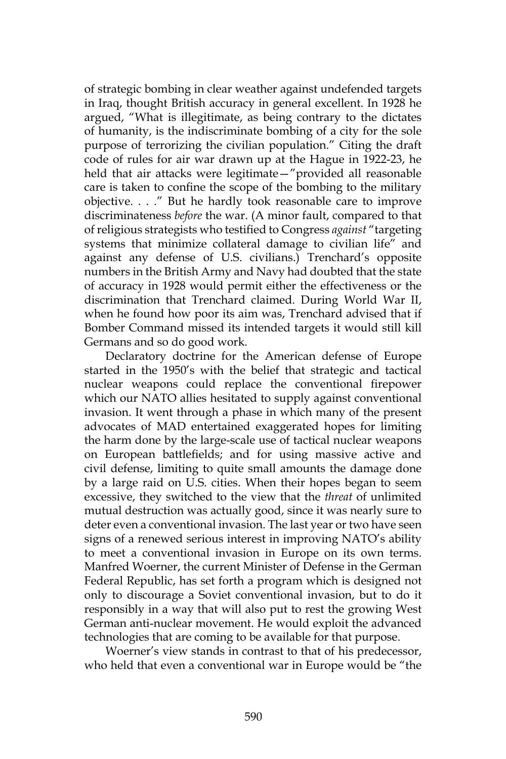of strategic bombing in clear weather against undefended targets in Iraq, thought British accuracy in general excellent. In 1928 he argued, "What is illegitimate, as being contrary to the dictates of humanity, is the indiscriminate bombing of a city for the sole purpose of terrorizing the civilian population." Citing the draft code of rules for air war drawn up at the Hague in 1922-23, he held that air attacks were legitimate—"provided all reasonable care is taken to confine the scope of the bombing to the military objective. . . ." But he hardly took reasonable care to improve discriminateness *before* the war. (A minor fault, compared to that of religious strategists who testified to Congress *against* "targeting systems that minimize collateral damage to civilian life" and against any defense of U.S. civilians.) Trenchard's opposite numbers in the British Army and Navy had doubted that the state of accuracy in 1928 would permit either the effectiveness or the discrimination that Trenchard claimed. During World War II, when he found how poor its aim was, Trenchard advised that if Bomber Command missed its intended targets it would still kill Germans and so do good work.

Declaratory doctrine for the American defense of Europe started in the 1950's with the belief that strategic and tactical nuclear weapons could replace the conventional firepower which our NATO allies hesitated to supply against conventional invasion. It went through a phase in which many of the present advocates of MAD entertained exaggerated hopes for limiting the harm done by the large-scale use of tactical nuclear weapons on European battlefields; and for using massive active and civil defense, limiting to quite small amounts the damage done by a large raid on U.S. cities. When their hopes began to seem excessive, they switched to the view that the *threat* of unlimited mutual destruction was actually good, since it was nearly sure to deter even a conventional invasion. The last year or two have seen signs of a renewed serious interest in improving NATO's ability to meet a conventional invasion in Europe on its own terms. Manfred Woerner, the current Minister of Defense in the German Federal Republic, has set forth a program which is designed not only to discourage a Soviet conventional invasion, but to do it responsibly in a way that will also put to rest the growing West German anti-nuclear movement. He would exploit the advanced technologies that are coming to be available for that purpose.

Woerner's view stands in contrast to that of his predecessor, who held that even a conventional war in Europe would be "the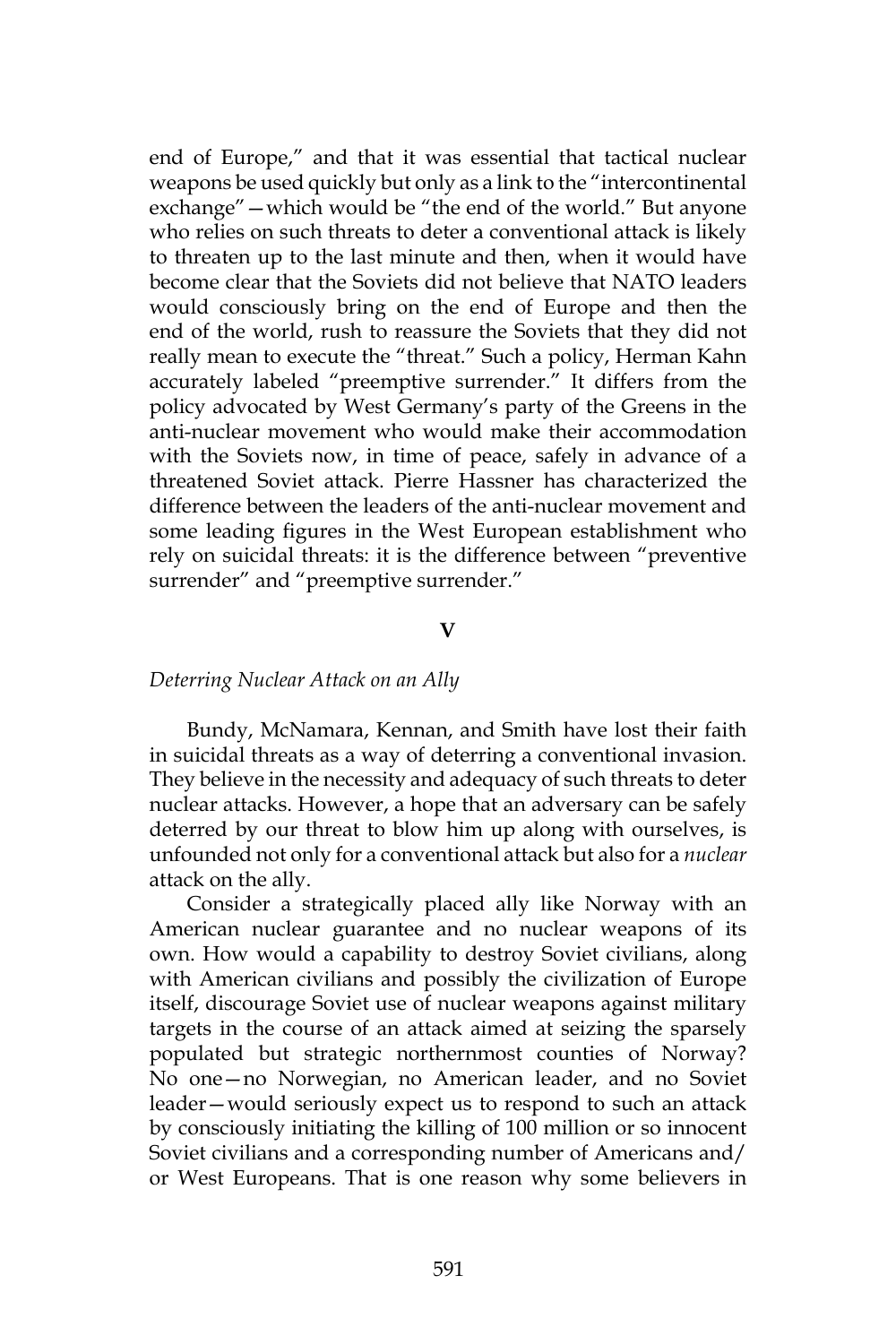end of Europe," and that it was essential that tactical nuclear weapons be used quickly but only as a link to the "intercontinental exchange"—which would be "the end of the world." But anyone who relies on such threats to deter a conventional attack is likely to threaten up to the last minute and then, when it would have become clear that the Soviets did not believe that NATO leaders would consciously bring on the end of Europe and then the end of the world, rush to reassure the Soviets that they did not really mean to execute the "threat." Such a policy, Herman Kahn accurately labeled "preemptive surrender." It differs from the policy advocated by West Germany's party of the Greens in the anti-nuclear movement who would make their accommodation with the Soviets now, in time of peace, safely in advance of a threatened Soviet attack. Pierre Hassner has characterized the difference between the leaders of the anti-nuclear movement and some leading figures in the West European establishment who rely on suicidal threats: it is the difference between "preventive surrender" and "preemptive surrender."

## V

### *Deterring Nuclear Attack on an Ally*

Bundy, McNamara, Kennan, and Smith have lost their faith in suicidal threats as a way of deterring a conventional invasion. They believe in the necessity and adequacy of such threats to deter nuclear attacks. However, a hope that an adversary can be safely deterred by our threat to blow him up along with ourselves, is unfounded not only for a conventional attack but also for a *nuclear* attack on the ally.

Consider a strategically placed ally like Norway with an American nuclear guarantee and no nuclear weapons of its own. How would a capability to destroy Soviet civilians, along with American civilians and possibly the civilization of Europe itself, discourage Soviet use of nuclear weapons against military targets in the course of an attack aimed at seizing the sparsely populated but strategic northernmost counties of Norway? No one—no Norwegian, no American leader, and no Soviet leader—would seriously expect us to respond to such an attack by consciously initiating the killing of 100 million or so innocent Soviet civilians and a corresponding number of Americans and/or West Europeans. That is one reason why some believers in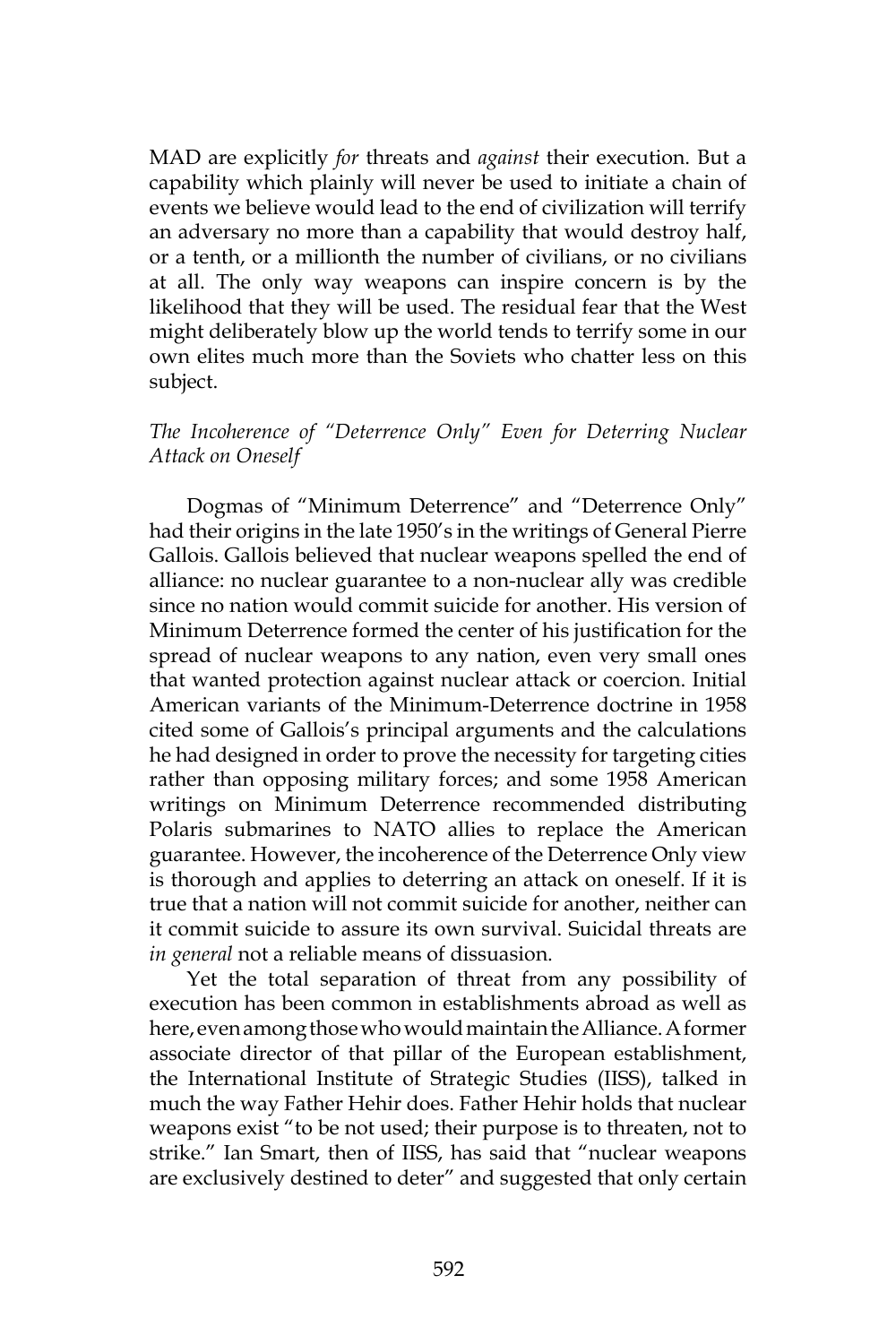MAD are explicitly *for* threats and *against* their execution. But a capability which plainly will never be used to initiate a chain of events we believe would lead to the end of civilization will terrify an adversary no more than a capability that would destroy half, or a tenth, or a millionth the number of civilians, or no civilians at all. The only way weapons can inspire concern is by the likelihood that they will be used. The residual fear that the West might deliberately blow up the world tends to terrify some in our own elites much more than the Soviets who chatter less on this subject.

### *The Incoherence of "Deterrence Only" Even for Deterring Nuclear Attack on Oneself*

Dogmas of "Minimum Deterrence" and "Deterrence Only" had their origins in the late 1950's in the writings of General Pierre Gallois. Gallois believed that nuclear weapons spelled the end of alliance: no nuclear guarantee to a non-nuclear ally was credible since no nation would commit suicide for another. His version of Minimum Deterrence formed the center of his justification for the spread of nuclear weapons to any nation, even very small ones that wanted protection against nuclear attack or coercion. Initial American variants of the Minimum-Deterrence doctrine in 1958 cited some of Gallois's principal arguments and the calculations he had designed in order to prove the necessity for targeting cities rather than opposing military forces; and some 1958 American writings on Minimum Deterrence recommended distributing Polaris submarines to NATO allies to replace the American guarantee. However, the incoherence of the Deterrence Only view is thorough and applies to deterring an attack on oneself. If it is true that a nation will not commit suicide for another, neither can it commit suicide to assure its own survival. Suicidal threats are *in general* not a reliable means of dissuasion.

Yet the total separation of threat from any possibility of execution has been common in establishments abroad as well as here, even among those who would maintain the Alliance. A former associate director of that pillar of the European establishment, the International Institute of Strategic Studies (IISS), talked in much the way Father Hehir does. Father Hehir holds that nuclear weapons exist "to be not used; their purpose is to threaten, not to strike." Ian Smart, then of IISS, has said that "nuclear weapons are exclusively destined to deter" and suggested that only certain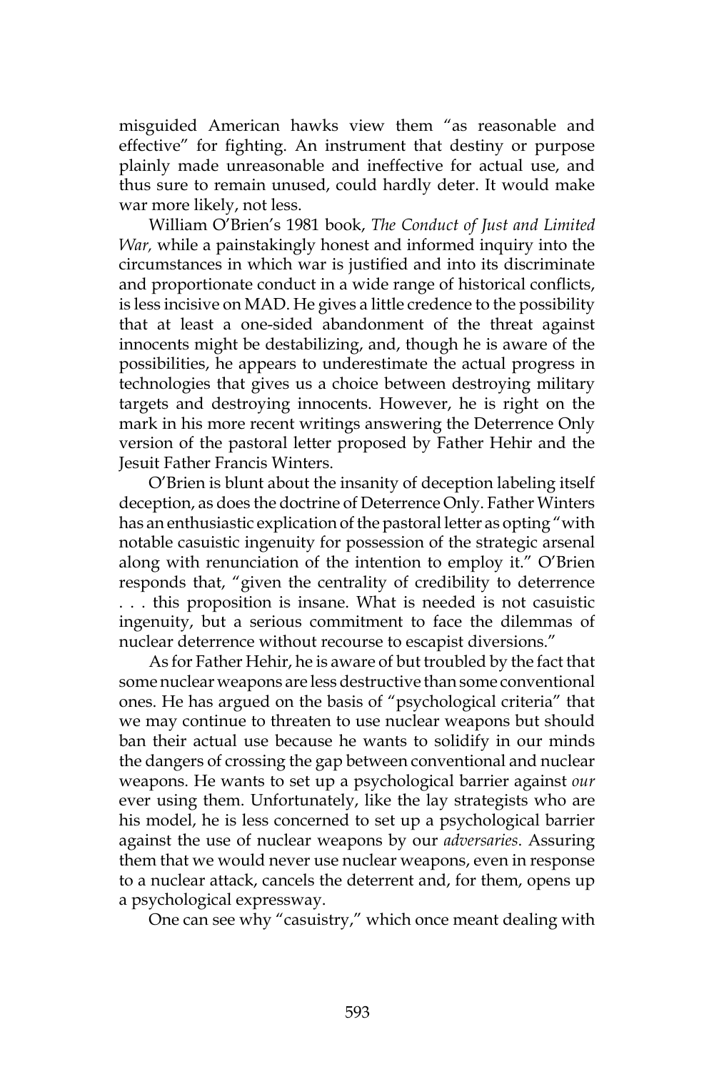misguided American hawks view them "as reasonable and effective" for fighting. An instrument that destiny or purpose plainly made unreasonable and ineffective for actual use, and thus sure to remain unused, could hardly deter. It would make war more likely, not less.

William O'Brien's 1981 book, *The Conduct of Just and Limited War,* while a painstakingly honest and informed inquiry into the circumstances in which war is justified and into its discriminate and proportionate conduct in a wide range of historical conflicts, is less incisive on MAD. He gives a little credence to the possibility that at least a one-sided abandonment of the threat against innocents might be destabilizing, and, though he is aware of the possibilities, he appears to underestimate the actual progress in technologies that gives us a choice between destroying military targets and destroying innocents. However, he is right on the mark in his more recent writings answering the Deterrence Only version of the pastoral letter proposed by Father Hehir and the Jesuit Father Francis Winters.

O'Brien is blunt about the insanity of deception labeling itself deception, as does the doctrine of Deterrence Only. Father Winters has an enthusiastic explication of the pastoral letter as opting "with notable casuistic ingenuity for possession of the strategic arsenal along with renunciation of the intention to employ it." O'Brien responds that, "given the centrality of credibility to deterrence . . . this proposition is insane. What is needed is not casuistic ingenuity, but a serious commitment to face the dilemmas of nuclear deterrence without recourse to escapist diversions."

As for Father Hehir, he is aware of but troubled by the fact that some nuclear weapons are less destructive than some conventional ones. He has argued on the basis of "psychological criteria" that we may continue to threaten to use nuclear weapons but should ban their actual use because he wants to solidify in our minds the dangers of crossing the gap between conventional and nuclear weapons. He wants to set up a psychological barrier against *our* ever using them. Unfortunately, like the lay strategists who are his model, he is less concerned to set up a psychological barrier against the use of nuclear weapons by our *adversaries*. Assuring them that we would never use nuclear weapons, even in response to a nuclear attack, cancels the deterrent and, for them, opens up a psychological expressway.

One can see why "casuistry," which once meant dealing with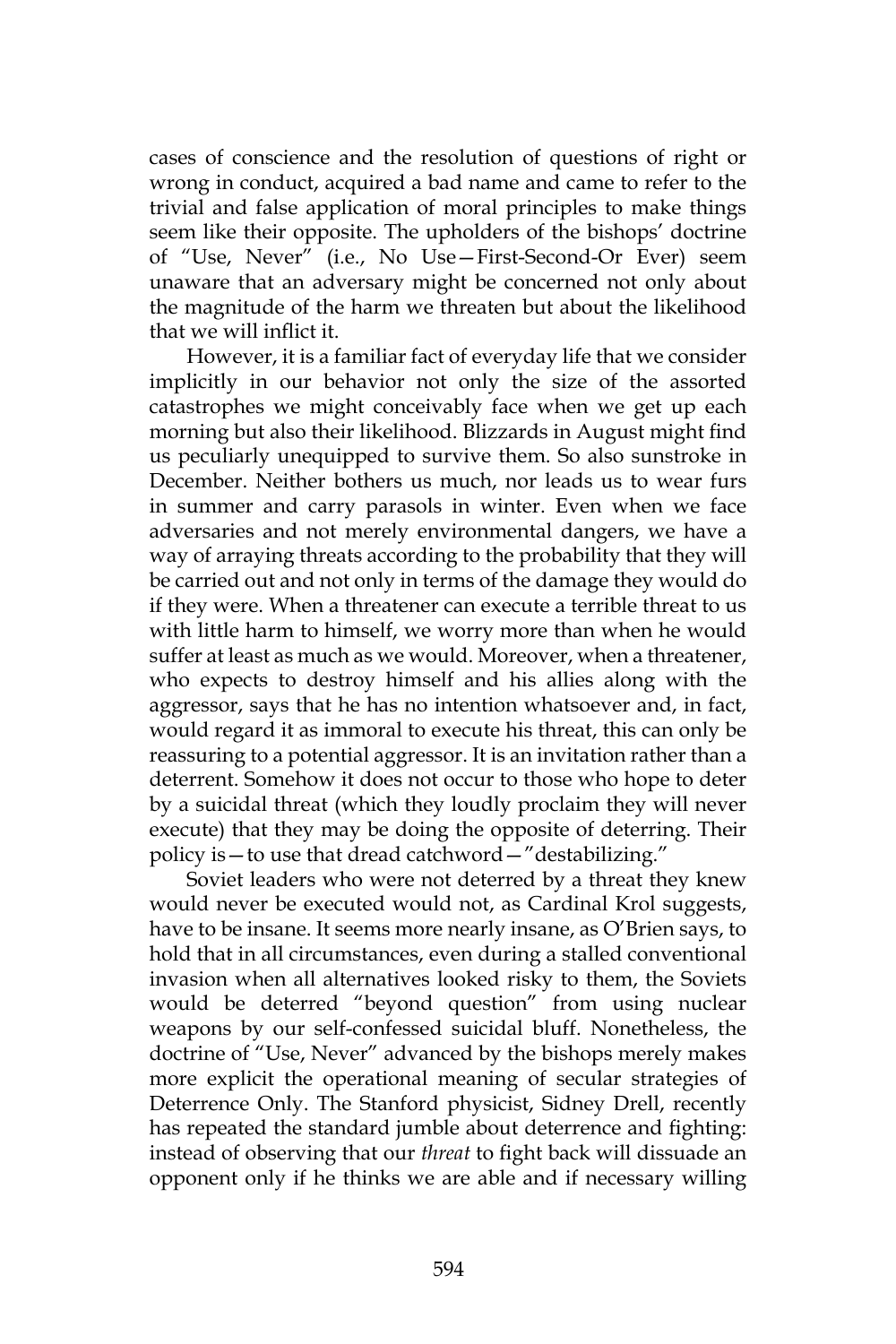cases of conscience and the resolution of questions of right or wrong in conduct, acquired a bad name and came to refer to the trivial and false application of moral principles to make things seem like their opposite. The upholders of the bishops' doctrine of "Use, Never" (i.e., No Use—First-Second-Or Ever) seem unaware that an adversary might be concerned not only about the magnitude of the harm we threaten but about the likelihood that we will inflict it.

However, it is a familiar fact of everyday life that we consider implicitly in our behavior not only the size of the assorted catastrophes we might conceivably face when we get up each morning but also their likelihood. Blizzards in August might find us peculiarly unequipped to survive them. So also sunstroke in December. Neither bothers us much, nor leads us to wear furs in summer and carry parasols in winter. Even when we face adversaries and not merely environmental dangers, we have a way of arraying threats according to the probability that they will be carried out and not only in terms of the damage they would do if they were. When a threatener can execute a terrible threat to us with little harm to himself, we worry more than when he would suffer at least as much as we would. Moreover, when a threatener, who expects to destroy himself and his allies along with the aggressor, says that he has no intention whatsoever and, in fact, would regard it as immoral to execute his threat, this can only be reassuring to a potential aggressor. It is an invitation rather than a deterrent. Somehow it does not occur to those who hope to deter by a suicidal threat (which they loudly proclaim they will never execute) that they may be doing the opposite of deterring. Their policy is—to use that dread catchword—"destabilizing."

Soviet leaders who were not deterred by a threat they knew would never be executed would not, as Cardinal Krol suggests, have to be insane. It seems more nearly insane, as O'Brien says, to hold that in all circumstances, even during a stalled conventional invasion when all alternatives looked risky to them, the Soviets would be deterred "beyond question" from using nuclear weapons by our self-confessed suicidal bluff. Nonetheless, the doctrine of "Use, Never" advanced by the bishops merely makes more explicit the operational meaning of secular strategies of Deterrence Only. The Stanford physicist, Sidney Drell, recently has repeated the standard jumble about deterrence and fighting: instead of observing that our *threat* to fight back will dissuade an opponent only if he thinks we are able and if necessary willing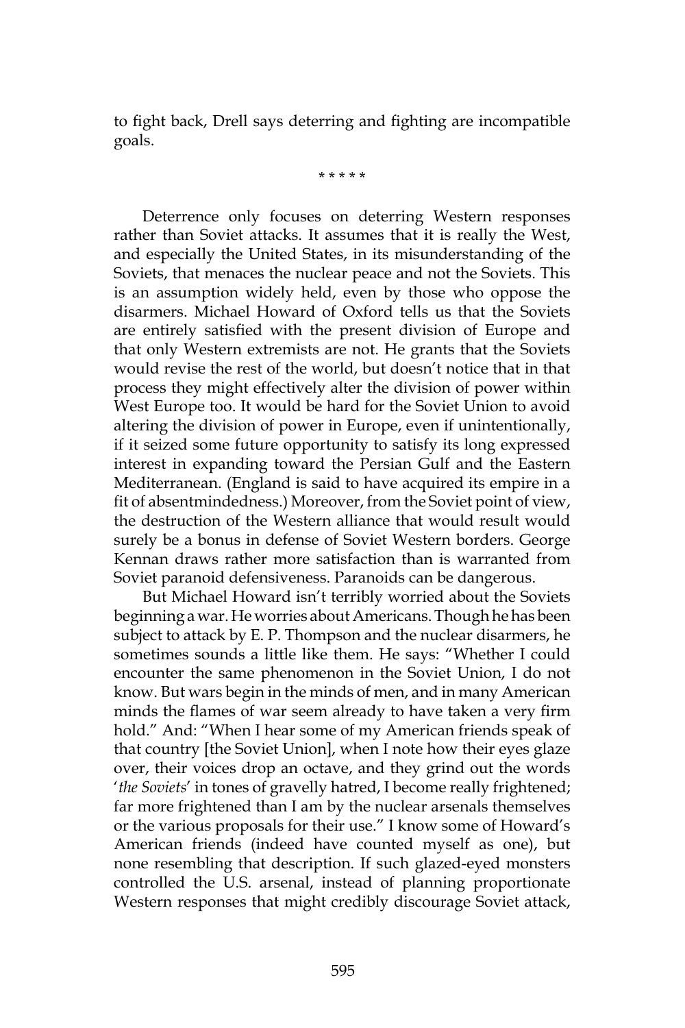to fight back, Drell says deterring and fighting are incompatible goals.

* * * * *

Deterrence only focuses on deterring Western responses rather than Soviet attacks. It assumes that it is really the West, and especially the United States, in its misunderstanding of the Soviets, that menaces the nuclear peace and not the Soviets. This is an assumption widely held, even by those who oppose the disarmers. Michael Howard of Oxford tells us that the Soviets are entirely satisfied with the present division of Europe and that only Western extremists are not. He grants that the Soviets would revise the rest of the world, but doesn't notice that in that process they might effectively alter the division of power within West Europe too. It would be hard for the Soviet Union to avoid altering the division of power in Europe, even if unintentionally, if it seized some future opportunity to satisfy its long expressed interest in expanding toward the Persian Gulf and the Eastern Mediterranean. (England is said to have acquired its empire in a fit of absentmindedness.) Moreover, from the Soviet point of view, the destruction of the Western alliance that would result would surely be a bonus in defense of Soviet Western borders. George Kennan draws rather more satisfaction than is warranted from Soviet paranoid defensiveness. Paranoids can be dangerous.

But Michael Howard isn't terribly worried about the Soviets beginning a war. He worries about Americans. Though he has been subject to attack by E. P. Thompson and the nuclear disarmers, he sometimes sounds a little like them. He says: "Whether I could encounter the same phenomenon in the Soviet Union, I do not know. But wars begin in the minds of men, and in many American minds the flames of war seem already to have taken a very firm hold." And: "When I hear some of my American friends speak of that country [the Soviet Union], when I note how their eyes glaze over, their voices drop an octave, and they grind out the words '*the Soviets*' in tones of gravelly hatred, I become really frightened; far more frightened than I am by the nuclear arsenals themselves or the various proposals for their use." I know some of Howard's American friends (indeed have counted myself as one), but none resembling that description. If such glazed-eyed monsters controlled the U.S. arsenal, instead of planning proportionate Western responses that might credibly discourage Soviet attack,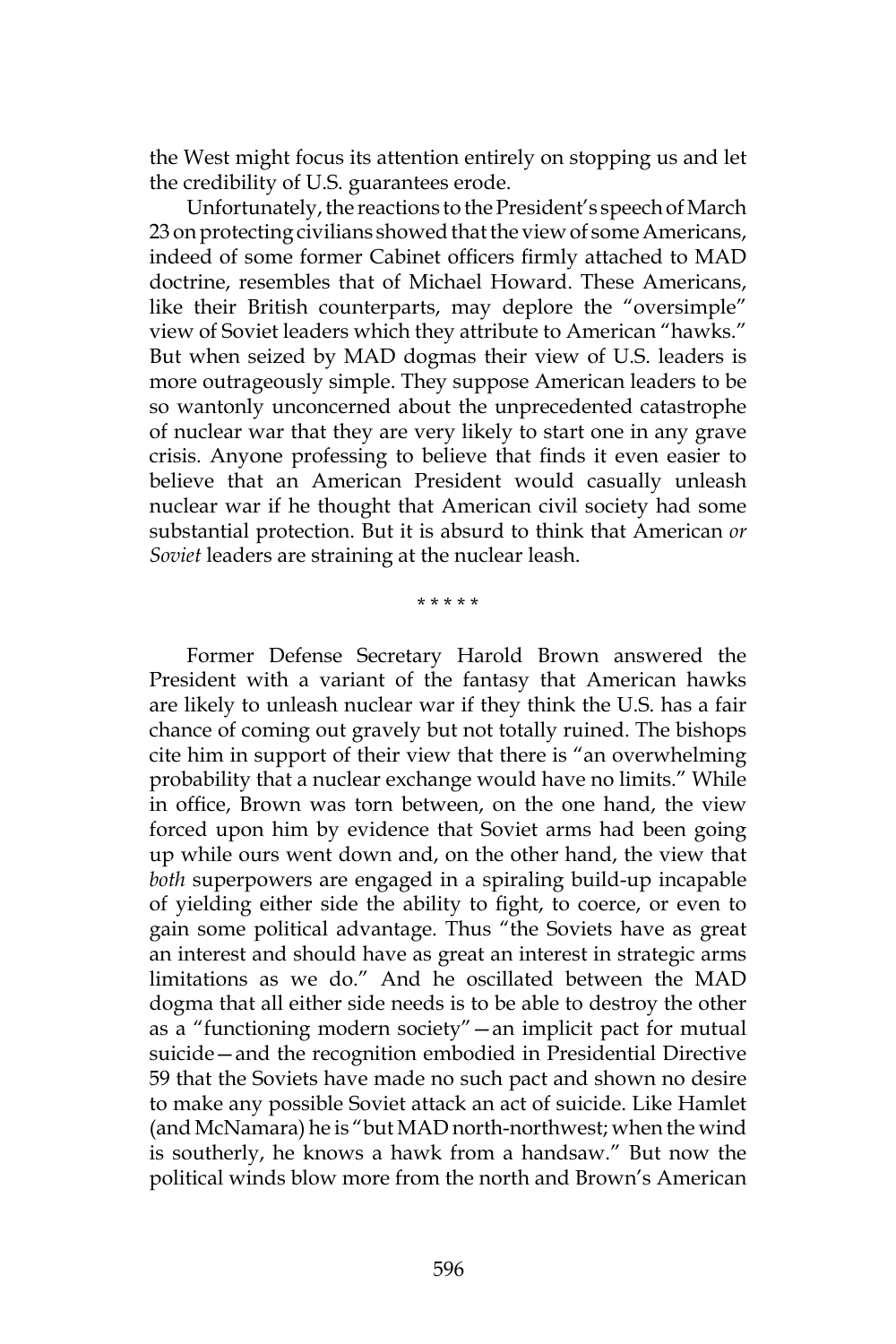the West might focus its attention entirely on stopping us and let the credibility of U.S. guarantees erode.

Unfortunately, the reactions to the President's speech of March 23 on protecting civilians showed that the view of some Americans, indeed of some former Cabinet officers firmly attached to MAD doctrine, resembles that of Michael Howard. These Americans, like their British counterparts, may deplore the "oversimple" view of Soviet leaders which they attribute to American "hawks." But when seized by MAD dogmas their view of U.S. leaders is more outrageously simple. They suppose American leaders to be so wantonly unconcerned about the unprecedented catastrophe of nuclear war that they are very likely to start one in any grave crisis. Anyone professing to believe that finds it even easier to believe that an American President would casually unleash nuclear war if he thought that American civil society had some substantial protection. But it is absurd to think that American *or Soviet* leaders are straining at the nuclear leash.

\* \* \* \* \*

Former Defense Secretary Harold Brown answered the President with a variant of the fantasy that American hawks are likely to unleash nuclear war if they think the U.S. has a fair chance of coming out gravely but not totally ruined. The bishops cite him in support of their view that there is "an overwhelming probability that a nuclear exchange would have no limits." While in office, Brown was torn between, on the one hand, the view forced upon him by evidence that Soviet arms had been going up while ours went down and, on the other hand, the view that *both* superpowers are engaged in a spiraling build-up incapable of yielding either side the ability to fight, to coerce, or even to gain some political advantage. Thus "the Soviets have as great an interest and should have as great an interest in strategic arms limitations as we do." And he oscillated between the MAD dogma that all either side needs is to be able to destroy the other as a "functioning modern society"—an implicit pact for mutual suicide—and the recognition embodied in Presidential Directive 59 that the Soviets have made no such pact and shown no desire to make any possible Soviet attack an act of suicide. Like Hamlet (and McNamara) he is "but MAD north-northwest; when the wind is southerly, he knows a hawk from a handsaw." But now the political winds blow more from the north and Brown's American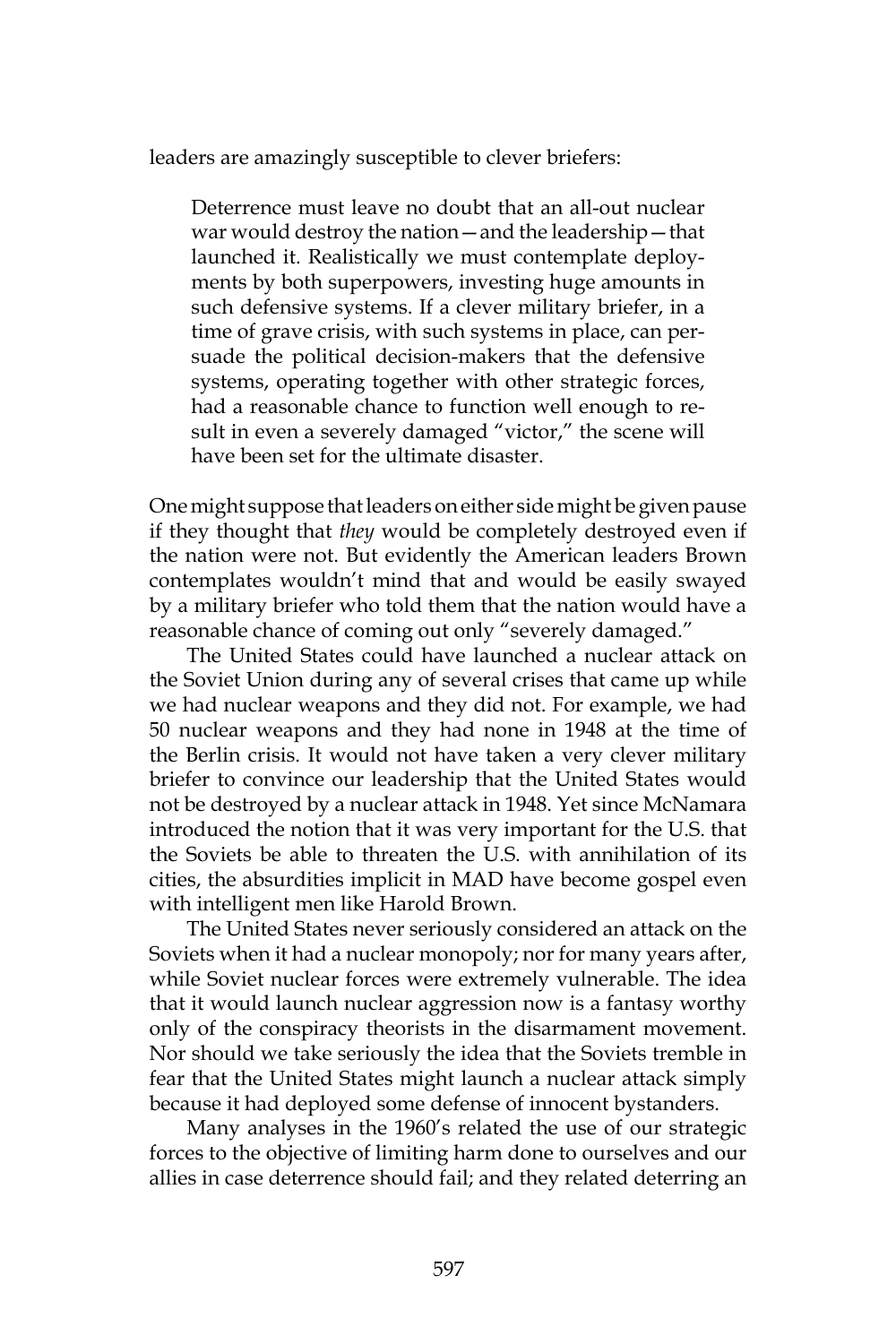leaders are amazingly susceptible to clever briefers:

> Deterrence must leave no doubt that an all-out nuclear war would destroy the nation—and the leadership—that launched it. Realistically we must contemplate deployments by both superpowers, investing huge amounts in such defensive systems. If a clever military briefer, in a time of grave crisis, with such systems in place, can persuade the political decision-makers that the defensive systems, operating together with other strategic forces, had a reasonable chance to function well enough to result in even a severely damaged "victor," the scene will have been set for the ultimate disaster.

One might suppose that leaders on either side might be given pause if they thought that *they* would be completely destroyed even if the nation were not. But evidently the American leaders Brown contemplates wouldn't mind that and would be easily swayed by a military briefer who told them that the nation would have a reasonable chance of coming out only "severely damaged."

The United States could have launched a nuclear attack on the Soviet Union during any of several crises that came up while we had nuclear weapons and they did not. For example, we had 50 nuclear weapons and they had none in 1948 at the time of the Berlin crisis. It would not have taken a very clever military briefer to convince our leadership that the United States would not be destroyed by a nuclear attack in 1948. Yet since McNamara introduced the notion that it was very important for the U.S. that the Soviets be able to threaten the U.S. with annihilation of its cities, the absurdities implicit in MAD have become gospel even with intelligent men like Harold Brown.

The United States never seriously considered an attack on the Soviets when it had a nuclear monopoly; nor for many years after, while Soviet nuclear forces were extremely vulnerable. The idea that it would launch nuclear aggression now is a fantasy worthy only of the conspiracy theorists in the disarmament movement. Nor should we take seriously the idea that the Soviets tremble in fear that the United States might launch a nuclear attack simply because it had deployed some defense of innocent bystanders.

Many analyses in the 1960's related the use of our strategic forces to the objective of limiting harm done to ourselves and our allies in case deterrence should fail; and they related deterring an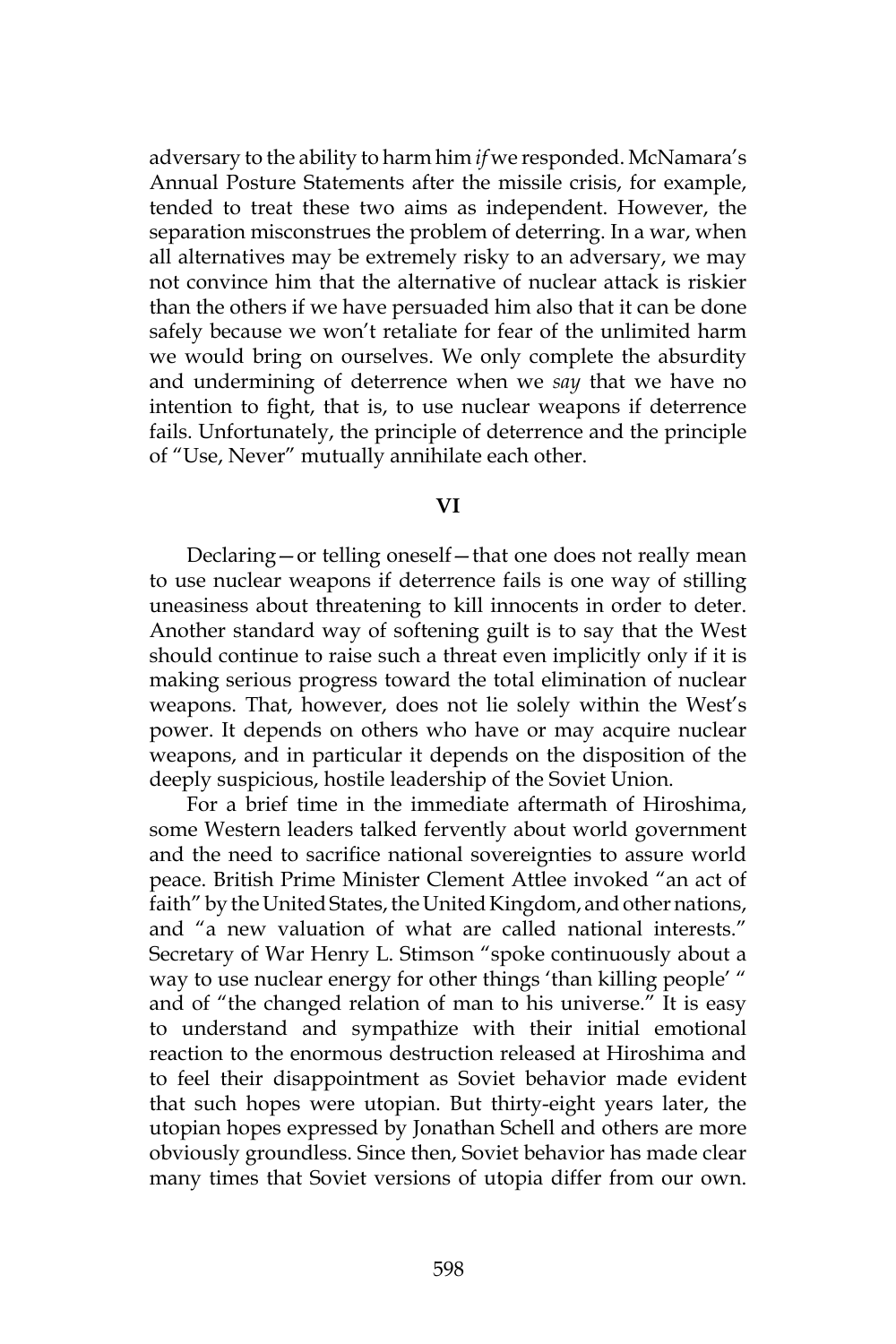adversary to the ability to harm him *if* we responded. McNamara's Annual Posture Statements after the missile crisis, for example, tended to treat these two aims as independent. However, the separation misconstrues the problem of deterring. In a war, when all alternatives may be extremely risky to an adversary, we may not convince him that the alternative of nuclear attack is riskier than the others if we have persuaded him also that it can be done safely because we won't retaliate for fear of the unlimited harm we would bring on ourselves. We only complete the absurdity and undermining of deterrence when we *say* that we have no intention to fight, that is, to use nuclear weapons if deterrence fails. Unfortunately, the principle of deterrence and the principle of "Use, Never" mutually annihilate each other.

## VI

Declaring—or telling oneself—that one does not really mean to use nuclear weapons if deterrence fails is one way of stilling uneasiness about threatening to kill innocents in order to deter. Another standard way of softening guilt is to say that the West should continue to raise such a threat even implicitly only if it is making serious progress toward the total elimination of nuclear weapons. That, however, does not lie solely within the West's power. It depends on others who have or may acquire nuclear weapons, and in particular it depends on the disposition of the deeply suspicious, hostile leadership of the Soviet Union.

For a brief time in the immediate aftermath of Hiroshima, some Western leaders talked fervently about world government and the need to sacrifice national sovereignties to assure world peace. British Prime Minister Clement Attlee invoked "an act of faith" by the United States, the United Kingdom, and other nations, and "a new valuation of what are called national interests." Secretary of War Henry L. Stimson "spoke continuously about a way to use nuclear energy for other things 'than killing people' " and of "the changed relation of man to his universe." It is easy to understand and sympathize with their initial emotional reaction to the enormous destruction released at Hiroshima and to feel their disappointment as Soviet behavior made evident that such hopes were utopian. But thirty-eight years later, the utopian hopes expressed by Jonathan Schell and others are more obviously groundless. Since then, Soviet behavior has made clear many times that Soviet versions of utopia differ from our own.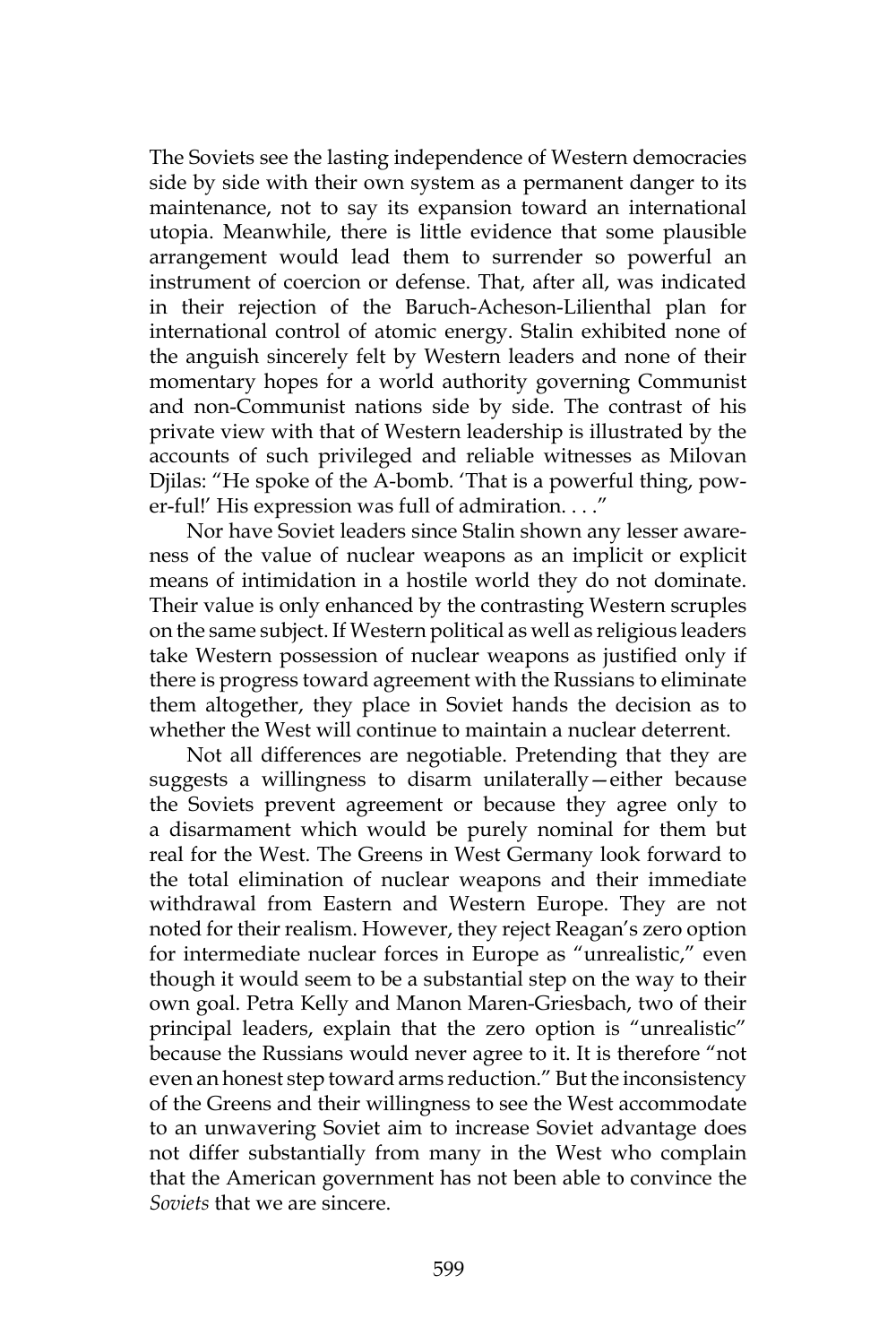The Soviets see the lasting independence of Western democracies side by side with their own system as a permanent danger to its maintenance, not to say its expansion toward an international utopia. Meanwhile, there is little evidence that some plausible arrangement would lead them to surrender so powerful an instrument of coercion or defense. That, after all, was indicated in their rejection of the Baruch-Acheson-Lilienthal plan for international control of atomic energy. Stalin exhibited none of the anguish sincerely felt by Western leaders and none of their momentary hopes for a world authority governing Communist and non-Communist nations side by side. The contrast of his private view with that of Western leadership is illustrated by the accounts of such privileged and reliable witnesses as Milovan Djilas: "He spoke of the A-bomb. 'That is a powerful thing, powerful!' His expression was full of admiration. . . ."

Nor have Soviet leaders since Stalin shown any lesser awareness of the value of nuclear weapons as an implicit or explicit means of intimidation in a hostile world they do not dominate. Their value is only enhanced by the contrasting Western scruples on the same subject. If Western political as well as religious leaders take Western possession of nuclear weapons as justified only if there is progress toward agreement with the Russians to eliminate them altogether, they place in Soviet hands the decision as to whether the West will continue to maintain a nuclear deterrent.

Not all differences are negotiable. Pretending that they are suggests a willingness to disarm unilaterally—either because the Soviets prevent agreement or because they agree only to a disarmament which would be purely nominal for them but real for the West. The Greens in West Germany look forward to the total elimination of nuclear weapons and their immediate withdrawal from Eastern and Western Europe. They are not noted for their realism. However, they reject Reagan's zero option for intermediate nuclear forces in Europe as "unrealistic," even though it would seem to be a substantial step on the way to their own goal. Petra Kelly and Manon Maren-Griesbach, two of their principal leaders, explain that the zero option is "unrealistic" because the Russians would never agree to it. It is therefore "not even an honest step toward arms reduction." But the inconsistency of the Greens and their willingness to see the West accommodate to an unwavering Soviet aim to increase Soviet advantage does not differ substantially from many in the West who complain that the American government has not been able to convince the *Soviets* that we are sincere.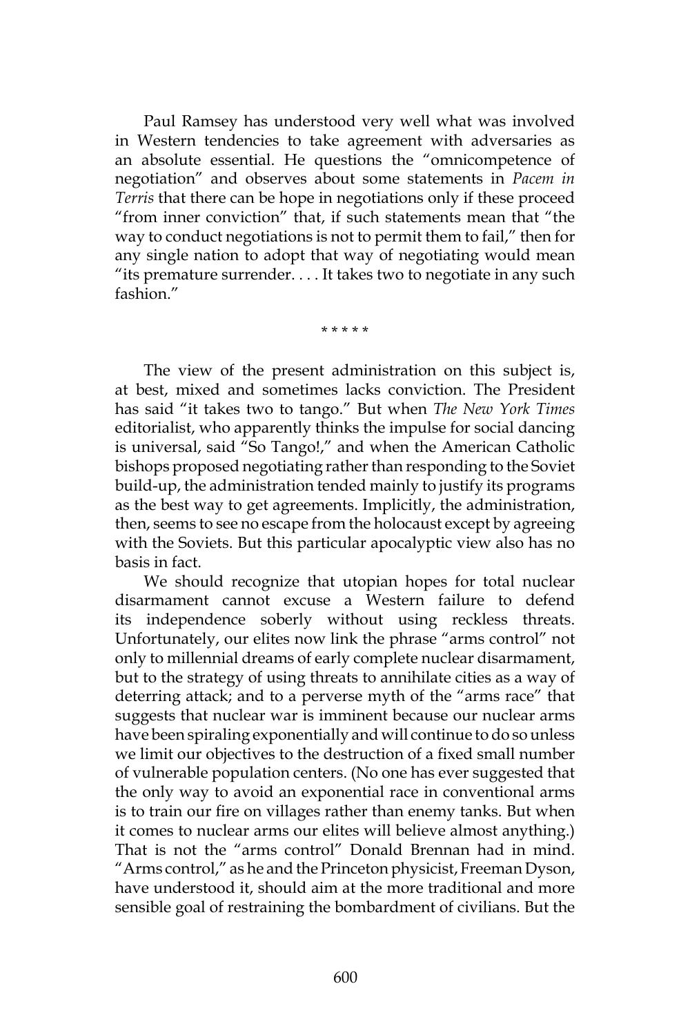Paul Ramsey has understood very well what was involved in Western tendencies to take agreement with adversaries as an absolute essential. He questions the "omnicompetence of negotiation" and observes about some statements in *Pacem in Terris* that there can be hope in negotiations only if these proceed "from inner conviction" that, if such statements mean that "the way to conduct negotiations is not to permit them to fail," then for any single nation to adopt that way of negotiating would mean "its premature surrender. . . . It takes two to negotiate in any such fashion."

\* \* \* \* \*

The view of the present administration on this subject is, at best, mixed and sometimes lacks conviction. The President has said "it takes two to tango." But when *The New York Times* editorialist, who apparently thinks the impulse for social dancing is universal, said "So Tango!," and when the American Catholic bishops proposed negotiating rather than responding to the Soviet build-up, the administration tended mainly to justify its programs as the best way to get agreements. Implicitly, the administration, then, seems to see no escape from the holocaust except by agreeing with the Soviets. But this particular apocalyptic view also has no basis in fact.

We should recognize that utopian hopes for total nuclear disarmament cannot excuse a Western failure to defend its independence soberly without using reckless threats. Unfortunately, our elites now link the phrase "arms control" not only to millennial dreams of early complete nuclear disarmament, but to the strategy of using threats to annihilate cities as a way of deterring attack; and to a perverse myth of the "arms race" that suggests that nuclear war is imminent because our nuclear arms have been spiraling exponentially and will continue to do so unless we limit our objectives to the destruction of a fixed small number of vulnerable population centers. (No one has ever suggested that the only way to avoid an exponential race in conventional arms is to train our fire on villages rather than enemy tanks. But when it comes to nuclear arms our elites will believe almost anything.) That is not the "arms control" Donald Brennan had in mind. "Arms control," as he and the Princeton physicist, Freeman Dyson, have understood it, should aim at the more traditional and more sensible goal of restraining the bombardment of civilians. But the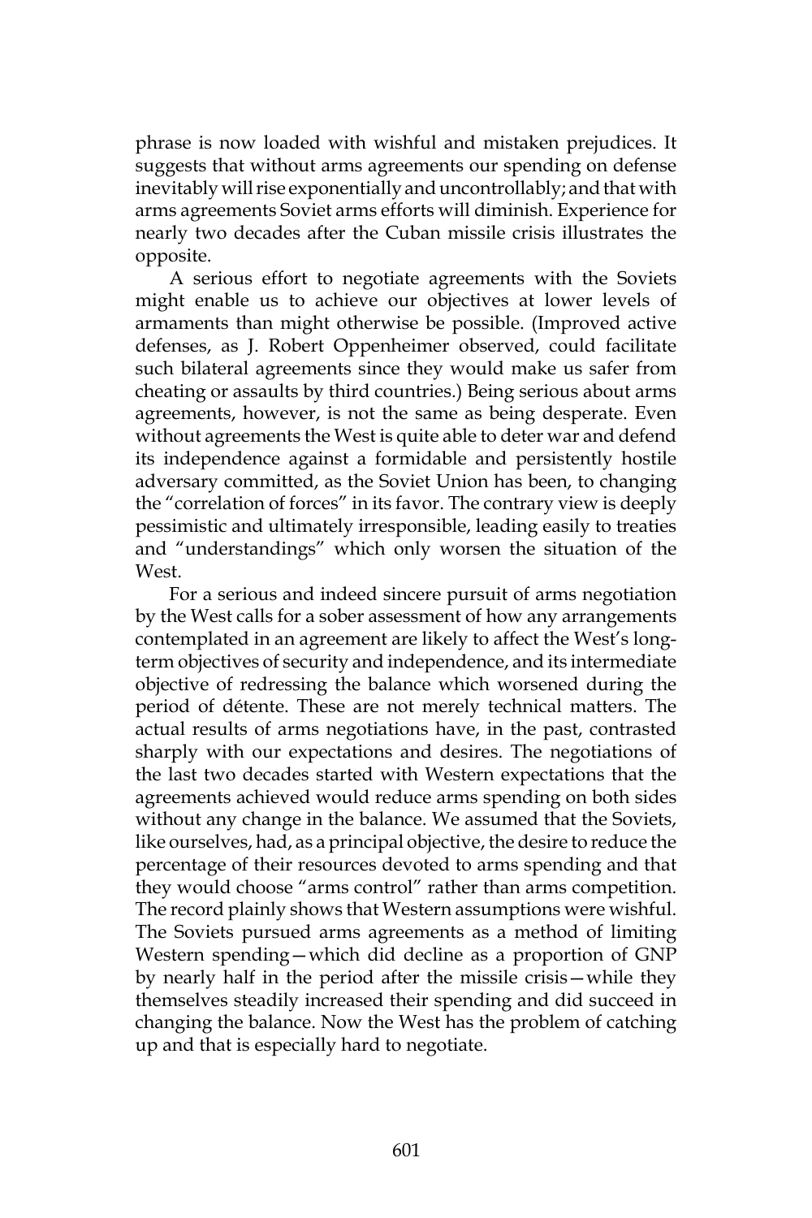phrase is now loaded with wishful and mistaken prejudices. It suggests that without arms agreements our spending on defense inevitably will rise exponentially and uncontrollably; and that with arms agreements Soviet arms efforts will diminish. Experience for nearly two decades after the Cuban missile crisis illustrates the opposite.

A serious effort to negotiate agreements with the Soviets might enable us to achieve our objectives at lower levels of armaments than might otherwise be possible. (Improved active defenses, as J. Robert Oppenheimer observed, could facilitate such bilateral agreements since they would make us safer from cheating or assaults by third countries.) Being serious about arms agreements, however, is not the same as being desperate. Even without agreements the West is quite able to deter war and defend its independence against a formidable and persistently hostile adversary committed, as the Soviet Union has been, to changing the "correlation of forces" in its favor. The contrary view is deeply pessimistic and ultimately irresponsible, leading easily to treaties and "understandings" which only worsen the situation of the West.

For a serious and indeed sincere pursuit of arms negotiation by the West calls for a sober assessment of how any arrangements contemplated in an agreement are likely to affect the West's long-term objectives of security and independence, and its intermediate objective of redressing the balance which worsened during the period of détente. These are not merely technical matters. The actual results of arms negotiations have, in the past, contrasted sharply with our expectations and desires. The negotiations of the last two decades started with Western expectations that the agreements achieved would reduce arms spending on both sides without any change in the balance. We assumed that the Soviets, like ourselves, had, as a principal objective, the desire to reduce the percentage of their resources devoted to arms spending and that they would choose "arms control" rather than arms competition. The record plainly shows that Western assumptions were wishful. The Soviets pursued arms agreements as a method of limiting Western spending—which did decline as a proportion of GNP by nearly half in the period after the missile crisis—while they themselves steadily increased their spending and did succeed in changing the balance. Now the West has the problem of catching up and that is especially hard to negotiate.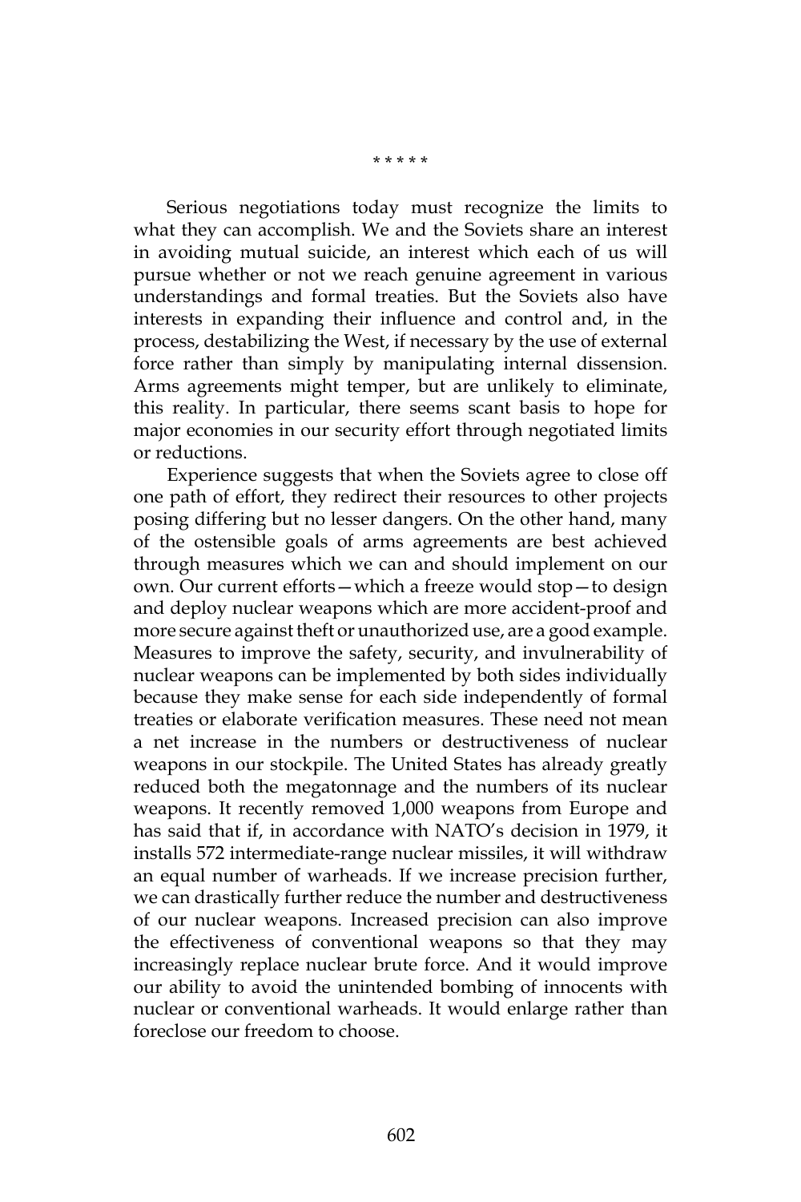\* \* \* \* \*

Serious negotiations today must recognize the limits to what they can accomplish. We and the Soviets share an interest in avoiding mutual suicide, an interest which each of us will pursue whether or not we reach genuine agreement in various understandings and formal treaties. But the Soviets also have interests in expanding their influence and control and, in the process, destabilizing the West, if necessary by the use of external force rather than simply by manipulating internal dissension. Arms agreements might temper, but are unlikely to eliminate, this reality. In particular, there seems scant basis to hope for major economies in our security effort through negotiated limits or reductions.

Experience suggests that when the Soviets agree to close off one path of effort, they redirect their resources to other projects posing differing but no lesser dangers. On the other hand, many of the ostensible goals of arms agreements are best achieved through measures which we can and should implement on our own. Our current efforts—which a freeze would stop—to design and deploy nuclear weapons which are more accident-proof and more secure against theft or unauthorized use, are a good example. Measures to improve the safety, security, and invulnerability of nuclear weapons can be implemented by both sides individually because they make sense for each side independently of formal treaties or elaborate verification measures. These need not mean a net increase in the numbers or destructiveness of nuclear weapons in our stockpile. The United States has already greatly reduced both the megatonnage and the numbers of its nuclear weapons. It recently removed 1,000 weapons from Europe and has said that if, in accordance with NATO's decision in 1979, it installs 572 intermediate-range nuclear missiles, it will withdraw an equal number of warheads. If we increase precision further, we can drastically further reduce the number and destructiveness of our nuclear weapons. Increased precision can also improve the effectiveness of conventional weapons so that they may increasingly replace nuclear brute force. And it would improve our ability to avoid the unintended bombing of innocents with nuclear or conventional warheads. It would enlarge rather than foreclose our freedom to choose.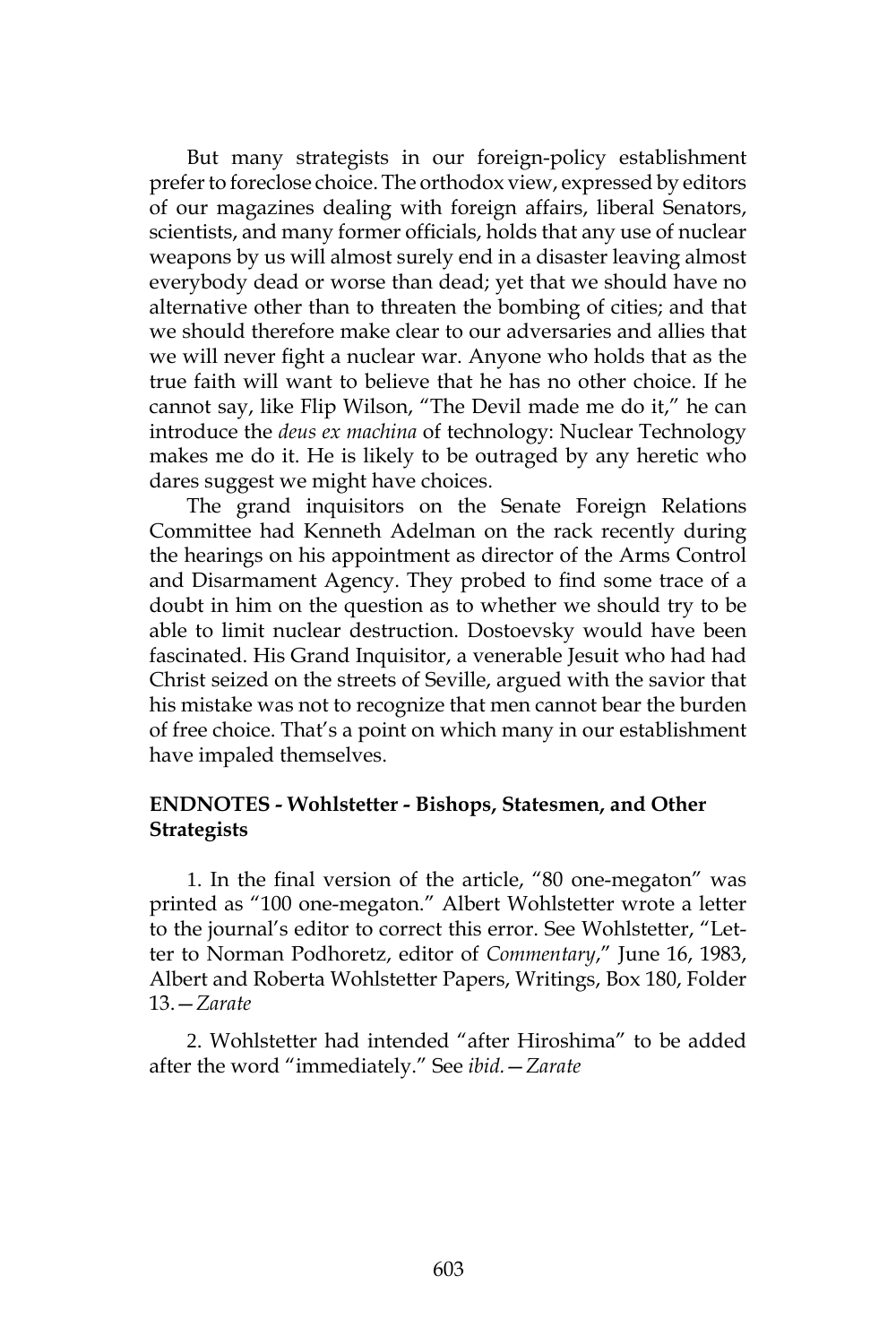But many strategists in our foreign-policy establishment prefer to foreclose choice. The orthodox view, expressed by editors of our magazines dealing with foreign affairs, liberal Senators, scientists, and many former officials, holds that any use of nuclear weapons by us will almost surely end in a disaster leaving almost everybody dead or worse than dead; yet that we should have no alternative other than to threaten the bombing of cities; and that we should therefore make clear to our adversaries and allies that we will never fight a nuclear war. Anyone who holds that as the true faith will want to believe that he has no other choice. If he cannot say, like Flip Wilson, "The Devil made me do it," he can introduce the *deus ex machina* of technology: Nuclear Technology makes me do it. He is likely to be outraged by any heretic who dares suggest we might have choices.

The grand inquisitors on the Senate Foreign Relations Committee had Kenneth Adelman on the rack recently during the hearings on his appointment as director of the Arms Control and Disarmament Agency. They probed to find some trace of a doubt in him on the question as to whether we should try to be able to limit nuclear destruction. Dostoevsky would have been fascinated. His Grand Inquisitor, a venerable Jesuit who had had Christ seized on the streets of Seville, argued with the savior that his mistake was not to recognize that men cannot bear the burden of free choice. That's a point on which many in our establishment have impaled themselves.

**ENDNOTES - Wohlstetter - Bishops, Statesmen, and Other Strategists**

1. In the final version of the article, "80 one-megaton" was printed as "100 one-megaton." Albert Wohlstetter wrote a letter to the journal's editor to correct this error. See Wohlstetter, "Letter to Norman Podhoretz, editor of *Commentary*," June 16, 1983, Albert and Roberta Wohlstetter Papers, Writings, Box 180, Folder 13.—*Zarate*

2. Wohlstetter had intended "after Hiroshima" to be added after the word "immediately." See *ibid.*—*Zarate*